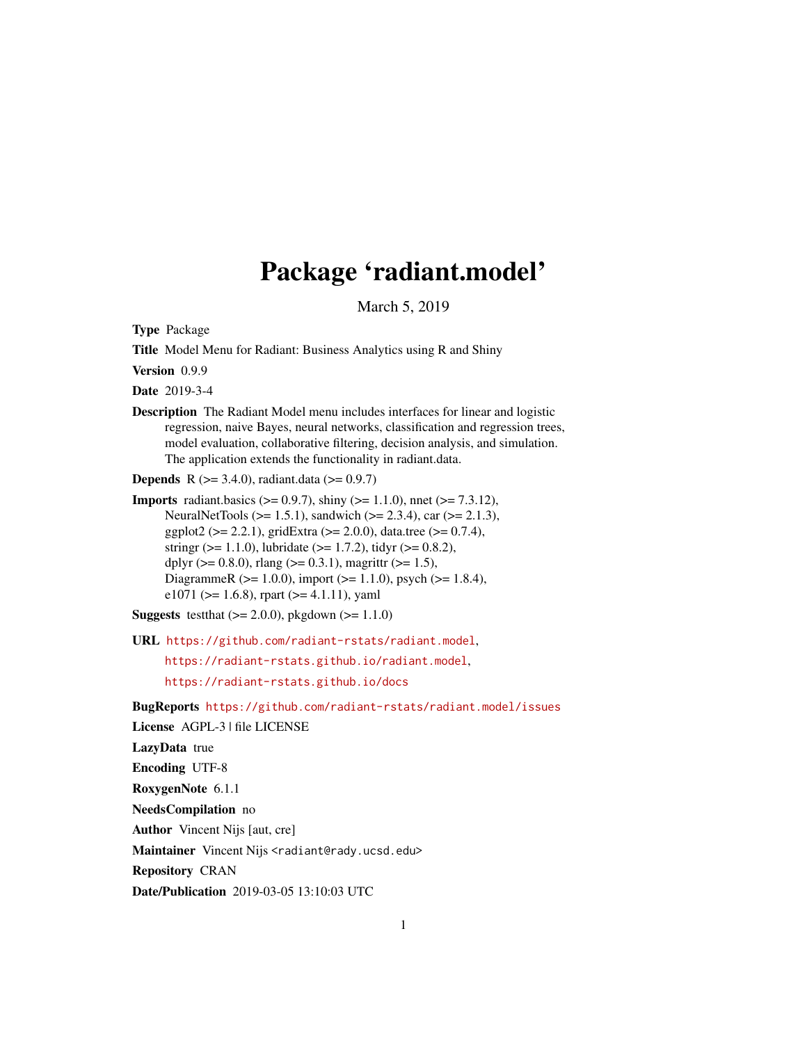# Package 'radiant.model'

March 5, 2019

**Type** Package

**Title** Model Menu for Radiant: Business Analytics using R and Shiny

**Version** 0.9.9

**Date** 2019-3-4

**Description** The Radiant Model menu includes interfaces for linear and logistic regression, naive Bayes, neural networks, classification and regression trees, model evaluation, collaborative filtering, decision analysis, and simulation. The application extends the functionality in radiant.data.

**Depends** R (>= 3.4.0), radiant.data (>= 0.9.7)

**Imports** radiant.basics (>= 0.9.7), shiny (>= 1.1.0), nnet (>= 7.3.12), NeuralNetTools (>= 1.5.1), sandwich (>= 2.3.4), car (>= 2.1.3), ggplot2 (>= 2.2.1), gridExtra (>= 2.0.0), data.tree (>= 0.7.4), stringr (>= 1.1.0), lubridate (>= 1.7.2), tidyr (>= 0.8.2), dplyr (>= 0.8.0), rlang (>= 0.3.1), magrittr (>= 1.5), DiagrammeR (>= 1.0.0), import (>= 1.1.0), psych (>= 1.8.4), e1071 (>= 1.6.8), rpart (>= 4.1.11), yaml

**Suggests** testthat (>= 2.0.0), pkgdown (>= 1.1.0)

**URL** https://github.com/radiant-rstats/radiant.model, https://radiant-rstats.github.io/radiant.model, https://radiant-rstats.github.io/docs

**BugReports** https://github.com/radiant-rstats/radiant.model/issues

**License** AGPL-3 | file LICENSE

**LazyData** true

**Encoding** UTF-8

**RoxygenNote** 6.1.1

**NeedsCompilation** no

**Author** Vincent Nijs [aut, cre]

**Maintainer** Vincent Nijs <radiant@rady.ucsd.edu>

**Repository** CRAN

**Date/Publication** 2019-03-05 13:10:03 UTC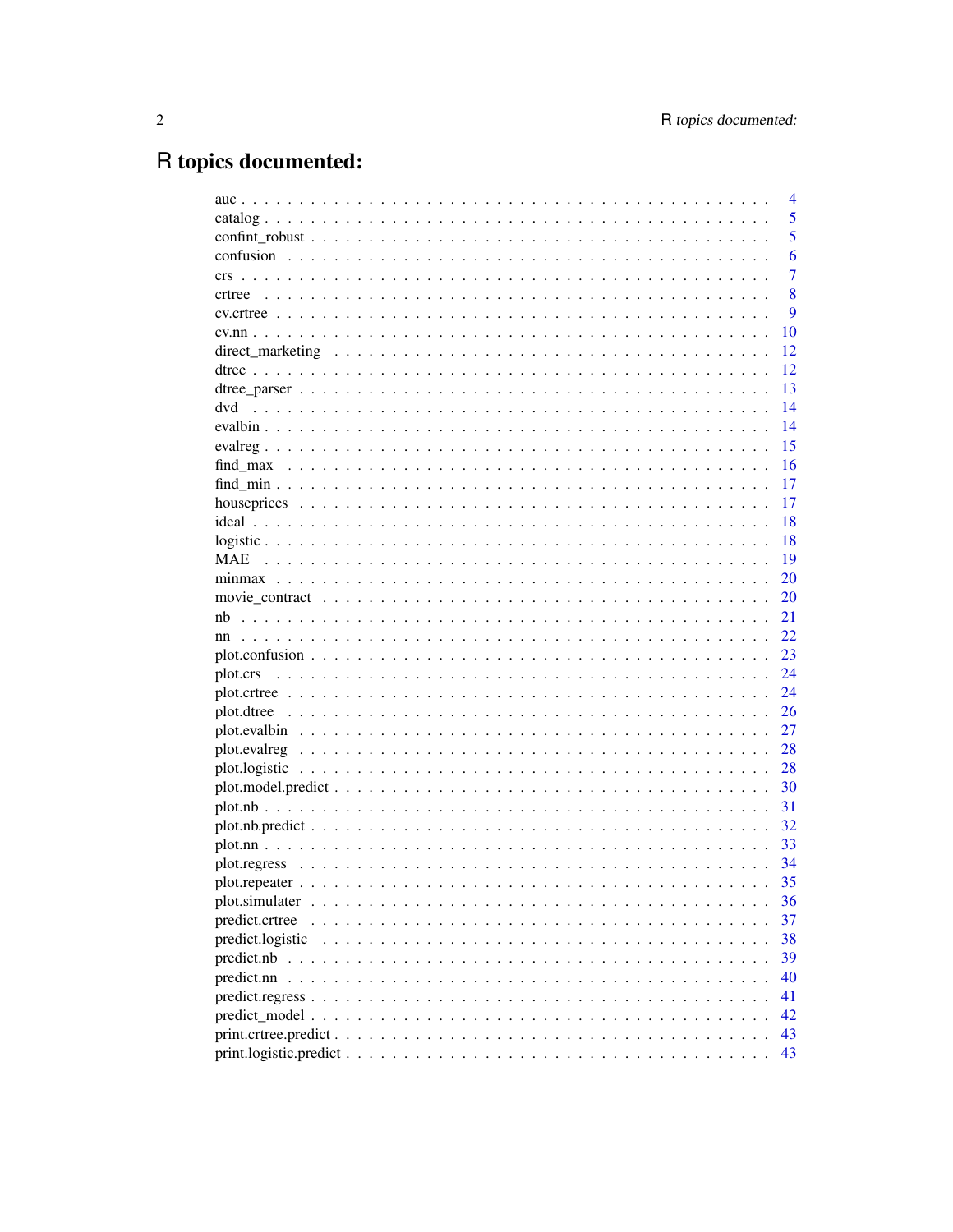# R topics documented:

| | |
|---|---|
| auc | 4 |
| catalog | 5 |
| confint_robust | 5 |
| confusion | 6 |
| crs | 7 |
| crtree | 8 |
| cv.crtree | 9 |
| cv.nn | 10 |
| direct_marketing | 12 |
| dtree | 12 |
| dtree_parser | 13 |
| dvd | 14 |
| evalbin | 14 |
| evalreg | 15 |
| find_max | 16 |
| find_min | 17 |
| houseprices | 17 |
| ideal | 18 |
| logistic | 18 |
| MAE | 19 |
| minmax | 20 |
| movie_contract | 20 |
| nb | 21 |
| nn | 22 |
| plot.confusion | 23 |
| plot.crs | 24 |
| plot.crtree | 24 |
| plot.dtree | 26 |
| plot.evalbin | 27 |
| plot.evalreg | 28 |
| plot.logistic | 28 |
| plot.model.predict | 30 |
| plot.nb | 31 |
| plot.nb.predict | 32 |
| plot.nn | 33 |
| plot.regress | 34 |
| plot.repeater | 35 |
| plot.simulater | 36 |
| predict.crtree | 37 |
| predict.logistic | 38 |
| predict.nb | 39 |
| predict.nn | 40 |
| predict.regress | 41 |
| predict_model | 42 |
| print.crtree.predict | 43 |
| print.logistic.predict | 43 |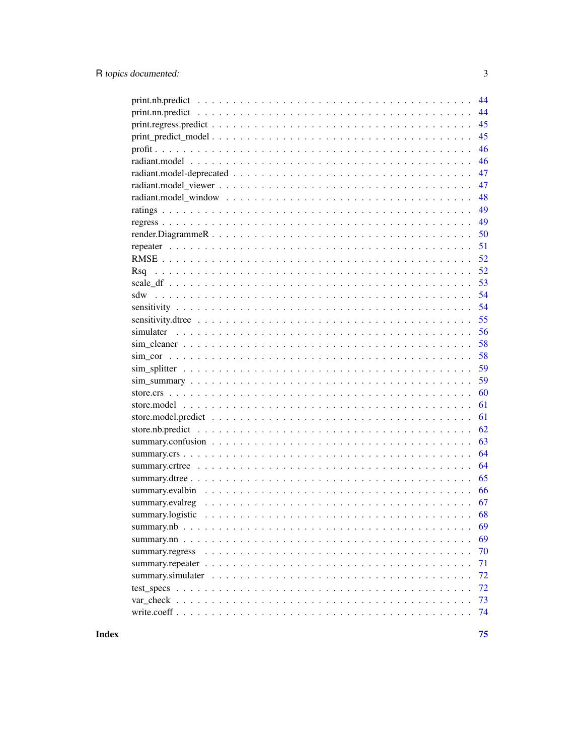| | |
|---|---|
| print.nb.predict | 44 |
| print.nn.predict | 44 |
| print.regress.predict | 45 |
| print_predict_model | 45 |
| profit | 46 |
| radiant.model | 46 |
| radiant.model-deprecated | 47 |
| radiant.model_viewer | 47 |
| radiant.model_window | 48 |
| ratings | 49 |
| regress | 49 |
| render.DiagrammeR | 50 |
| repeater | 51 |
| RMSE | 52 |
| Rsq | 52 |
| scale_df | 53 |
| sdw | 54 |
| sensitivity | 54 |
| sensitivity.dtree | 55 |
| simulater | 56 |
| sim_cleaner | 58 |
| sim_cor | 58 |
| sim_splitter | 59 |
| sim_summary | 59 |
| store.crs | 60 |
| store.model | 61 |
| store.model.predict | 61 |
| store.nb.predict | 62 |
| summary.confusion | 63 |
| summary.crs | 64 |
| summary.crtree | 64 |
| summary.dtree | 65 |
| summary.evalbin | 66 |
| summary.evalreg | 67 |
| summary.logistic | 68 |
| summary.nb | 69 |
| summary.nn | 69 |
| summary.regress | 70 |
| summary.repeater | 71 |
| summary.simulater | 72 |
| test_specs | 72 |
| var_check | 73 |
| write.coeff | 74 |

**Index** **75**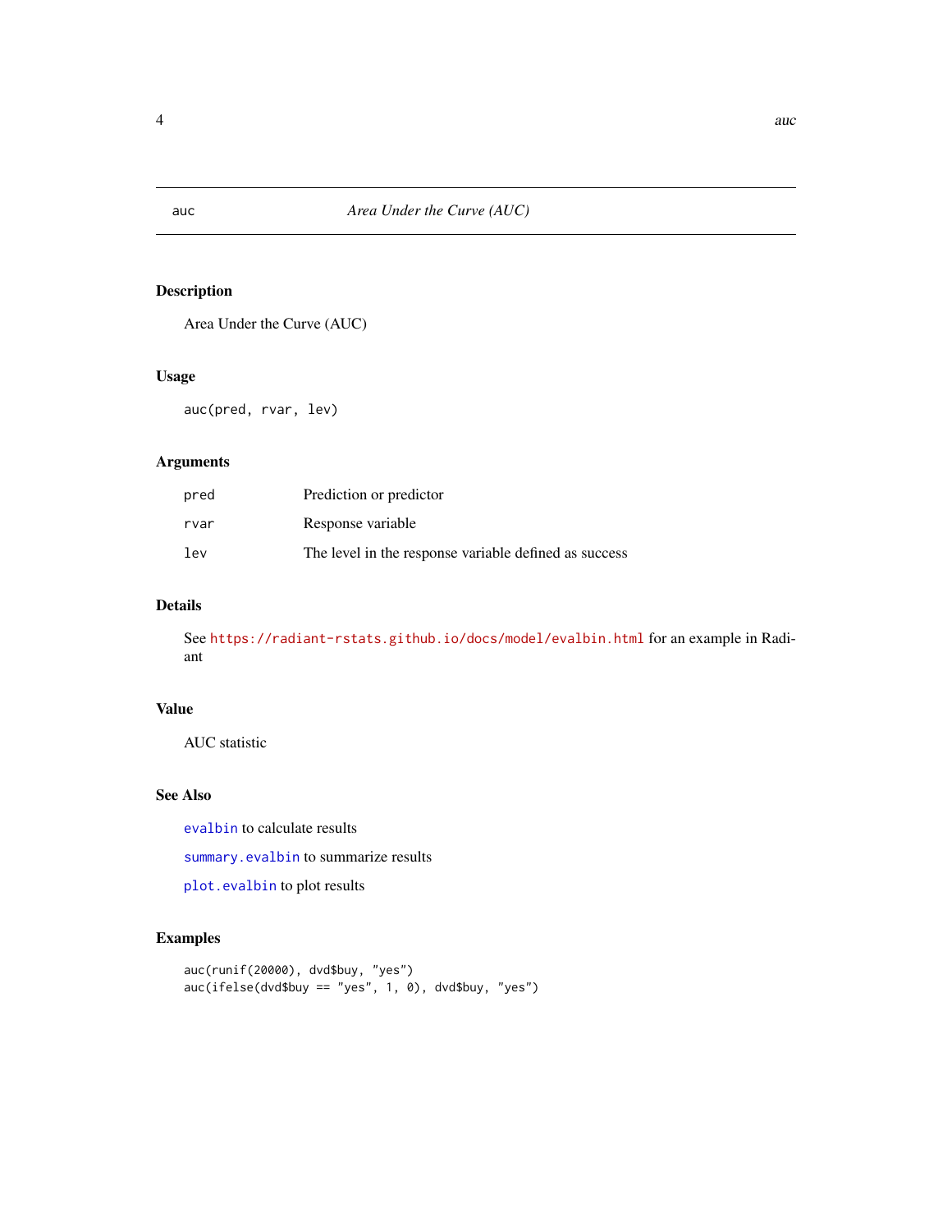# auc — *Area Under the Curve (AUC)*

## Description

Area Under the Curve (AUC)

## Usage

```
auc(pred, rvar, lev)
```

## Arguments

| | |
|---|---|
| pred | Prediction or predictor |
| rvar | Response variable |
| lev | The level in the response variable defined as success |

## Details

See https://radiant-rstats.github.io/docs/model/evalbin.html for an example in Radiant

## Value

AUC statistic

## See Also

`evalbin` to calculate results

`summary.evalbin` to summarize results

`plot.evalbin` to plot results

## Examples

```
auc(runif(20000), dvd$buy, "yes")
auc(ifelse(dvd$buy == "yes", 1, 0), dvd$buy, "yes")
```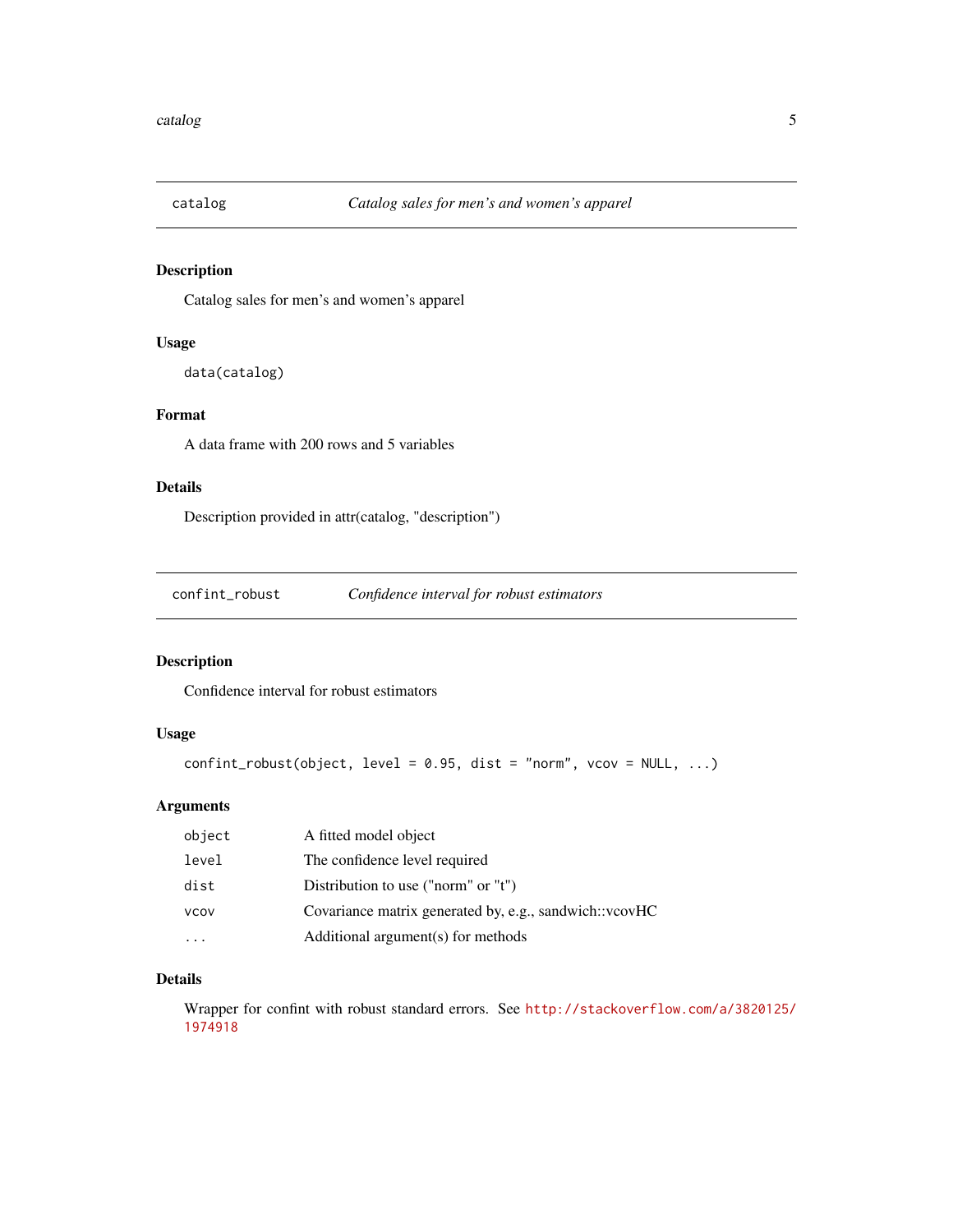## catalog — *Catalog sales for men's and women's apparel*

### Description

Catalog sales for men's and women's apparel

### Usage

```
data(catalog)
```

### Format

A data frame with 200 rows and 5 variables

### Details

Description provided in attr(catalog, "description")

## confint_robust — *Confidence interval for robust estimators*

### Description

Confidence interval for robust estimators

### Usage

```
confint_robust(object, level = 0.95, dist = "norm", vcov = NULL, ...)
```

### Arguments

| | |
|---|---|
| `object` | A fitted model object |
| `level` | The confidence level required |
| `dist` | Distribution to use ("norm" or "t") |
| `vcov` | Covariance matrix generated by, e.g., sandwich::vcovHC |
| `...` | Additional argument(s) for methods |

### Details

Wrapper for confint with robust standard errors. See http://stackoverflow.com/a/3820125/1974918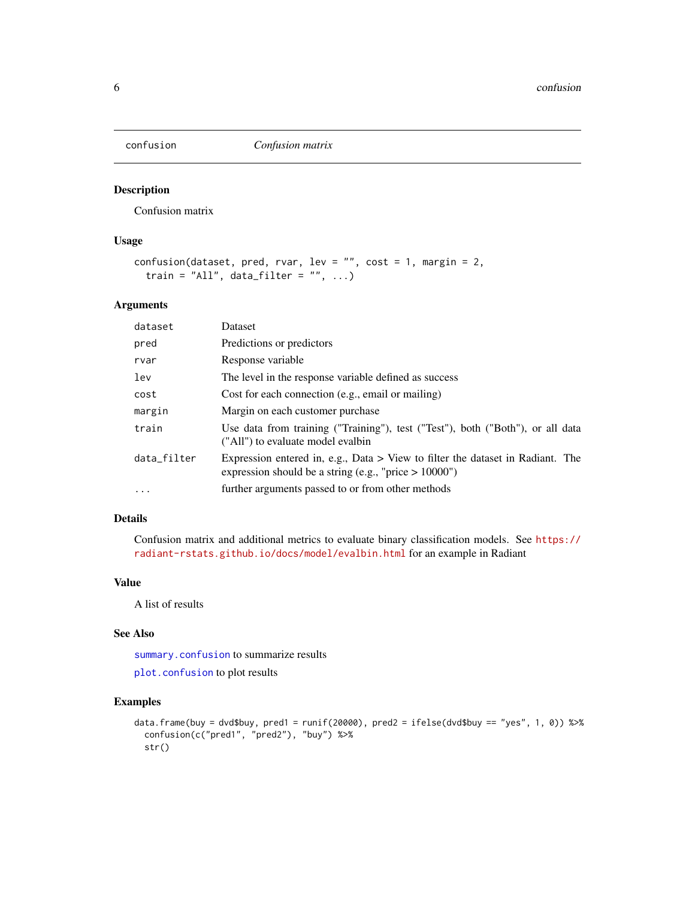## confusion — *Confusion matrix*

### Description

Confusion matrix

### Usage

```
confusion(dataset, pred, rvar, lev = "", cost = 1, margin = 2,
  train = "All", data_filter = "", ...)
```

### Arguments

| | |
|---|---|
| `dataset` | Dataset |
| `pred` | Predictions or predictors |
| `rvar` | Response variable |
| `lev` | The level in the response variable defined as success |
| `cost` | Cost for each connection (e.g., email or mailing) |
| `margin` | Margin on each customer purchase |
| `train` | Use data from training ("Training"), test ("Test"), both ("Both"), or all data ("All") to evaluate model evalbin |
| `data_filter` | Expression entered in, e.g., Data > View to filter the dataset in Radiant. The expression should be a string (e.g., "price > 10000") |
| `...` | further arguments passed to or from other methods |

### Details

Confusion matrix and additional metrics to evaluate binary classification models. See https://radiant-rstats.github.io/docs/model/evalbin.html for an example in Radiant

### Value

A list of results

### See Also

`summary.confusion` to summarize results

`plot.confusion` to plot results

### Examples

```
data.frame(buy = dvd$buy, pred1 = runif(20000), pred2 = ifelse(dvd$buy == "yes", 1, 0)) %>%
  confusion(c("pred1", "pred2"), "buy") %>%
  str()
```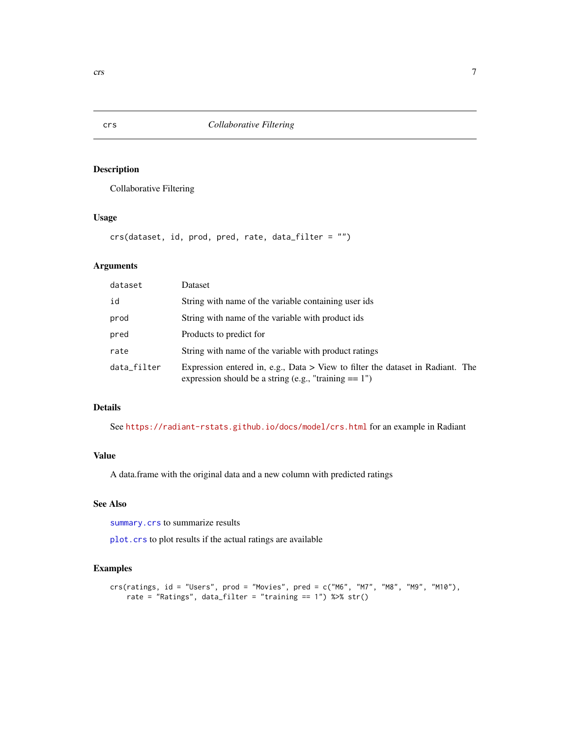# crs — *Collaborative Filtering*

## Description

Collaborative Filtering

## Usage

```
crs(dataset, id, prod, pred, rate, data_filter = "")
```

## Arguments

| | |
|---|---|
| `dataset` | Dataset |
| `id` | String with name of the variable containing user ids |
| `prod` | String with name of the variable with product ids |
| `pred` | Products to predict for |
| `rate` | String with name of the variable with product ratings |
| `data_filter` | Expression entered in, e.g., Data > View to filter the dataset in Radiant. The expression should be a string (e.g., "training == 1") |

## Details

See https://radiant-rstats.github.io/docs/model/crs.html for an example in Radiant

## Value

A data.frame with the original data and a new column with predicted ratings

## See Also

`summary.crs` to summarize results

`plot.crs` to plot results if the actual ratings are available

## Examples

```
crs(ratings, id = "Users", prod = "Movies", pred = c("M6", "M7", "M8", "M9", "M10"),
    rate = "Ratings", data_filter = "training == 1") %>% str()
```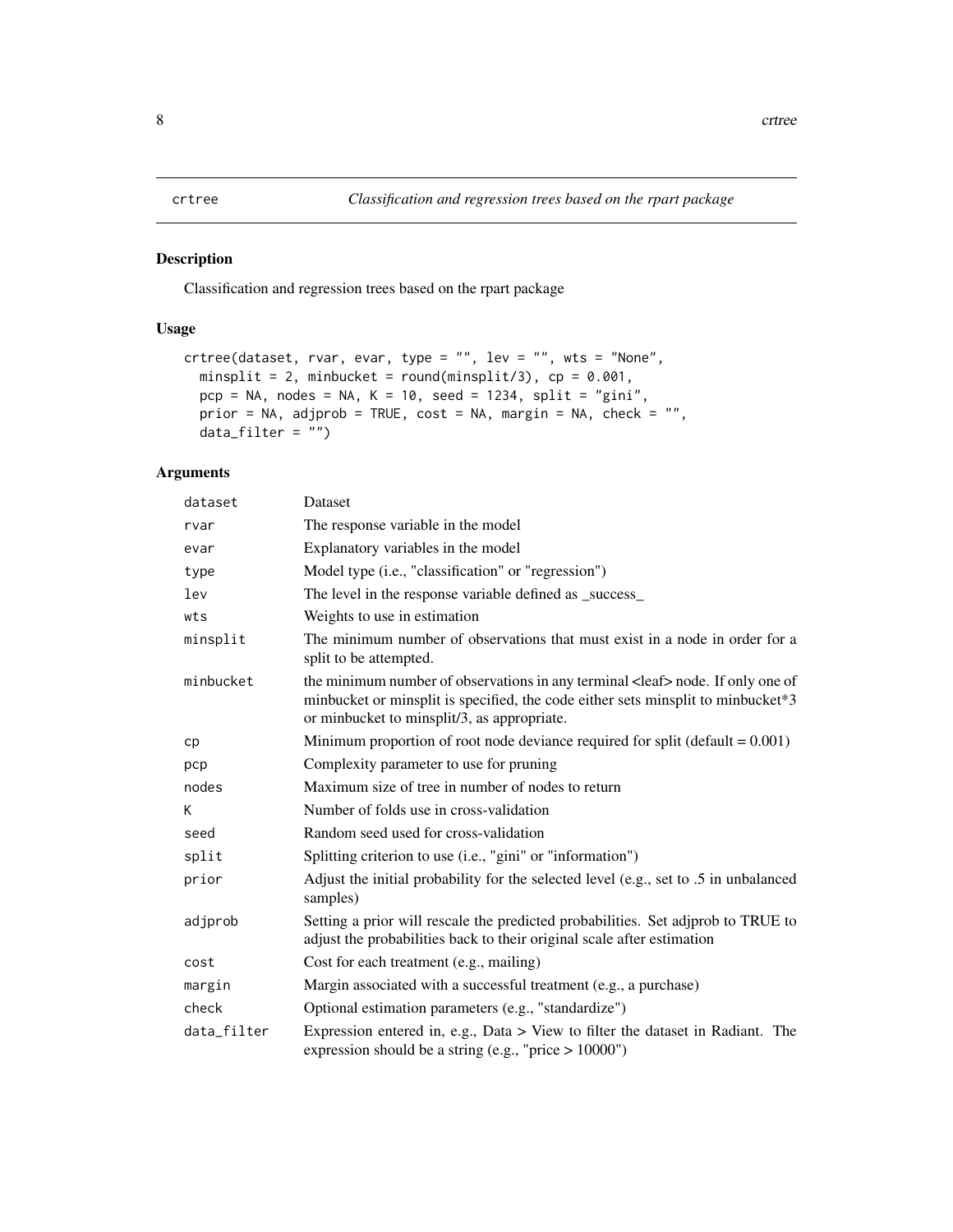# crtree — *Classification and regression trees based on the rpart package*

## Description

Classification and regression trees based on the rpart package

## Usage

```
crtree(dataset, rvar, evar, type = "", lev = "", wts = "None",
  minsplit = 2, minbucket = round(minsplit/3), cp = 0.001,
  pcp = NA, nodes = NA, K = 10, seed = 1234, split = "gini",
  prior = NA, adjprob = TRUE, cost = NA, margin = NA, check = "",
  data_filter = "")
```

## Arguments

| Argument | Description |
|---|---|
| dataset | Dataset |
| rvar | The response variable in the model |
| evar | Explanatory variables in the model |
| type | Model type (i.e., "classification" or "regression") |
| lev | The level in the response variable defined as _success_ |
| wts | Weights to use in estimation |
| minsplit | The minimum number of observations that must exist in a node in order for a split to be attempted. |
| minbucket | the minimum number of observations in any terminal <leaf> node. If only one of minbucket or minsplit is specified, the code either sets minsplit to minbucket*3 or minbucket to minsplit/3, as appropriate. |
| cp | Minimum proportion of root node deviance required for split (default = 0.001) |
| pcp | Complexity parameter to use for pruning |
| nodes | Maximum size of tree in number of nodes to return |
| K | Number of folds use in cross-validation |
| seed | Random seed used for cross-validation |
| split | Splitting criterion to use (i.e., "gini" or "information") |
| prior | Adjust the initial probability for the selected level (e.g., set to .5 in unbalanced samples) |
| adjprob | Setting a prior will rescale the predicted probabilities. Set adjprob to TRUE to adjust the probabilities back to their original scale after estimation |
| cost | Cost for each treatment (e.g., mailing) |
| margin | Margin associated with a successful treatment (e.g., a purchase) |
| check | Optional estimation parameters (e.g., "standardize") |
| data_filter | Expression entered in, e.g., Data > View to filter the dataset in Radiant. The expression should be a string (e.g., "price > 10000") |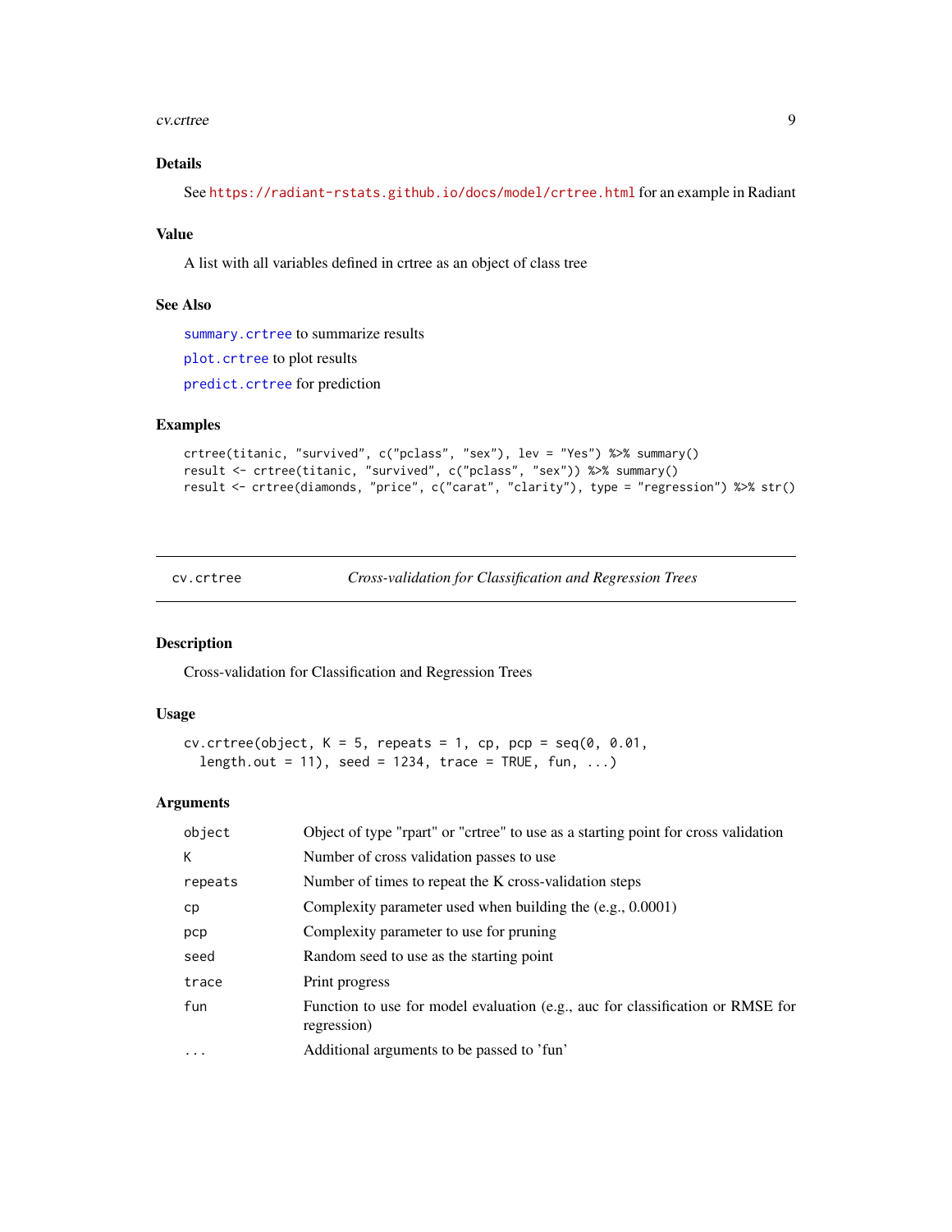### Details

See https://radiant-rstats.github.io/docs/model/crtree.html for an example in Radiant

### Value

A list with all variables defined in crtree as an object of class tree

### See Also

summary.crtree to summarize results

plot.crtree to plot results

predict.crtree for prediction

### Examples

```
crtree(titanic, "survived", c("pclass", "sex"), lev = "Yes") %>% summary()
result <- crtree(titanic, "survived", c("pclass", "sex")) %>% summary()
result <- crtree(diamonds, "price", c("carat", "clarity"), type = "regression") %>% str()
```

---

## cv.crtree — *Cross-validation for Classification and Regression Trees*

---

### Description

Cross-validation for Classification and Regression Trees

### Usage

```
cv.crtree(object, K = 5, repeats = 1, cp, pcp = seq(0, 0.01,
  length.out = 11), seed = 1234, trace = TRUE, fun, ...)
```

### Arguments

| | |
|---|---|
| object | Object of type "rpart" or "crtree" to use as a starting point for cross validation |
| K | Number of cross validation passes to use |
| repeats | Number of times to repeat the K cross-validation steps |
| cp | Complexity parameter used when building the (e.g., 0.0001) |
| pcp | Complexity parameter to use for pruning |
| seed | Random seed to use as the starting point |
| trace | Print progress |
| fun | Function to use for model evaluation (e.g., auc for classification or RMSE for regression) |
| ... | Additional arguments to be passed to 'fun' |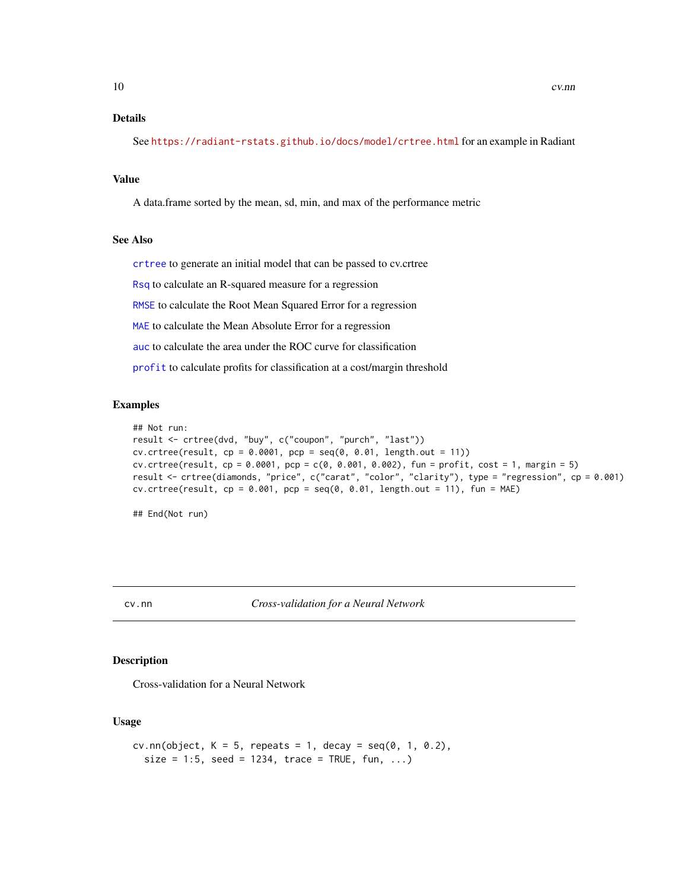### Details

See https://radiant-rstats.github.io/docs/model/crtree.html for an example in Radiant

### Value

A data.frame sorted by the mean, sd, min, and max of the performance metric

### See Also

crtree to generate an initial model that can be passed to cv.crtree

Rsq to calculate an R-squared measure for a regression

RMSE to calculate the Root Mean Squared Error for a regression

MAE to calculate the Mean Absolute Error for a regression

auc to calculate the area under the ROC curve for classification

profit to calculate profits for classification at a cost/margin threshold

### Examples

```
## Not run:
result <- crtree(dvd, "buy", c("coupon", "purch", "last"))
cv.crtree(result, cp = 0.0001, pcp = seq(0, 0.01, length.out = 11))
cv.crtree(result, cp = 0.0001, pcp = c(0, 0.001, 0.002), fun = profit, cost = 1, margin = 5)
result <- crtree(diamonds, "price", c("carat", "color", "clarity"), type = "regression", cp = 0.001)
cv.crtree(result, cp = 0.001, pcp = seq(0, 0.01, length.out = 11), fun = MAE)

## End(Not run)
```

## cv.nn *Cross-validation for a Neural Network*

### Description

Cross-validation for a Neural Network

### Usage

```
cv.nn(object, K = 5, repeats = 1, decay = seq(0, 1, 0.2),
  size = 1:5, seed = 1234, trace = TRUE, fun, ...)
```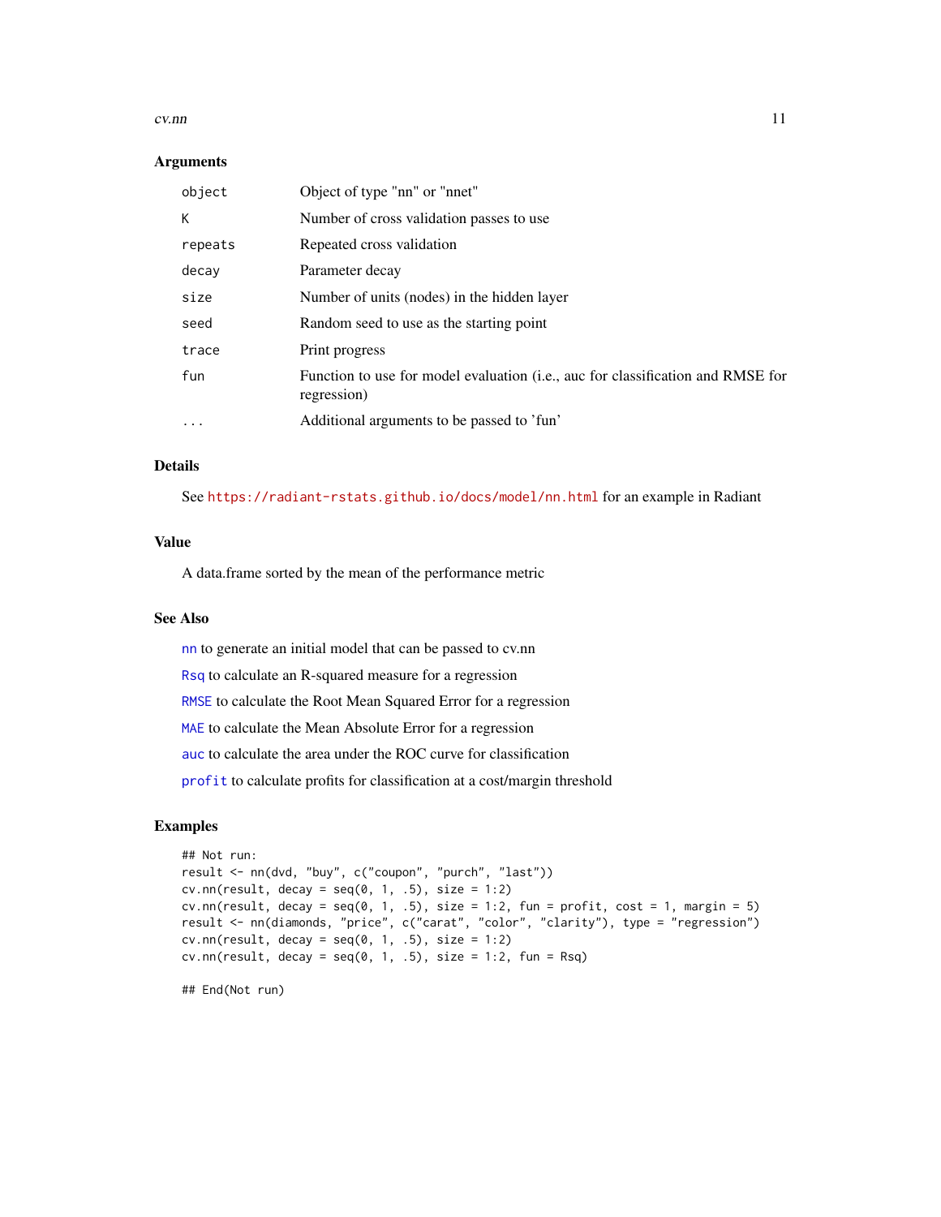### Arguments

| | |
|---|---|
| `object` | Object of type "nn" or "nnet" |
| `K` | Number of cross validation passes to use |
| `repeats` | Repeated cross validation |
| `decay` | Parameter decay |
| `size` | Number of units (nodes) in the hidden layer |
| `seed` | Random seed to use as the starting point |
| `trace` | Print progress |
| `fun` | Function to use for model evaluation (i.e., auc for classification and RMSE for regression) |
| `...` | Additional arguments to be passed to 'fun' |

### Details

See https://radiant-rstats.github.io/docs/model/nn.html for an example in Radiant

### Value

A data.frame sorted by the mean of the performance metric

### See Also

`nn` to generate an initial model that can be passed to cv.nn

`Rsq` to calculate an R-squared measure for a regression

`RMSE` to calculate the Root Mean Squared Error for a regression

`MAE` to calculate the Mean Absolute Error for a regression

`auc` to calculate the area under the ROC curve for classification

`profit` to calculate profits for classification at a cost/margin threshold

### Examples

```
## Not run:
result <- nn(dvd, "buy", c("coupon", "purch", "last"))
cv.nn(result, decay = seq(0, 1, .5), size = 1:2)
cv.nn(result, decay = seq(0, 1, .5), size = 1:2, fun = profit, cost = 1, margin = 5)
result <- nn(diamonds, "price", c("carat", "color", "clarity"), type = "regression")
cv.nn(result, decay = seq(0, 1, .5), size = 1:2)
cv.nn(result, decay = seq(0, 1, .5), size = 1:2, fun = Rsq)

## End(Not run)
```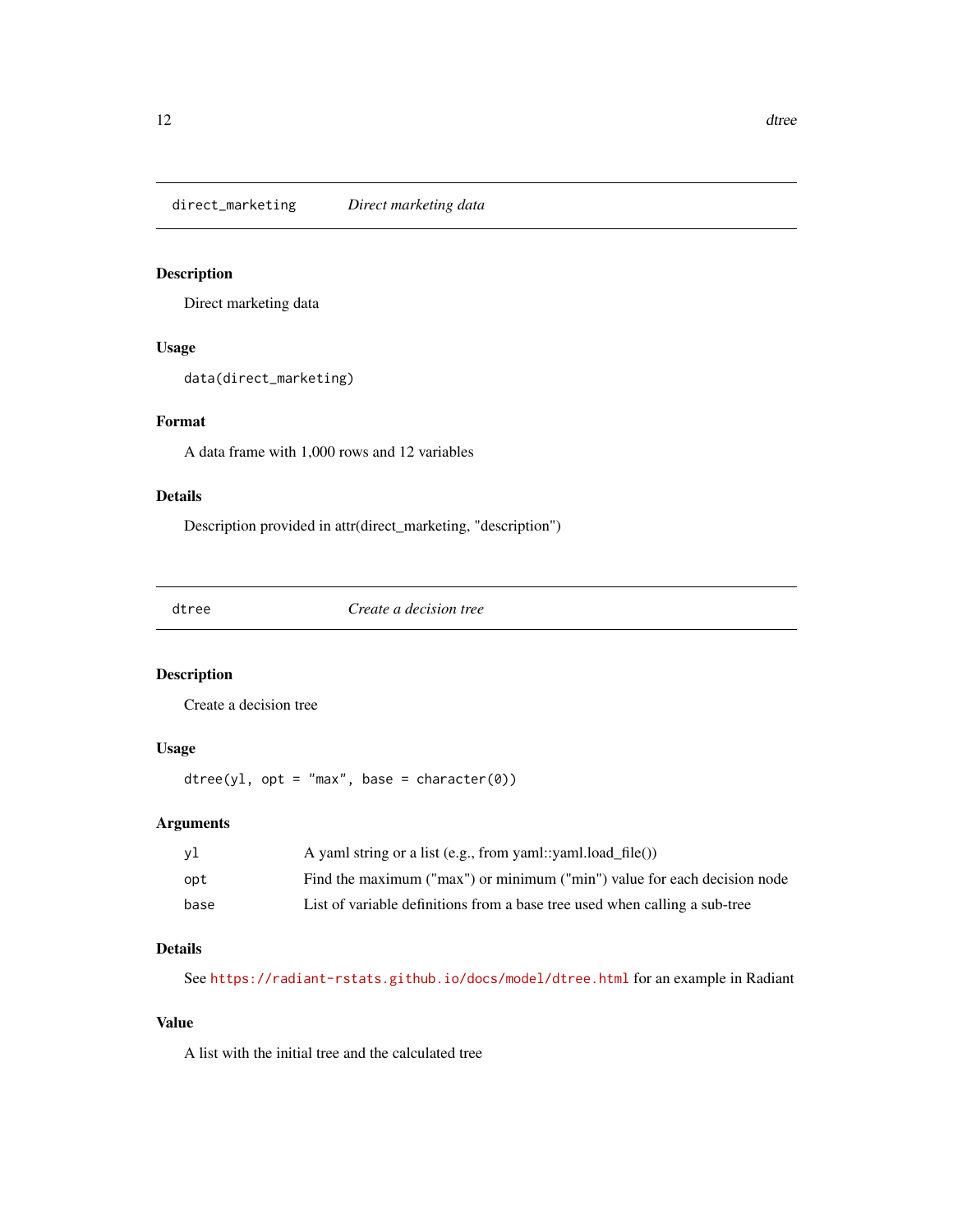## direct_marketing *Direct marketing data*

### Description

Direct marketing data

### Usage

```
data(direct_marketing)
```

### Format

A data frame with 1,000 rows and 12 variables

### Details

Description provided in attr(direct_marketing, "description")

## dtree *Create a decision tree*

### Description

Create a decision tree

### Usage

```
dtree(yl, opt = "max", base = character(0))
```

### Arguments

| | |
|---|---|
| yl | A yaml string or a list (e.g., from yaml::yaml.load_file()) |
| opt | Find the maximum ("max") or minimum ("min") value for each decision node |
| base | List of variable definitions from a base tree used when calling a sub-tree |

### Details

See https://radiant-rstats.github.io/docs/model/dtree.html for an example in Radiant

### Value

A list with the initial tree and the calculated tree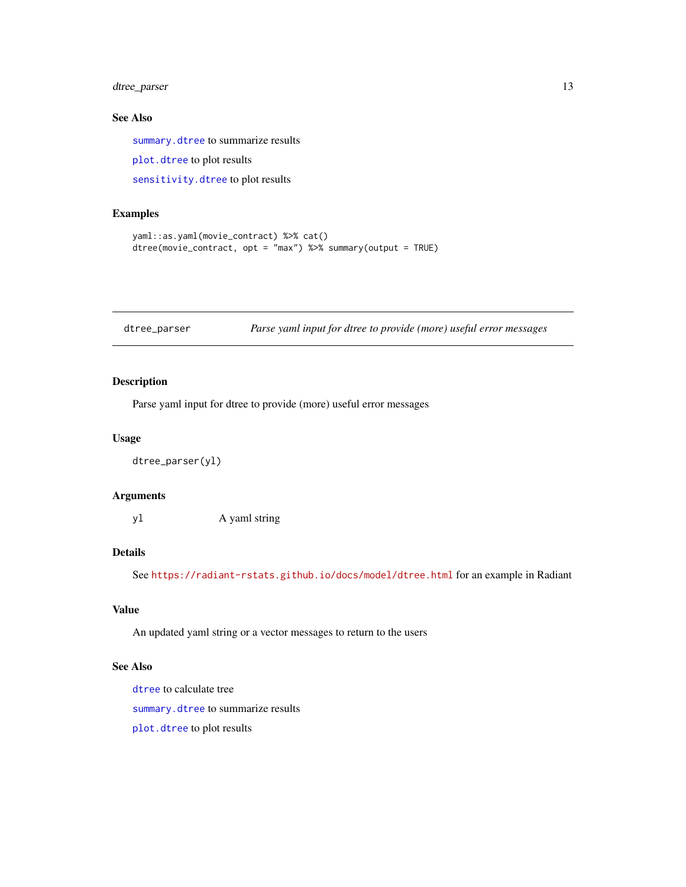## See Also

`summary.dtree` to summarize results

`plot.dtree` to plot results

`sensitivity.dtree` to plot results

## Examples

```
yaml::as.yaml(movie_contract) %>% cat()
dtree(movie_contract, opt = "max") %>% summary(output = TRUE)
```

---

# dtree_parser — *Parse yaml input for dtree to provide (more) useful error messages*

---

## Description

Parse yaml input for dtree to provide (more) useful error messages

## Usage

```
dtree_parser(yl)
```

## Arguments

| | |
|---|---|
| `yl` | A yaml string |

## Details

See https://radiant-rstats.github.io/docs/model/dtree.html for an example in Radiant

## Value

An updated yaml string or a vector messages to return to the users

## See Also

`dtree` to calculate tree

`summary.dtree` to summarize results

`plot.dtree` to plot results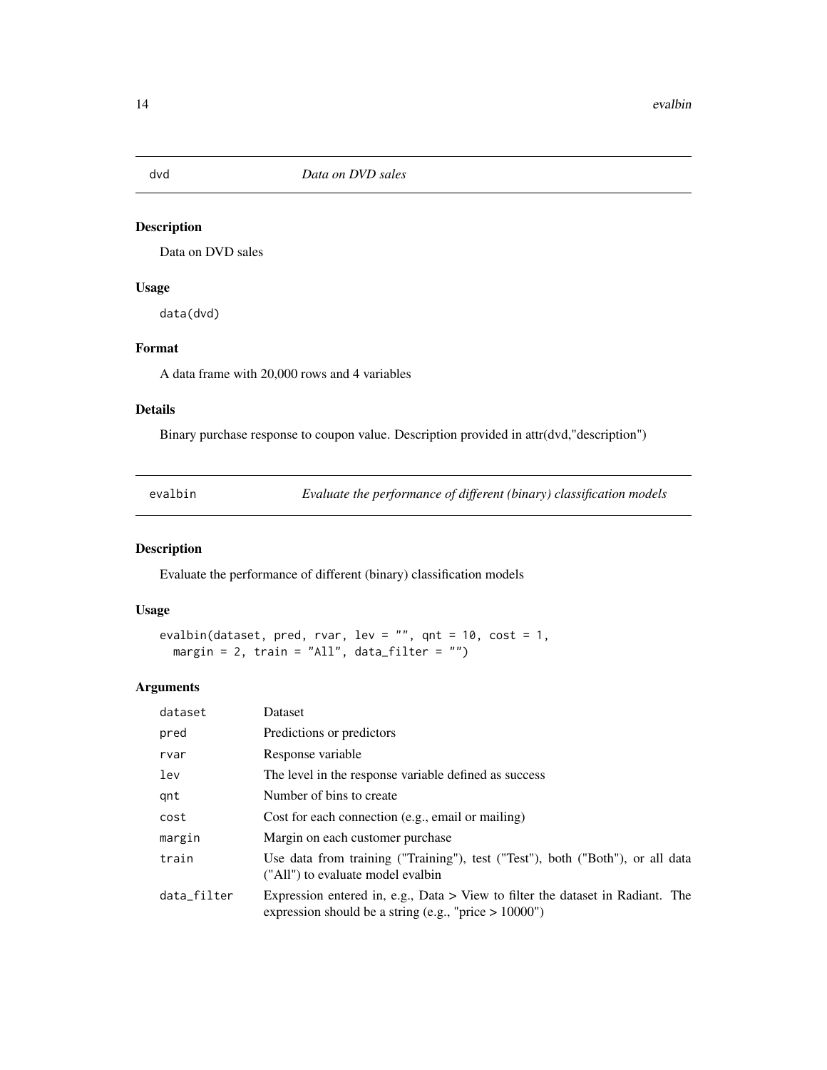## dvd — *Data on DVD sales*

### Description

Data on DVD sales

### Usage

```
data(dvd)
```

### Format

A data frame with 20,000 rows and 4 variables

### Details

Binary purchase response to coupon value. Description provided in attr(dvd,"description")

## evalbin — *Evaluate the performance of different (binary) classification models*

### Description

Evaluate the performance of different (binary) classification models

### Usage

```
evalbin(dataset, pred, rvar, lev = "", qnt = 10, cost = 1,
  margin = 2, train = "All", data_filter = "")
```

### Arguments

| | |
|---|---|
| dataset | Dataset |
| pred | Predictions or predictors |
| rvar | Response variable |
| lev | The level in the response variable defined as success |
| qnt | Number of bins to create |
| cost | Cost for each connection (e.g., email or mailing) |
| margin | Margin on each customer purchase |
| train | Use data from training ("Training"), test ("Test"), both ("Both"), or all data ("All") to evaluate model evalbin |
| data_filter | Expression entered in, e.g., Data > View to filter the dataset in Radiant. The expression should be a string (e.g., "price > 10000") |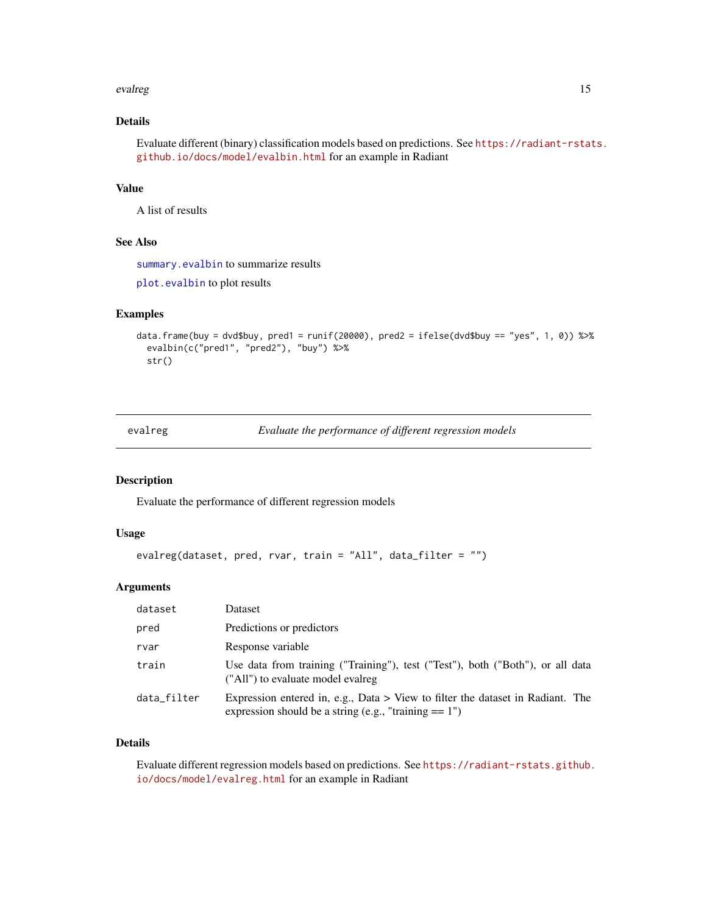### Details

Evaluate different (binary) classification models based on predictions. See https://radiant-rstats.github.io/docs/model/evalbin.html for an example in Radiant

### Value

A list of results

### See Also

summary.evalbin to summarize results

plot.evalbin to plot results

### Examples

```
data.frame(buy = dvd$buy, pred1 = runif(20000), pred2 = ifelse(dvd$buy == "yes", 1, 0)) %>%
  evalbin(c("pred1", "pred2"), "buy") %>%
  str()
```

---

## evalreg — *Evaluate the performance of different regression models*

### Description

Evaluate the performance of different regression models

### Usage

```
evalreg(dataset, pred, rvar, train = "All", data_filter = "")
```

### Arguments

| | |
|---|---|
| dataset | Dataset |
| pred | Predictions or predictors |
| rvar | Response variable |
| train | Use data from training ("Training"), test ("Test"), both ("Both"), or all data ("All") to evaluate model evalreg |
| data_filter | Expression entered in, e.g., Data > View to filter the dataset in Radiant. The expression should be a string (e.g., "training == 1") |

### Details

Evaluate different regression models based on predictions. See https://radiant-rstats.github.io/docs/model/evalreg.html for an example in Radiant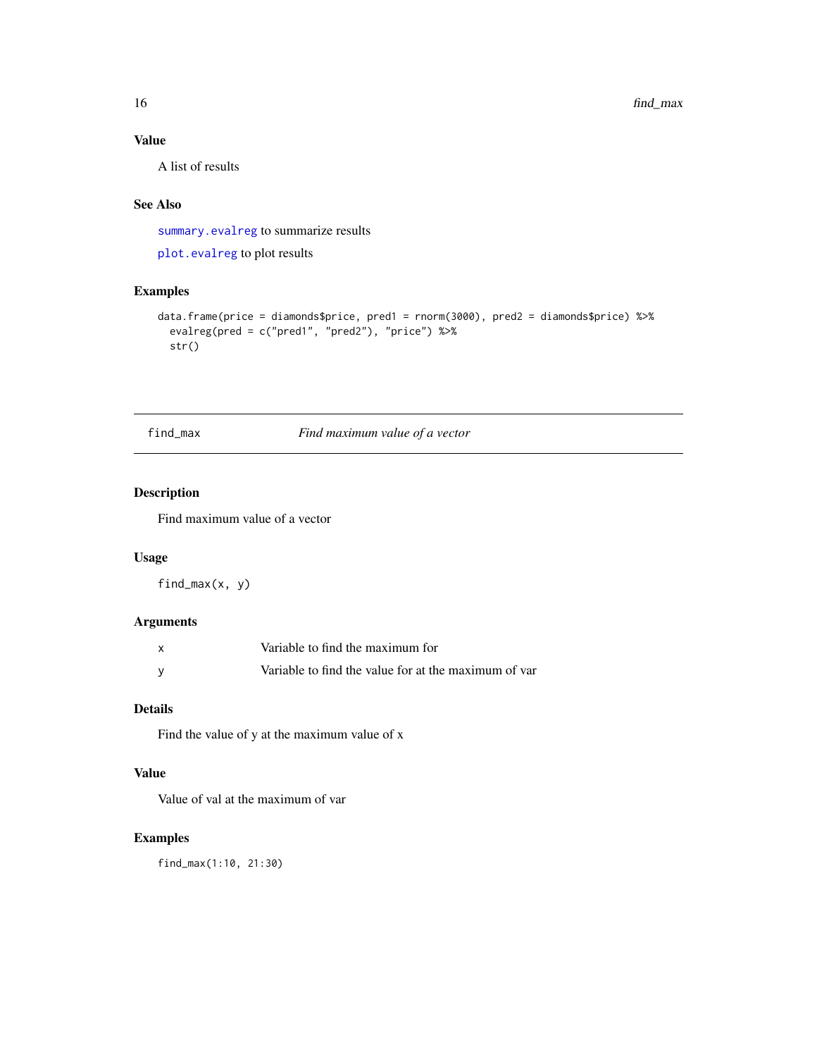## Value

A list of results

## See Also

`summary.evalreg` to summarize results

`plot.evalreg` to plot results

## Examples

```
data.frame(price = diamonds$price, pred1 = rnorm(3000), pred2 = diamonds$price) %>%
  evalreg(pred = c("pred1", "pred2"), "price") %>%
  str()
```

---

# find_max — *Find maximum value of a vector*

---

## Description

Find maximum value of a vector

## Usage

```
find_max(x, y)
```

## Arguments

| | |
|---|---|
| x | Variable to find the maximum for |
| y | Variable to find the value for at the maximum of var |

## Details

Find the value of y at the maximum value of x

## Value

Value of val at the maximum of var

## Examples

```
find_max(1:10, 21:30)
```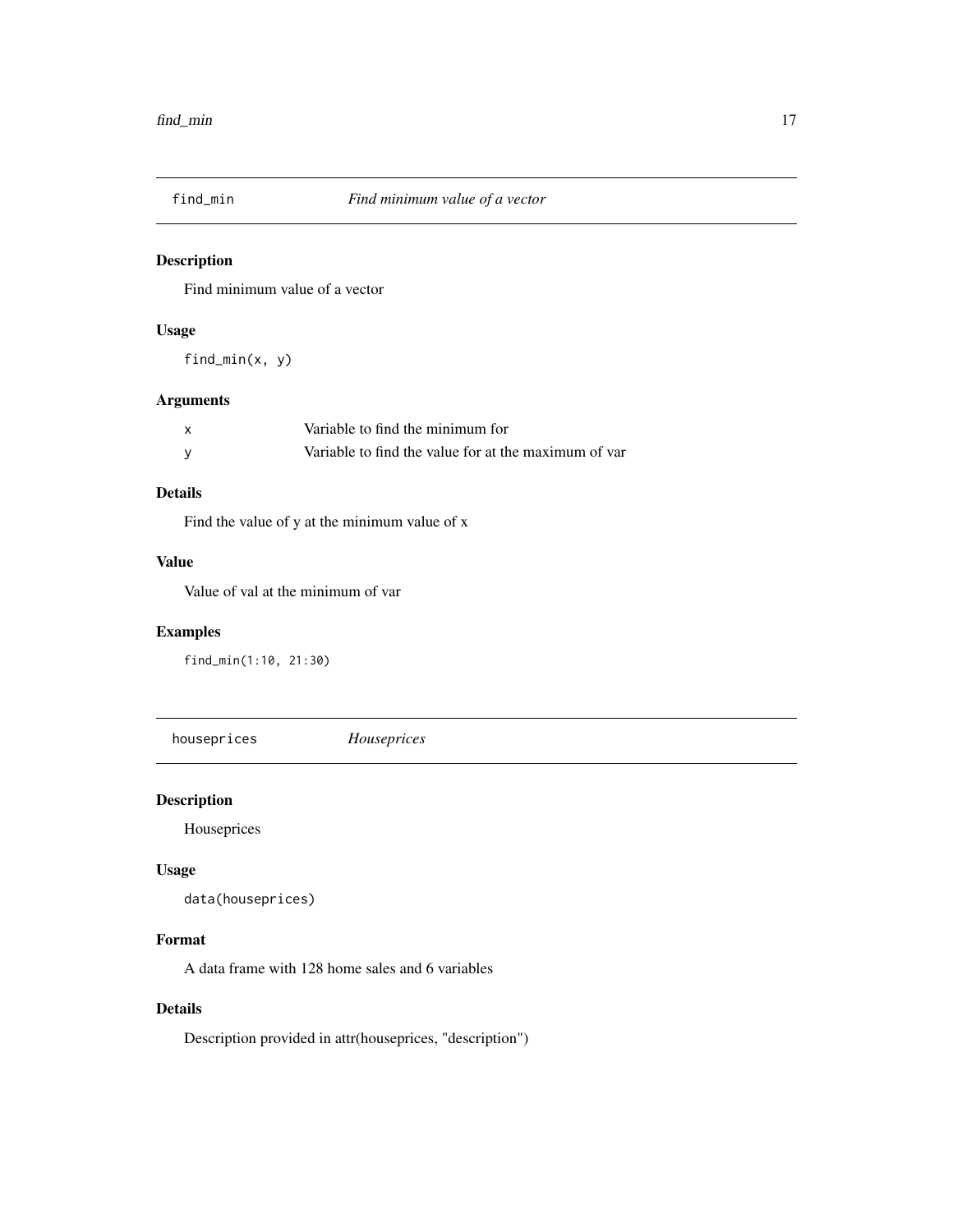## find_min *Find minimum value of a vector*

### Description

Find minimum value of a vector

### Usage

```
find_min(x, y)
```

### Arguments

| | |
|---|---|
| x | Variable to find the minimum for |
| y | Variable to find the value for at the maximum of var |

### Details

Find the value of y at the minimum value of x

### Value

Value of val at the minimum of var

### Examples

```
find_min(1:10, 21:30)
```

## houseprices *Houseprices*

### Description

Houseprices

### Usage

```
data(houseprices)
```

### Format

A data frame with 128 home sales and 6 variables

### Details

Description provided in attr(houseprices, "description")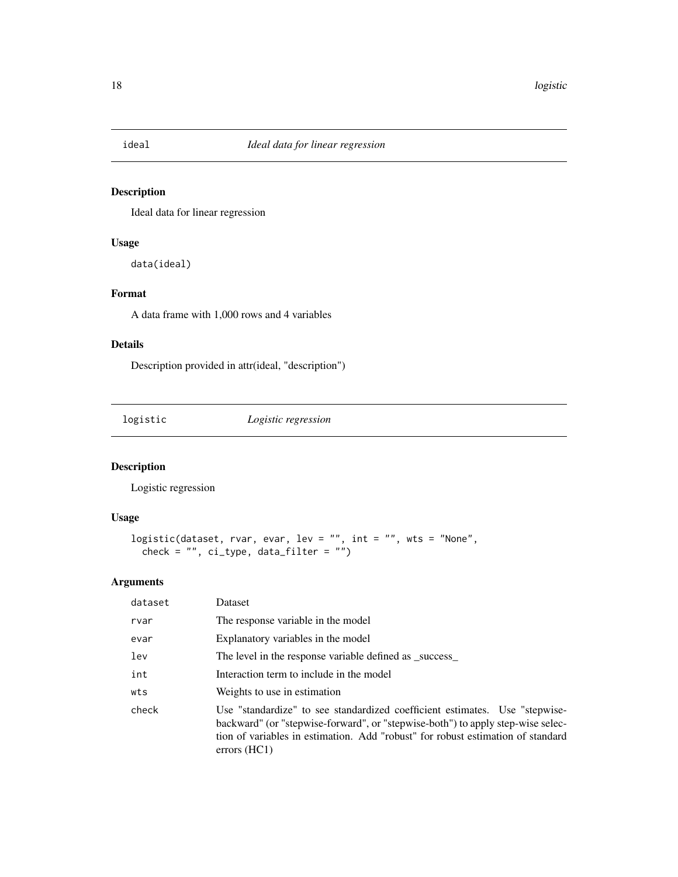## ideal — *Ideal data for linear regression*

### Description

Ideal data for linear regression

### Usage

```
data(ideal)
```

### Format

A data frame with 1,000 rows and 4 variables

### Details

Description provided in attr(ideal, "description")

## logistic — *Logistic regression*

### Description

Logistic regression

### Usage

```
logistic(dataset, rvar, evar, lev = "", int = "", wts = "None",
  check = "", ci_type, data_filter = "")
```

### Arguments

| | |
|---|---|
| dataset | Dataset |
| rvar | The response variable in the model |
| evar | Explanatory variables in the model |
| lev | The level in the response variable defined as _success_ |
| int | Interaction term to include in the model |
| wts | Weights to use in estimation |
| check | Use "standardize" to see standardized coefficient estimates. Use "stepwise-backward" (or "stepwise-forward", or "stepwise-both") to apply step-wise selection of variables in estimation. Add "robust" for robust estimation of standard errors (HC1) |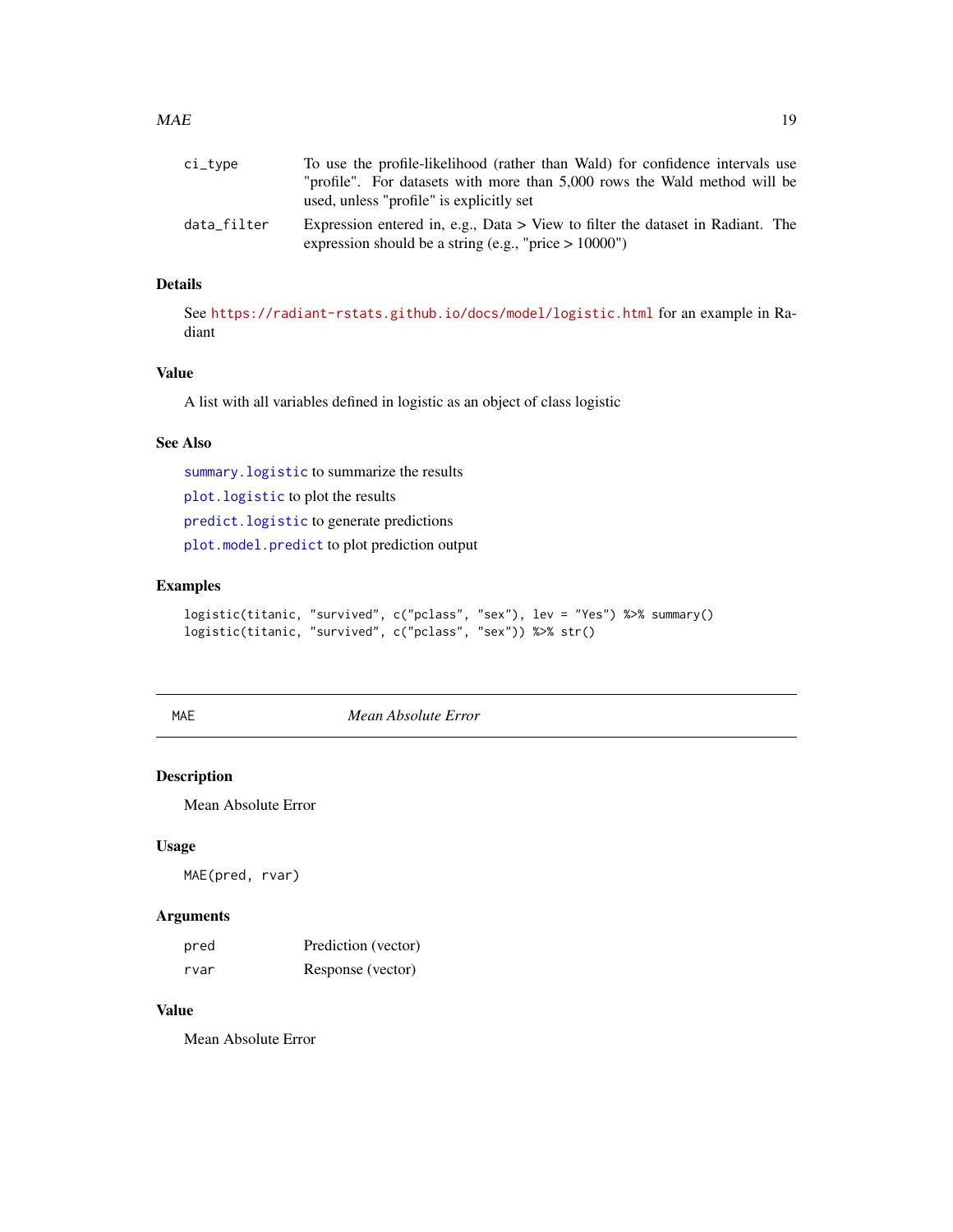| | |
|---|---|
| ci_type | To use the profile-likelihood (rather than Wald) for confidence intervals use "profile". For datasets with more than 5,000 rows the Wald method will be used, unless "profile" is explicitly set |
| data_filter | Expression entered in, e.g., Data > View to filter the dataset in Radiant. The expression should be a string (e.g., "price > 10000") |

### Details

See https://radiant-rstats.github.io/docs/model/logistic.html for an example in Radiant

### Value

A list with all variables defined in logistic as an object of class logistic

### See Also

summary.logistic to summarize the results

plot.logistic to plot the results

predict.logistic to generate predictions

plot.model.predict to plot prediction output

### Examples

```
logistic(titanic, "survived", c("pclass", "sex"), lev = "Yes") %>% summary()
logistic(titanic, "survived", c("pclass", "sex")) %>% str()
```

---

## MAE *Mean Absolute Error*

---

### Description

Mean Absolute Error

### Usage

```
MAE(pred, rvar)
```

### Arguments

| | |
|---|---|
| pred | Prediction (vector) |
| rvar | Response (vector) |

### Value

Mean Absolute Error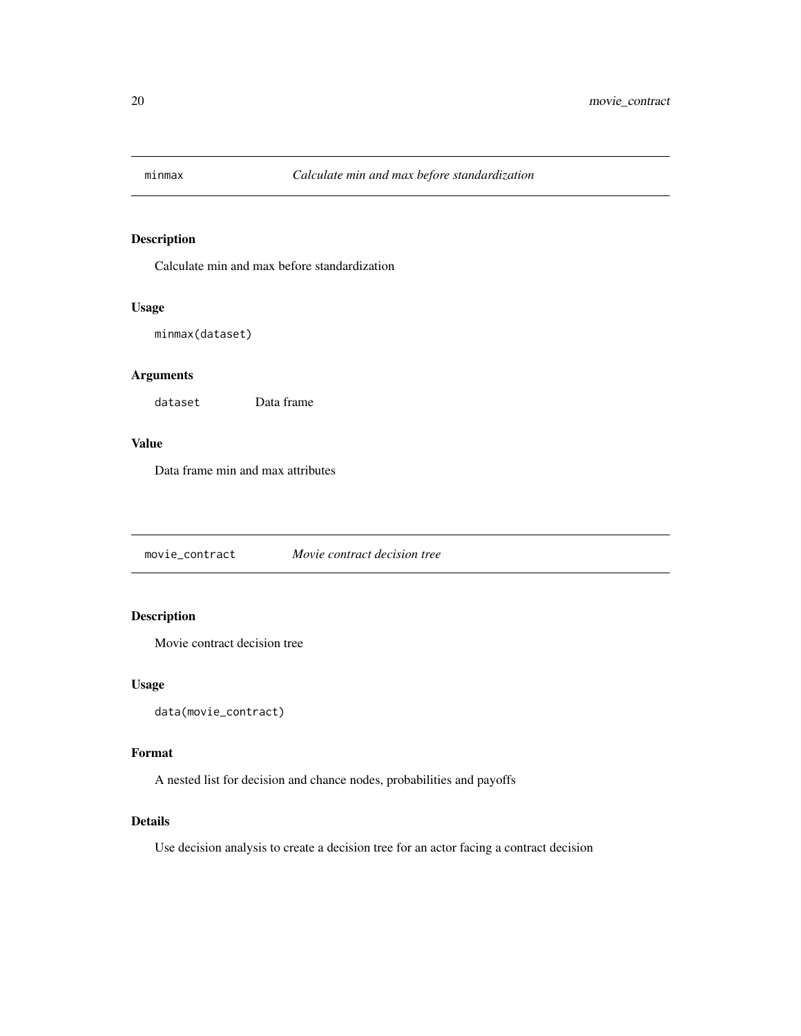## minmax — *Calculate min and max before standardization*

### Description

Calculate min and max before standardization

### Usage

```
minmax(dataset)
```

### Arguments

| | |
|---|---|
| dataset | Data frame |

### Value

Data frame min and max attributes

## movie_contract — *Movie contract decision tree*

### Description

Movie contract decision tree

### Usage

```
data(movie_contract)
```

### Format

A nested list for decision and chance nodes, probabilities and payoffs

### Details

Use decision analysis to create a decision tree for an actor facing a contract decision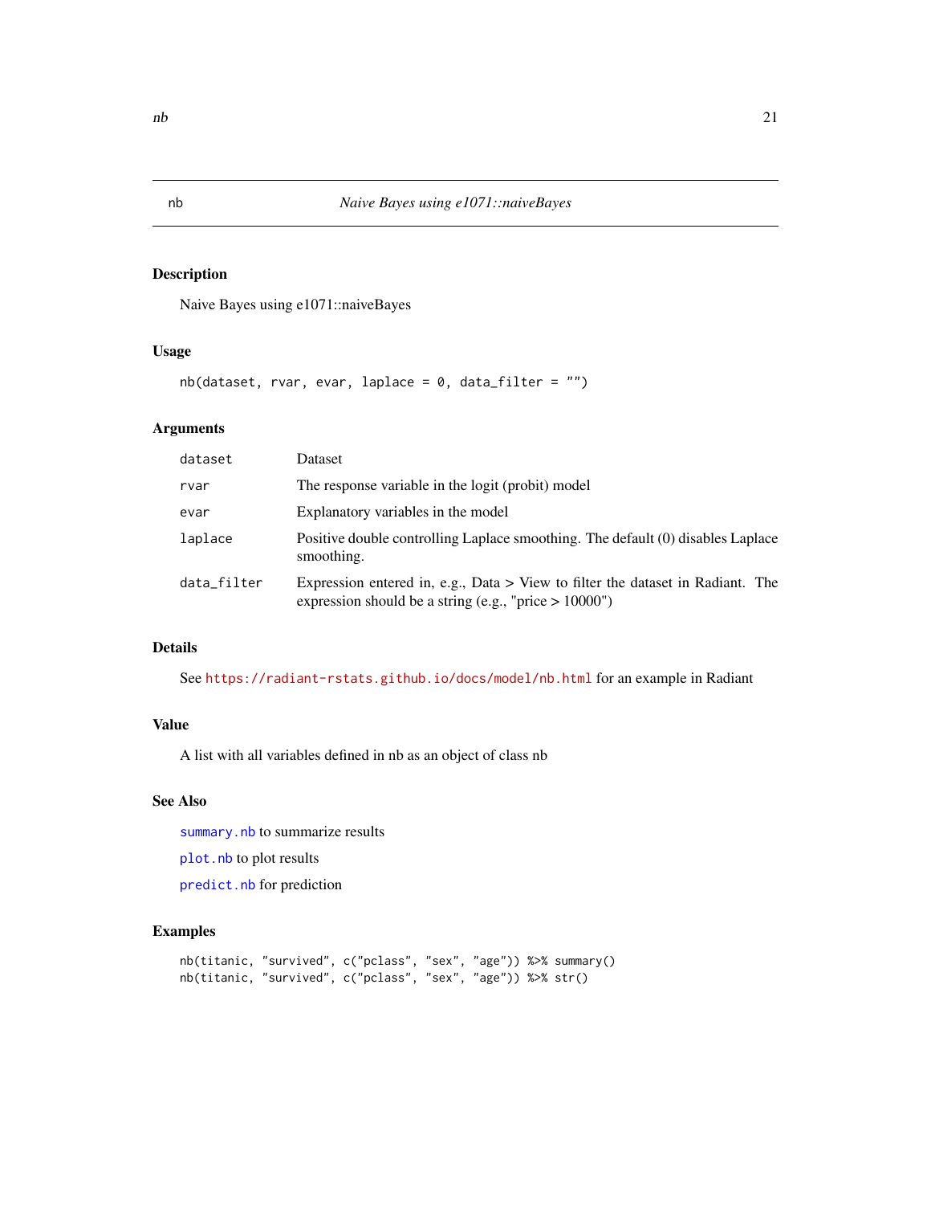nb | *Naive Bayes using e1071::naiveBayes*

## Description

Naive Bayes using e1071::naiveBayes

## Usage

```
nb(dataset, rvar, evar, laplace = 0, data_filter = "")
```

## Arguments

| | |
|---|---|
| dataset | Dataset |
| rvar | The response variable in the logit (probit) model |
| evar | Explanatory variables in the model |
| laplace | Positive double controlling Laplace smoothing. The default (0) disables Laplace smoothing. |
| data_filter | Expression entered in, e.g., Data > View to filter the dataset in Radiant. The expression should be a string (e.g., "price > 10000") |

## Details

See https://radiant-rstats.github.io/docs/model/nb.html for an example in Radiant

## Value

A list with all variables defined in nb as an object of class nb

## See Also

`summary.nb` to summarize results

`plot.nb` to plot results

`predict.nb` for prediction

## Examples

```
nb(titanic, "survived", c("pclass", "sex", "age")) %>% summary()
nb(titanic, "survived", c("pclass", "sex", "age")) %>% str()
```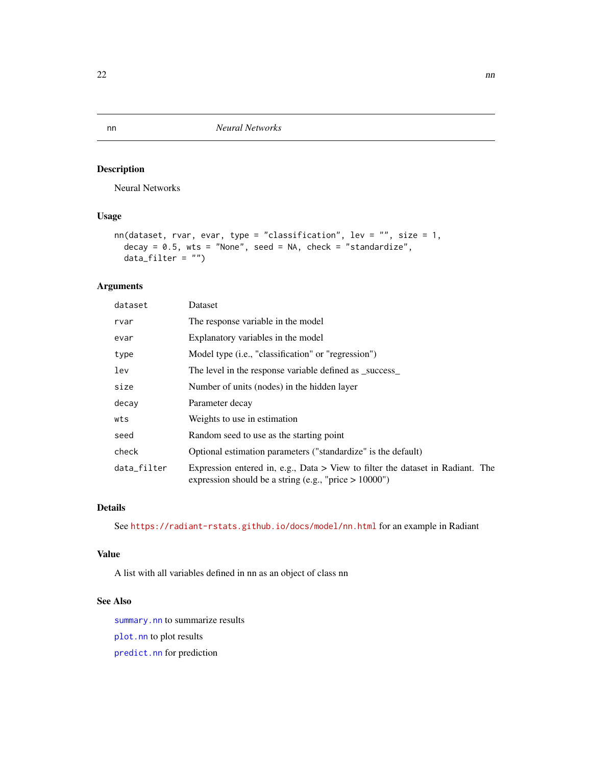nn *Neural Networks*

### Description

Neural Networks

### Usage

```
nn(dataset, rvar, evar, type = "classification", lev = "", size = 1,
  decay = 0.5, wts = "None", seed = NA, check = "standardize",
  data_filter = "")
```

### Arguments

| | |
|---|---|
| dataset | Dataset |
| rvar | The response variable in the model |
| evar | Explanatory variables in the model |
| type | Model type (i.e., "classification" or "regression") |
| lev | The level in the response variable defined as _success_ |
| size | Number of units (nodes) in the hidden layer |
| decay | Parameter decay |
| wts | Weights to use in estimation |
| seed | Random seed to use as the starting point |
| check | Optional estimation parameters ("standardize" is the default) |
| data_filter | Expression entered in, e.g., Data > View to filter the dataset in Radiant. The expression should be a string (e.g., "price > 10000") |

### Details

See https://radiant-rstats.github.io/docs/model/nn.html for an example in Radiant

### Value

A list with all variables defined in nn as an object of class nn

### See Also

summary.nn to summarize results

plot.nn to plot results

predict.nn for prediction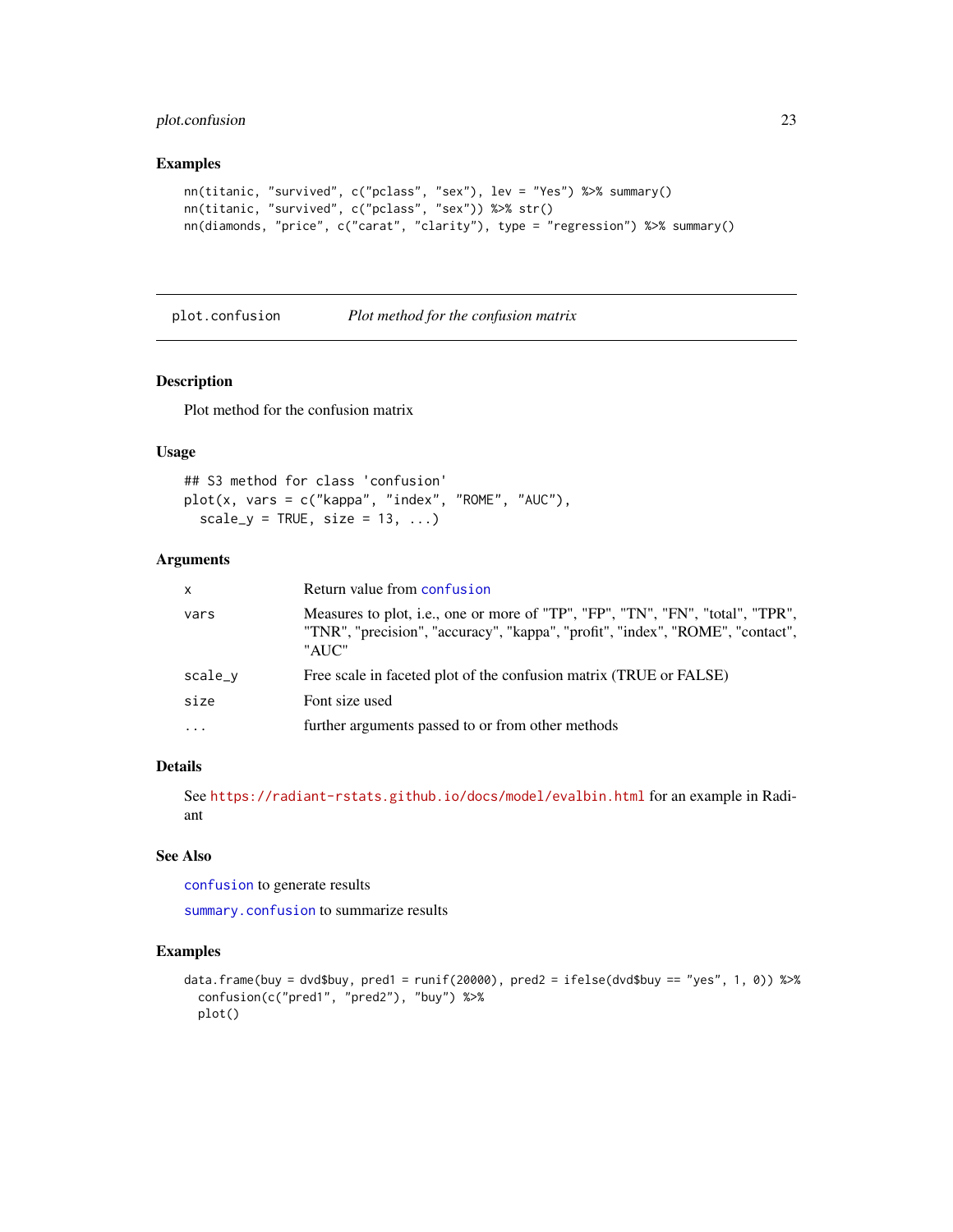### Examples

```
nn(titanic, "survived", c("pclass", "sex"), lev = "Yes") %>% summary()
nn(titanic, "survived", c("pclass", "sex")) %>% str()
nn(diamonds, "price", c("carat", "clarity"), type = "regression") %>% summary()
```

---

## plot.confusion — *Plot method for the confusion matrix*

---

### Description

Plot method for the confusion matrix

### Usage

```
## S3 method for class 'confusion'
plot(x, vars = c("kappa", "index", "ROME", "AUC"),
  scale_y = TRUE, size = 13, ...)
```

### Arguments

| | |
|---|---|
| x | Return value from confusion |
| vars | Measures to plot, i.e., one or more of "TP", "FP", "TN", "FN", "total", "TPR", "TNR", "precision", "accuracy", "kappa", "profit", "index", "ROME", "contact", "AUC" |
| scale_y | Free scale in faceted plot of the confusion matrix (TRUE or FALSE) |
| size | Font size used |
| ... | further arguments passed to or from other methods |

### Details

See https://radiant-rstats.github.io/docs/model/evalbin.html for an example in Radiant

### See Also

confusion to generate results

summary.confusion to summarize results

### Examples

```
data.frame(buy = dvd$buy, pred1 = runif(20000), pred2 = ifelse(dvd$buy == "yes", 1, 0)) %>%
  confusion(c("pred1", "pred2"), "buy") %>%
  plot()
```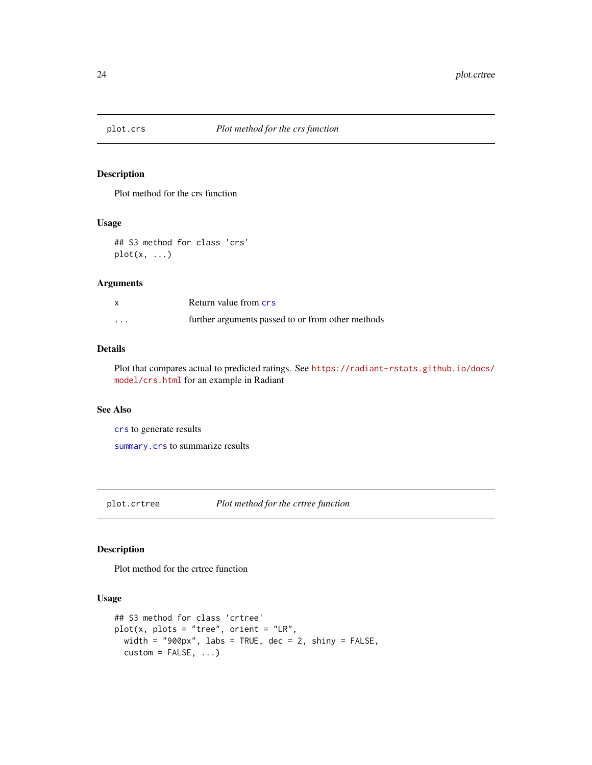## plot.crs — *Plot method for the crs function*

### Description

Plot method for the crs function

### Usage

```
## S3 method for class 'crs'
plot(x, ...)
```

### Arguments

| | |
|---|---|
| x | Return value from crs |
| ... | further arguments passed to or from other methods |

### Details

Plot that compares actual to predicted ratings. See https://radiant-rstats.github.io/docs/model/crs.html for an example in Radiant

### See Also

crs to generate results

summary.crs to summarize results

## plot.crtree — *Plot method for the crtree function*

### Description

Plot method for the crtree function

### Usage

```
## S3 method for class 'crtree'
plot(x, plots = "tree", orient = "LR",
  width = "900px", labs = TRUE, dec = 2, shiny = FALSE,
  custom = FALSE, ...)
```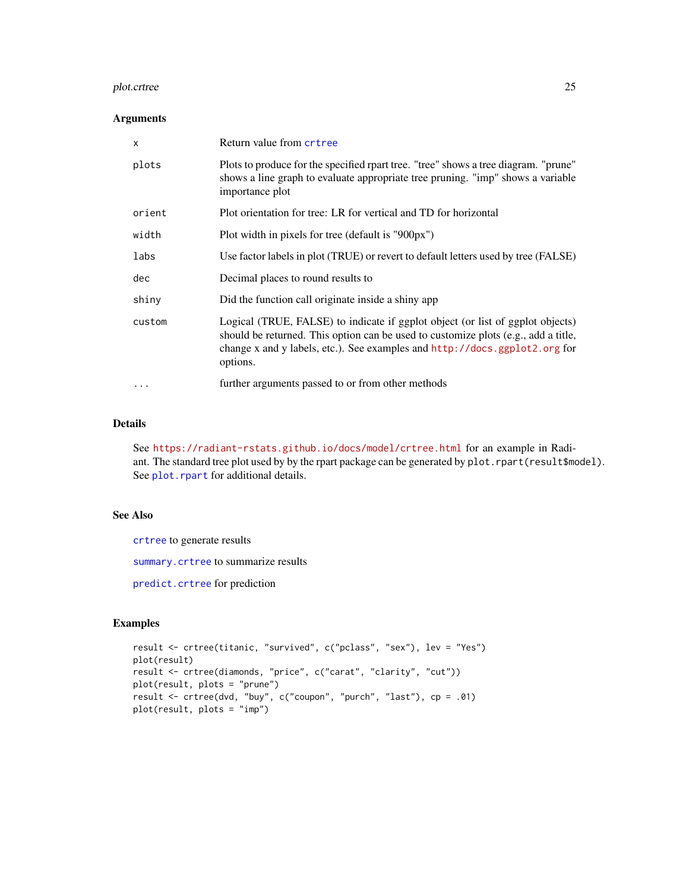## Arguments

| | |
|---|---|
| x | Return value from crtree |
| plots | Plots to produce for the specified rpart tree. "tree" shows a tree diagram. "prune" shows a line graph to evaluate appropriate tree pruning. "imp" shows a variable importance plot |
| orient | Plot orientation for tree: LR for vertical and TD for horizontal |
| width | Plot width in pixels for tree (default is "900px") |
| labs | Use factor labels in plot (TRUE) or revert to default letters used by tree (FALSE) |
| dec | Decimal places to round results to |
| shiny | Did the function call originate inside a shiny app |
| custom | Logical (TRUE, FALSE) to indicate if ggplot object (or list of ggplot objects) should be returned. This option can be used to customize plots (e.g., add a title, change x and y labels, etc.). See examples and http://docs.ggplot2.org for options. |
| ... | further arguments passed to or from other methods |

## Details

See https://radiant-rstats.github.io/docs/model/crtree.html for an example in Radiant. The standard tree plot used by by the rpart package can be generated by `plot.rpart(result$model)`. See plot.rpart for additional details.

## See Also

crtree to generate results

summary.crtree to summarize results

predict.crtree for prediction

## Examples

```
result <- crtree(titanic, "survived", c("pclass", "sex"), lev = "Yes")
plot(result)
result <- crtree(diamonds, "price", c("carat", "clarity", "cut"))
plot(result, plots = "prune")
result <- crtree(dvd, "buy", c("coupon", "purch", "last"), cp = .01)
plot(result, plots = "imp")
```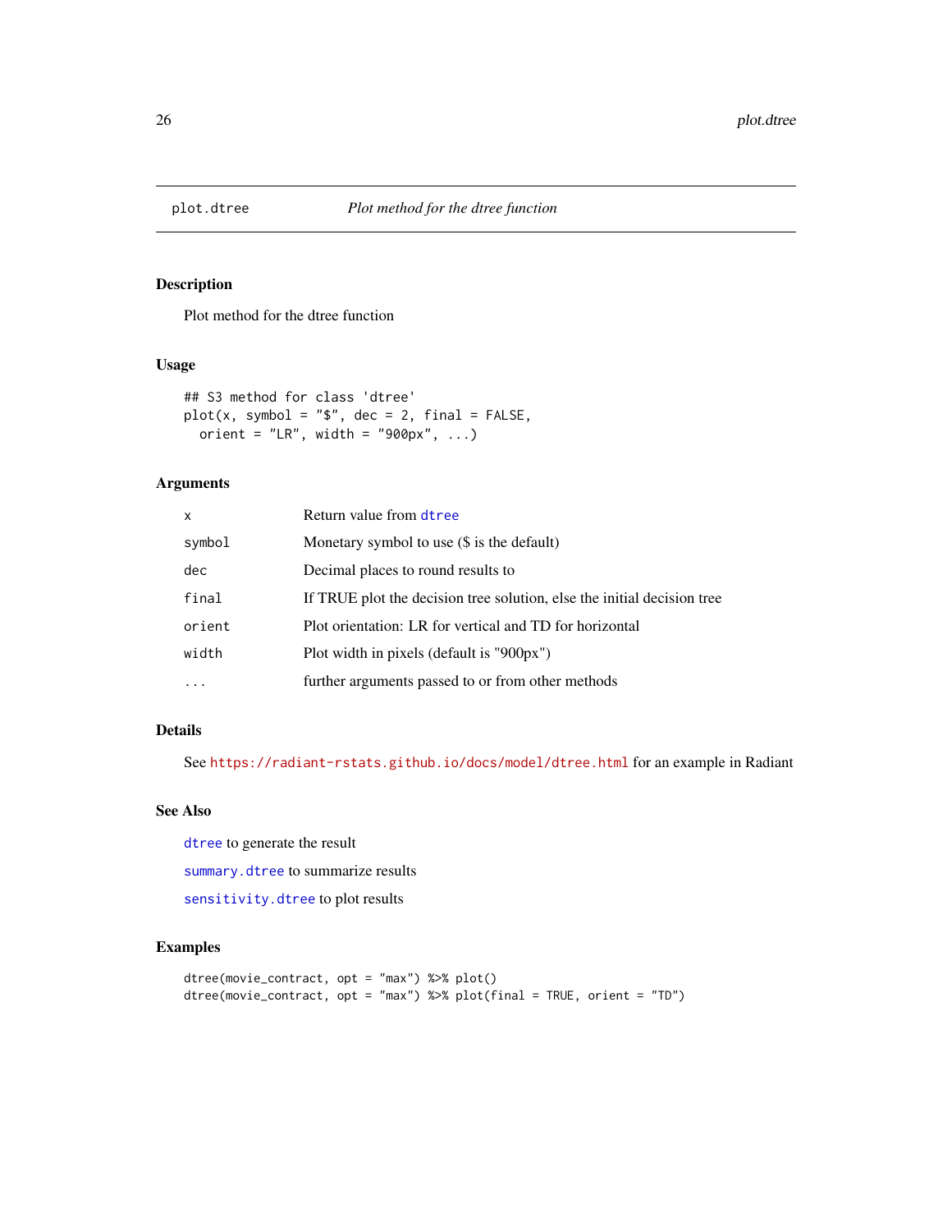## plot.dtree — *Plot method for the dtree function*

### Description

Plot method for the dtree function

### Usage

```
## S3 method for class 'dtree'
plot(x, symbol = "$", dec = 2, final = FALSE,
  orient = "LR", width = "900px", ...)
```

### Arguments

| | |
|---|---|
| x | Return value from dtree |
| symbol | Monetary symbol to use ($ is the default) |
| dec | Decimal places to round results to |
| final | If TRUE plot the decision tree solution, else the initial decision tree |
| orient | Plot orientation: LR for vertical and TD for horizontal |
| width | Plot width in pixels (default is "900px") |
| ... | further arguments passed to or from other methods |

### Details

See https://radiant-rstats.github.io/docs/model/dtree.html for an example in Radiant

### See Also

dtree to generate the result

summary.dtree to summarize results

sensitivity.dtree to plot results

### Examples

```
dtree(movie_contract, opt = "max") %>% plot()
dtree(movie_contract, opt = "max") %>% plot(final = TRUE, orient = "TD")
```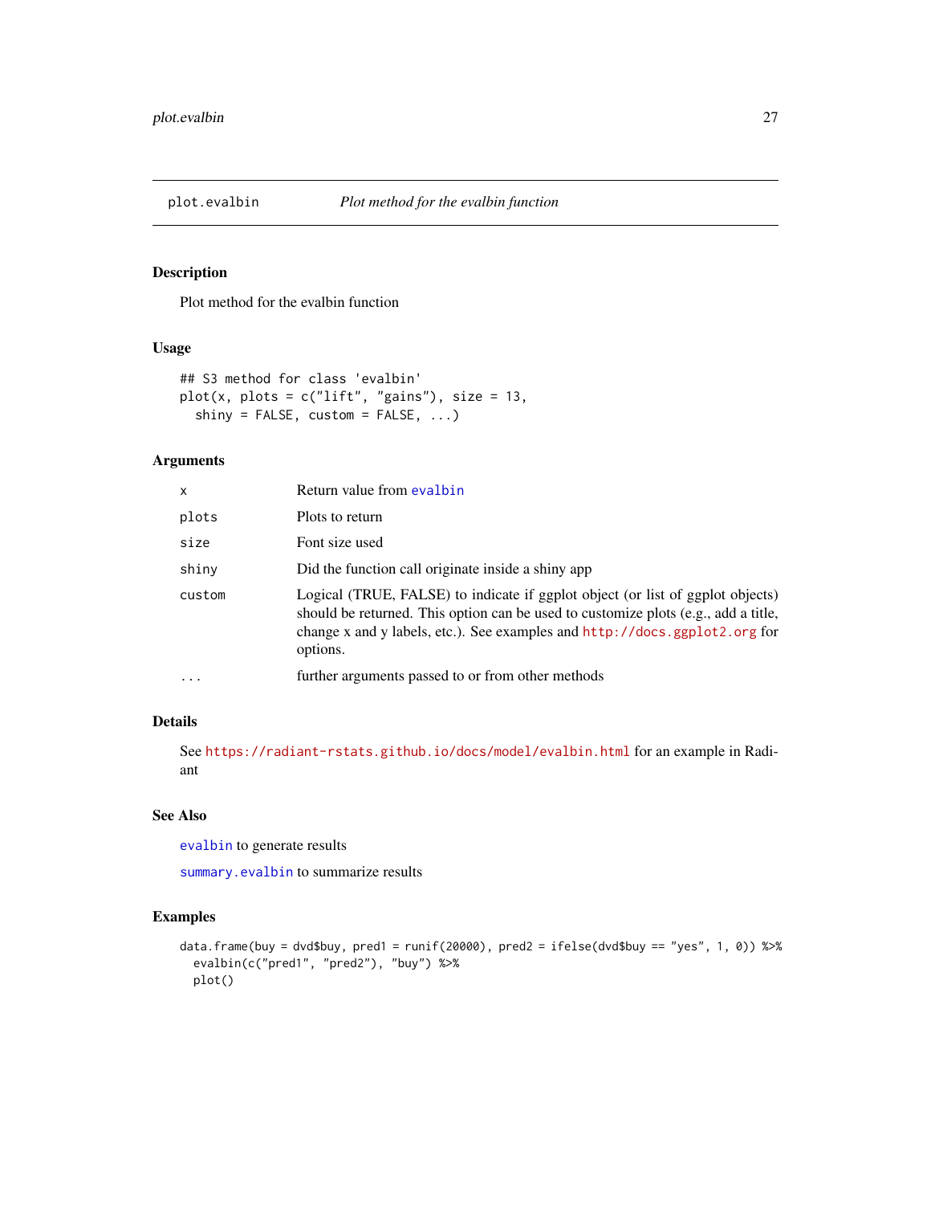plot.evalbin *Plot method for the evalbin function*

## Description

Plot method for the evalbin function

## Usage

```
## S3 method for class 'evalbin'
plot(x, plots = c("lift", "gains"), size = 13,
  shiny = FALSE, custom = FALSE, ...)
```

## Arguments

| | |
|---|---|
| x | Return value from evalbin |
| plots | Plots to return |
| size | Font size used |
| shiny | Did the function call originate inside a shiny app |
| custom | Logical (TRUE, FALSE) to indicate if ggplot object (or list of ggplot objects) should be returned. This option can be used to customize plots (e.g., add a title, change x and y labels, etc.). See examples and http://docs.ggplot2.org for options. |
| ... | further arguments passed to or from other methods |

## Details

See https://radiant-rstats.github.io/docs/model/evalbin.html for an example in Radiant

## See Also

evalbin to generate results

summary.evalbin to summarize results

## Examples

```
data.frame(buy = dvd$buy, pred1 = runif(20000), pred2 = ifelse(dvd$buy == "yes", 1, 0)) %>%
  evalbin(c("pred1", "pred2"), "buy") %>%
  plot()
```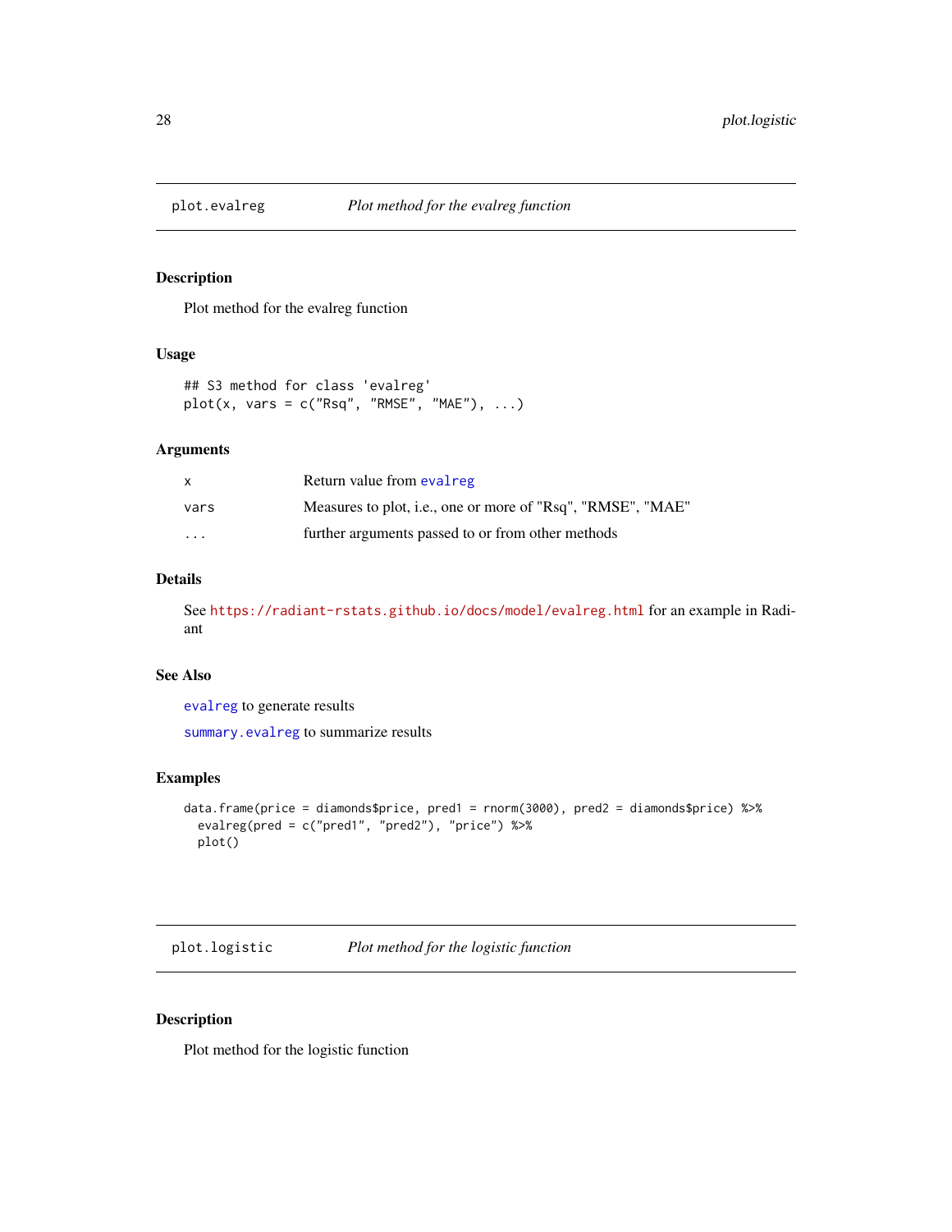## plot.evalreg — *Plot method for the evalreg function*

### Description

Plot method for the evalreg function

### Usage

```
## S3 method for class 'evalreg'
plot(x, vars = c("Rsq", "RMSE", "MAE"), ...)
```

### Arguments

| | |
|---|---|
| `x` | Return value from `evalreg` |
| `vars` | Measures to plot, i.e., one or more of "Rsq", "RMSE", "MAE" |
| `...` | further arguments passed to or from other methods |

### Details

See https://radiant-rstats.github.io/docs/model/evalreg.html for an example in Radiant

### See Also

`evalreg` to generate results

`summary.evalreg` to summarize results

### Examples

```
data.frame(price = diamonds$price, pred1 = rnorm(3000), pred2 = diamonds$price) %>%
  evalreg(pred = c("pred1", "pred2"), "price") %>%
  plot()
```

## plot.logistic — *Plot method for the logistic function*

### Description

Plot method for the logistic function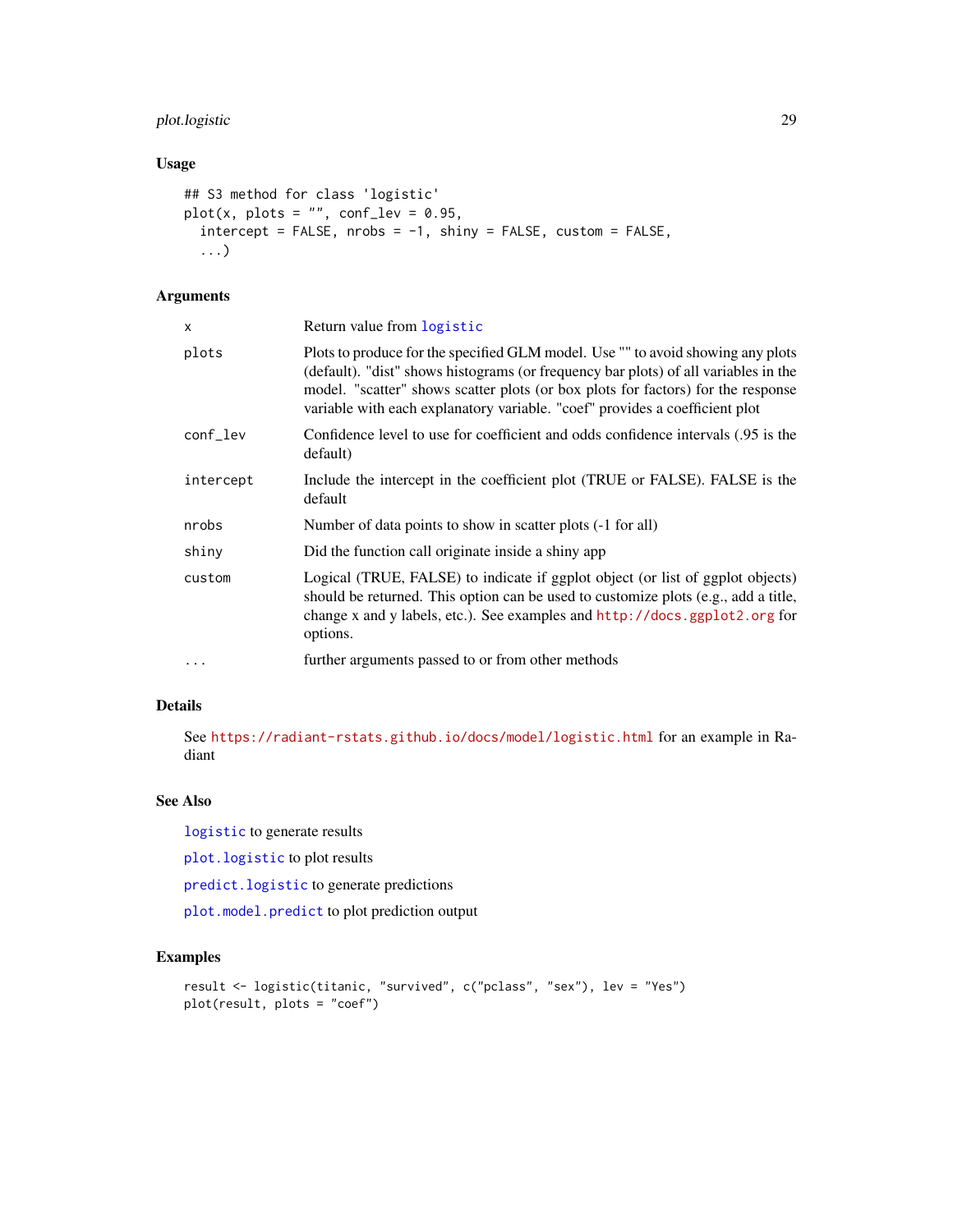### Usage

```
## S3 method for class 'logistic'
plot(x, plots = "", conf_lev = 0.95,
  intercept = FALSE, nrobs = -1, shiny = FALSE, custom = FALSE,
  ...)
```

### Arguments

| | |
|---|---|
| x | Return value from logistic |
| plots | Plots to produce for the specified GLM model. Use "" to avoid showing any plots (default). "dist" shows histograms (or frequency bar plots) of all variables in the model. "scatter" shows scatter plots (or box plots for factors) for the response variable with each explanatory variable. "coef" provides a coefficient plot |
| conf_lev | Confidence level to use for coefficient and odds confidence intervals (.95 is the default) |
| intercept | Include the intercept in the coefficient plot (TRUE or FALSE). FALSE is the default |
| nrobs | Number of data points to show in scatter plots (-1 for all) |
| shiny | Did the function call originate inside a shiny app |
| custom | Logical (TRUE, FALSE) to indicate if ggplot object (or list of ggplot objects) should be returned. This option can be used to customize plots (e.g., add a title, change x and y labels, etc.). See examples and http://docs.ggplot2.org for options. |
| ... | further arguments passed to or from other methods |

### Details

See https://radiant-rstats.github.io/docs/model/logistic.html for an example in Radiant

### See Also

logistic to generate results

plot.logistic to plot results

predict.logistic to generate predictions

plot.model.predict to plot prediction output

### Examples

```
result <- logistic(titanic, "survived", c("pclass", "sex"), lev = "Yes")
plot(result, plots = "coef")
```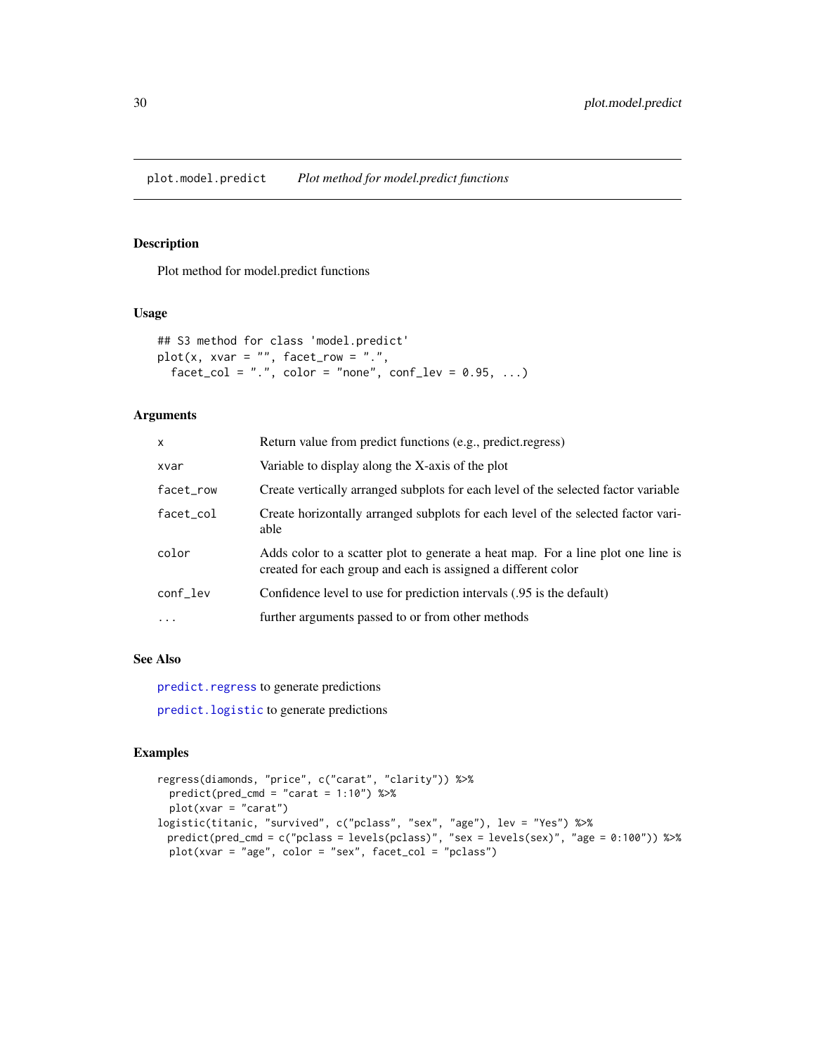## plot.model.predict *Plot method for model.predict functions*

### Description

Plot method for model.predict functions

### Usage

```
## S3 method for class 'model.predict'
plot(x, xvar = "", facet_row = ".",
  facet_col = ".", color = "none", conf_lev = 0.95, ...)
```

### Arguments

| | |
|---|---|
| x | Return value from predict functions (e.g., predict.regress) |
| xvar | Variable to display along the X-axis of the plot |
| facet_row | Create vertically arranged subplots for each level of the selected factor variable |
| facet_col | Create horizontally arranged subplots for each level of the selected factor variable |
| color | Adds color to a scatter plot to generate a heat map. For a line plot one line is created for each group and each is assigned a different color |
| conf_lev | Confidence level to use for prediction intervals (.95 is the default) |
| ... | further arguments passed to or from other methods |

### See Also

predict.regress to generate predictions

predict.logistic to generate predictions

### Examples

```
regress(diamonds, "price", c("carat", "clarity")) %>%
  predict(pred_cmd = "carat = 1:10") %>%
  plot(xvar = "carat")
logistic(titanic, "survived", c("pclass", "sex", "age"), lev = "Yes") %>%
  predict(pred_cmd = c("pclass = levels(pclass)", "sex = levels(sex)", "age = 0:100")) %>%
  plot(xvar = "age", color = "sex", facet_col = "pclass")
```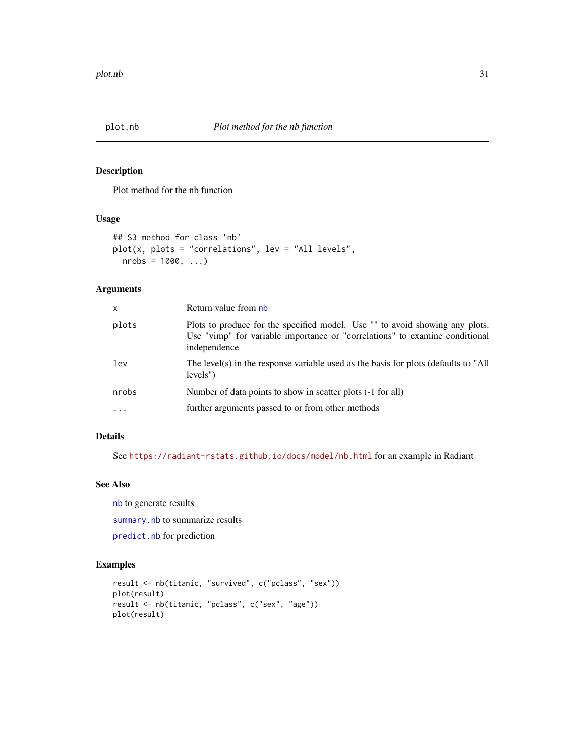# plot.nb — *Plot method for the nb function*

## Description

Plot method for the nb function

## Usage

```
## S3 method for class 'nb'
plot(x, plots = "correlations", lev = "All levels",
  nrobs = 1000, ...)
```

## Arguments

| | |
|---|---|
| x | Return value from nb |
| plots | Plots to produce for the specified model. Use "" to avoid showing any plots. Use "vimp" for variable importance or "correlations" to examine conditional independence |
| lev | The level(s) in the response variable used as the basis for plots (defaults to "All levels") |
| nrobs | Number of data points to show in scatter plots (-1 for all) |
| ... | further arguments passed to or from other methods |

## Details

See https://radiant-rstats.github.io/docs/model/nb.html for an example in Radiant

## See Also

nb to generate results

summary.nb to summarize results

predict.nb for prediction

## Examples

```
result <- nb(titanic, "survived", c("pclass", "sex"))
plot(result)
result <- nb(titanic, "pclass", c("sex", "age"))
plot(result)
```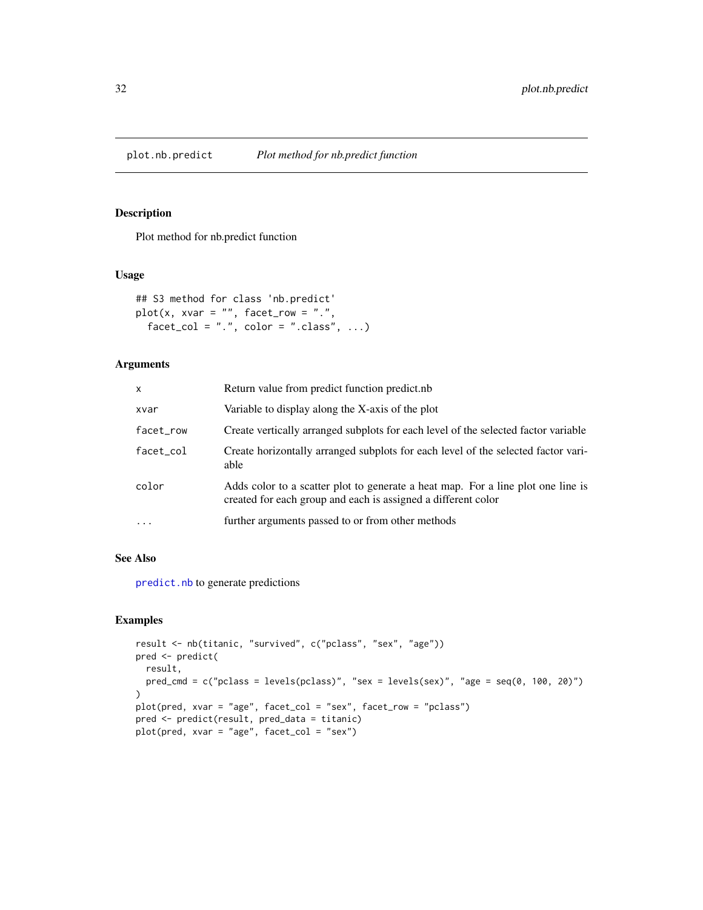# plot.nb.predict — *Plot method for nb.predict function*

## Description

Plot method for nb.predict function

## Usage

```
## S3 method for class 'nb.predict'
plot(x, xvar = "", facet_row = ".",
  facet_col = ".", color = ".class", ...)
```

## Arguments

| | |
|---|---|
| x | Return value from predict function predict.nb |
| xvar | Variable to display along the X-axis of the plot |
| facet_row | Create vertically arranged subplots for each level of the selected factor variable |
| facet_col | Create horizontally arranged subplots for each level of the selected factor variable |
| color | Adds color to a scatter plot to generate a heat map. For a line plot one line is created for each group and each is assigned a different color |
| ... | further arguments passed to or from other methods |

## See Also

predict.nb to generate predictions

## Examples

```
result <- nb(titanic, "survived", c("pclass", "sex", "age"))
pred <- predict(
  result,
  pred_cmd = c("pclass = levels(pclass)", "sex = levels(sex)", "age = seq(0, 100, 20)")
)
plot(pred, xvar = "age", facet_col = "sex", facet_row = "pclass")
pred <- predict(result, pred_data = titanic)
plot(pred, xvar = "age", facet_col = "sex")
```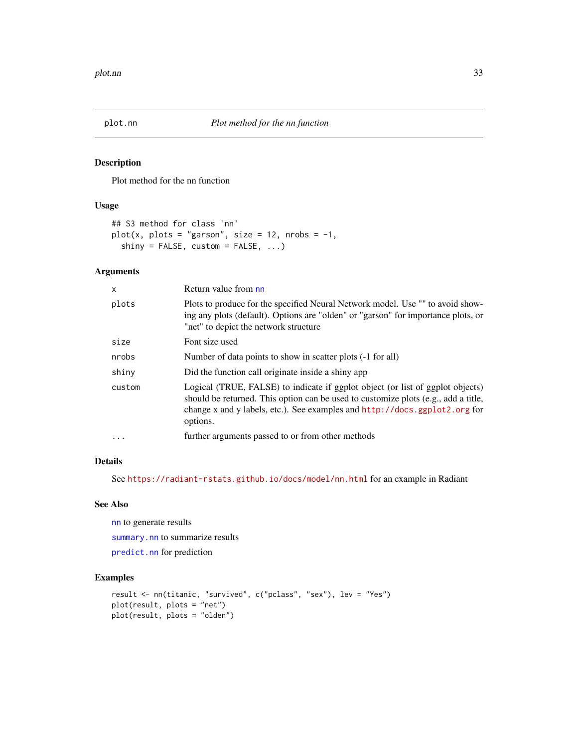plot.nn *Plot method for the nn function*

## Description

Plot method for the nn function

## Usage

```
## S3 method for class 'nn'
plot(x, plots = "garson", size = 12, nrobs = -1,
  shiny = FALSE, custom = FALSE, ...)
```

## Arguments

| | |
|---|---|
| x | Return value from nn |
| plots | Plots to produce for the specified Neural Network model. Use "" to avoid showing any plots (default). Options are "olden" or "garson" for importance plots, or "net" to depict the network structure |
| size | Font size used |
| nrobs | Number of data points to show in scatter plots (-1 for all) |
| shiny | Did the function call originate inside a shiny app |
| custom | Logical (TRUE, FALSE) to indicate if ggplot object (or list of ggplot objects) should be returned. This option can be used to customize plots (e.g., add a title, change x and y labels, etc.). See examples and http://docs.ggplot2.org for options. |
| ... | further arguments passed to or from other methods |

## Details

See https://radiant-rstats.github.io/docs/model/nn.html for an example in Radiant

## See Also

nn to generate results

summary.nn to summarize results

predict.nn for prediction

## Examples

```
result <- nn(titanic, "survived", c("pclass", "sex"), lev = "Yes")
plot(result, plots = "net")
plot(result, plots = "olden")
```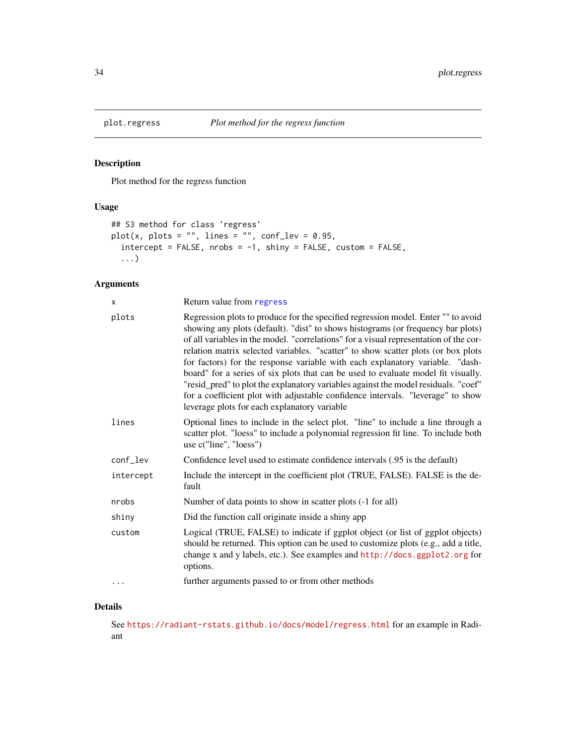# plot.regress

*Plot method for the regress function*

## Description

Plot method for the regress function

## Usage

```
## S3 method for class 'regress'
plot(x, plots = "", lines = "", conf_lev = 0.95,
  intercept = FALSE, nrobs = -1, shiny = FALSE, custom = FALSE,
  ...)
```

## Arguments

| | |
|---|---|
| x | Return value from regress |
| plots | Regression plots to produce for the specified regression model. Enter "" to avoid showing any plots (default). "dist" to shows histograms (or frequency bar plots) of all variables in the model. "correlations" for a visual representation of the correlation matrix selected variables. "scatter" to show scatter plots (or box plots for factors) for the response variable with each explanatory variable. "dashboard" for a series of six plots that can be used to evaluate model fit visually. "resid_pred" to plot the explanatory variables against the model residuals. "coef" for a coefficient plot with adjustable confidence intervals. "leverage" to show leverage plots for each explanatory variable |
| lines | Optional lines to include in the select plot. "line" to include a line through a scatter plot. "loess" to include a polynomial regression fit line. To include both use c("line", "loess") |
| conf_lev | Confidence level used to estimate confidence intervals (.95 is the default) |
| intercept | Include the intercept in the coefficient plot (TRUE, FALSE). FALSE is the default |
| nrobs | Number of data points to show in scatter plots (-1 for all) |
| shiny | Did the function call originate inside a shiny app |
| custom | Logical (TRUE, FALSE) to indicate if ggplot object (or list of ggplot objects) should be returned. This option can be used to customize plots (e.g., add a title, change x and y labels, etc.). See examples and http://docs.ggplot2.org for options. |
| ... | further arguments passed to or from other methods |

## Details

See https://radiant-rstats.github.io/docs/model/regress.html for an example in Radiant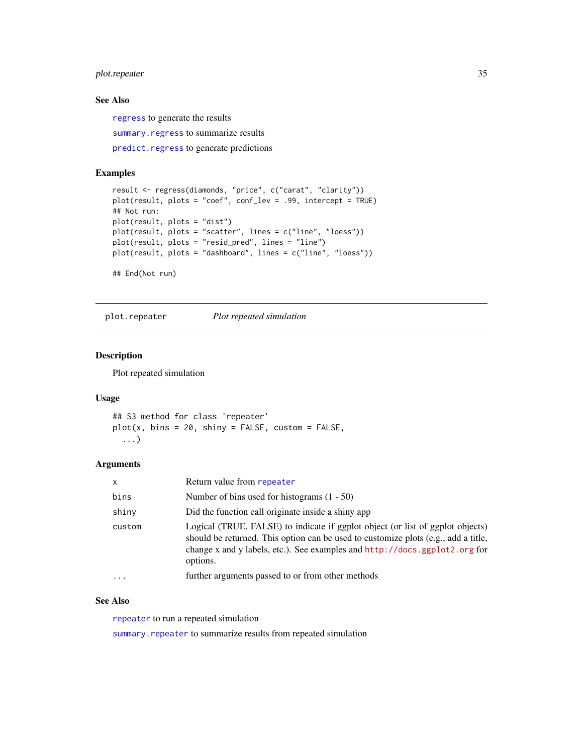### See Also

`regress` to generate the results

`summary.regress` to summarize results

`predict.regress` to generate predictions

### Examples

```
result <- regress(diamonds, "price", c("carat", "clarity"))
plot(result, plots = "coef", conf_lev = .99, intercept = TRUE)
## Not run:
plot(result, plots = "dist")
plot(result, plots = "scatter", lines = c("line", "loess"))
plot(result, plots = "resid_pred", lines = "line")
plot(result, plots = "dashboard", lines = c("line", "loess"))

## End(Not run)
```

---

## plot.repeater — *Plot repeated simulation*

---

### Description

Plot repeated simulation

### Usage

```
## S3 method for class 'repeater'
plot(x, bins = 20, shiny = FALSE, custom = FALSE,
  ...)
```

### Arguments

| | |
|---|---|
| x | Return value from `repeater` |
| bins | Number of bins used for histograms (1 - 50) |
| shiny | Did the function call originate inside a shiny app |
| custom | Logical (TRUE, FALSE) to indicate if ggplot object (or list of ggplot objects) should be returned. This option can be used to customize plots (e.g., add a title, change x and y labels, etc.). See examples and http://docs.ggplot2.org for options. |
| ... | further arguments passed to or from other methods |

### See Also

`repeater` to run a repeated simulation

`summary.repeater` to summarize results from repeated simulation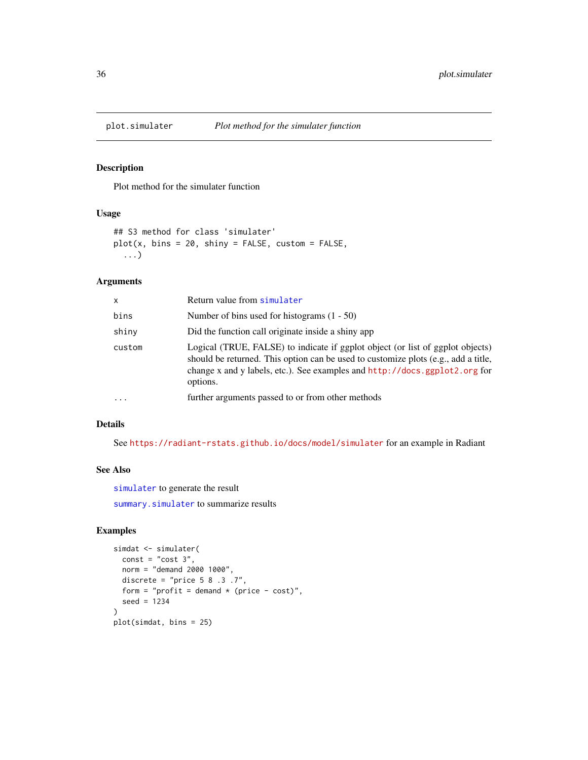plot.simulater *Plot method for the simulater function*

## Description

Plot method for the simulater function

## Usage

```
## S3 method for class 'simulater'
plot(x, bins = 20, shiny = FALSE, custom = FALSE,
  ...)
```

## Arguments

| | |
|---|---|
| x | Return value from simulater |
| bins | Number of bins used for histograms (1 - 50) |
| shiny | Did the function call originate inside a shiny app |
| custom | Logical (TRUE, FALSE) to indicate if ggplot object (or list of ggplot objects) should be returned. This option can be used to customize plots (e.g., add a title, change x and y labels, etc.). See examples and http://docs.ggplot2.org for options. |
| ... | further arguments passed to or from other methods |

## Details

See https://radiant-rstats.github.io/docs/model/simulater for an example in Radiant

## See Also

simulater to generate the result

summary.simulater to summarize results

## Examples

```
simdat <- simulater(
  const = "cost 3",
  norm = "demand 2000 1000",
  discrete = "price 5 8 .3 .7",
  form = "profit = demand * (price - cost)",
  seed = 1234
)
plot(simdat, bins = 25)
```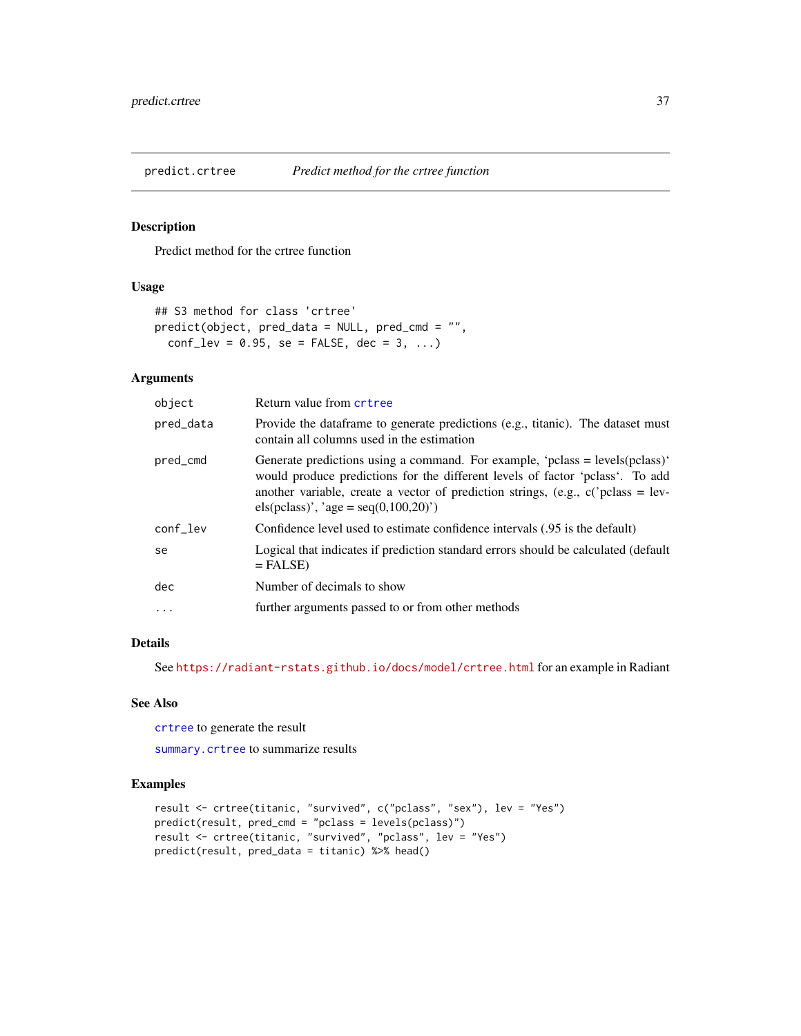## predict.crtree *Predict method for the crtree function*

### Description

Predict method for the crtree function

### Usage

```
## S3 method for class 'crtree'
predict(object, pred_data = NULL, pred_cmd = "",
  conf_lev = 0.95, se = FALSE, dec = 3, ...)
```

### Arguments

| | |
|---|---|
| `object` | Return value from `crtree` |
| `pred_data` | Provide the dataframe to generate predictions (e.g., titanic). The dataset must contain all columns used in the estimation |
| `pred_cmd` | Generate predictions using a command. For example, 'pclass = levels(pclass)' would produce predictions for the different levels of factor 'pclass'. To add another variable, create a vector of prediction strings, (e.g., c('pclass = levels(pclass)', 'age = seq(0,100,20)') |
| `conf_lev` | Confidence level used to estimate confidence intervals (.95 is the default) |
| `se` | Logical that indicates if prediction standard errors should be calculated (default = FALSE) |
| `dec` | Number of decimals to show |
| `...` | further arguments passed to or from other methods |

### Details

See https://radiant-rstats.github.io/docs/model/crtree.html for an example in Radiant

### See Also

`crtree` to generate the result

`summary.crtree` to summarize results

### Examples

```
result <- crtree(titanic, "survived", c("pclass", "sex"), lev = "Yes")
predict(result, pred_cmd = "pclass = levels(pclass)")
result <- crtree(titanic, "survived", "pclass", lev = "Yes")
predict(result, pred_data = titanic) %>% head()
```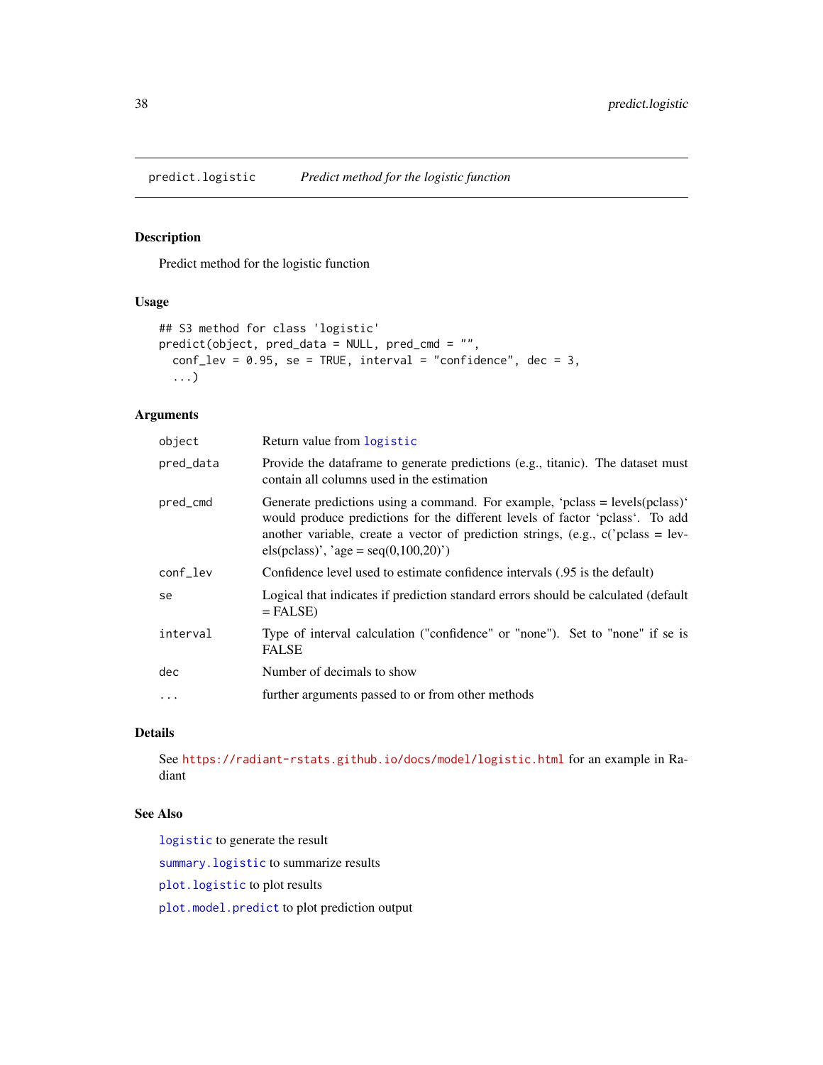predict.logistic *Predict method for the logistic function*

## Description

Predict method for the logistic function

## Usage

```
## S3 method for class 'logistic'
predict(object, pred_data = NULL, pred_cmd = "",
  conf_lev = 0.95, se = TRUE, interval = "confidence", dec = 3,
  ...)
```

## Arguments

| | |
|---|---|
| object | Return value from logistic |
| pred_data | Provide the dataframe to generate predictions (e.g., titanic). The dataset must contain all columns used in the estimation |
| pred_cmd | Generate predictions using a command. For example, 'pclass = levels(pclass)' would produce predictions for the different levels of factor 'pclass'. To add another variable, create a vector of prediction strings, (e.g., c('pclass = levels(pclass)', 'age = seq(0,100,20)') |
| conf_lev | Confidence level used to estimate confidence intervals (.95 is the default) |
| se | Logical that indicates if prediction standard errors should be calculated (default = FALSE) |
| interval | Type of interval calculation ("confidence" or "none"). Set to "none" if se is FALSE |
| dec | Number of decimals to show |
| ... | further arguments passed to or from other methods |

## Details

See https://radiant-rstats.github.io/docs/model/logistic.html for an example in Radiant

## See Also

logistic to generate the result

summary.logistic to summarize results

plot.logistic to plot results

plot.model.predict to plot prediction output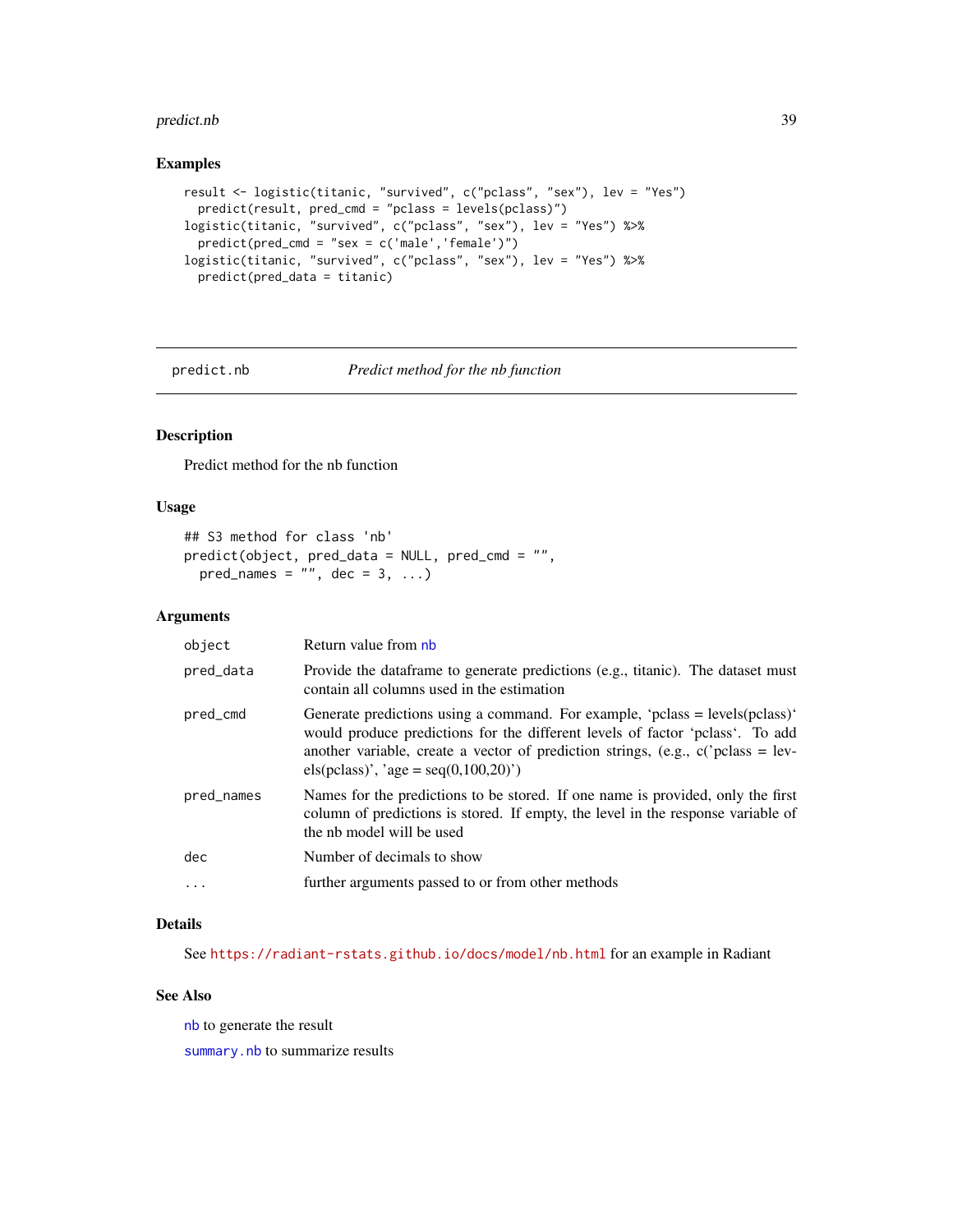## Examples

```
result <- logistic(titanic, "survived", c("pclass", "sex"), lev = "Yes")
  predict(result, pred_cmd = "pclass = levels(pclass)")
logistic(titanic, "survived", c("pclass", "sex"), lev = "Yes") %>%
  predict(pred_cmd = "sex = c('male','female')")
logistic(titanic, "survived", c("pclass", "sex"), lev = "Yes") %>%
  predict(pred_data = titanic)
```

---

`predict.nb` *Predict method for the nb function*

---

## Description

Predict method for the nb function

## Usage

```
## S3 method for class 'nb'
predict(object, pred_data = NULL, pred_cmd = "",
  pred_names = "", dec = 3, ...)
```

## Arguments

| | |
|---|---|
| object | Return value from nb |
| pred_data | Provide the dataframe to generate predictions (e.g., titanic). The dataset must contain all columns used in the estimation |
| pred_cmd | Generate predictions using a command. For example, 'pclass = levels(pclass)' would produce predictions for the different levels of factor 'pclass'. To add another variable, create a vector of prediction strings, (e.g., c('pclass = levels(pclass)', 'age = seq(0,100,20)') |
| pred_names | Names for the predictions to be stored. If one name is provided, only the first column of predictions is stored. If empty, the level in the response variable of the nb model will be used |
| dec | Number of decimals to show |
| ... | further arguments passed to or from other methods |

## Details

See https://radiant-rstats.github.io/docs/model/nb.html for an example in Radiant

## See Also

nb to generate the result

summary.nb to summarize results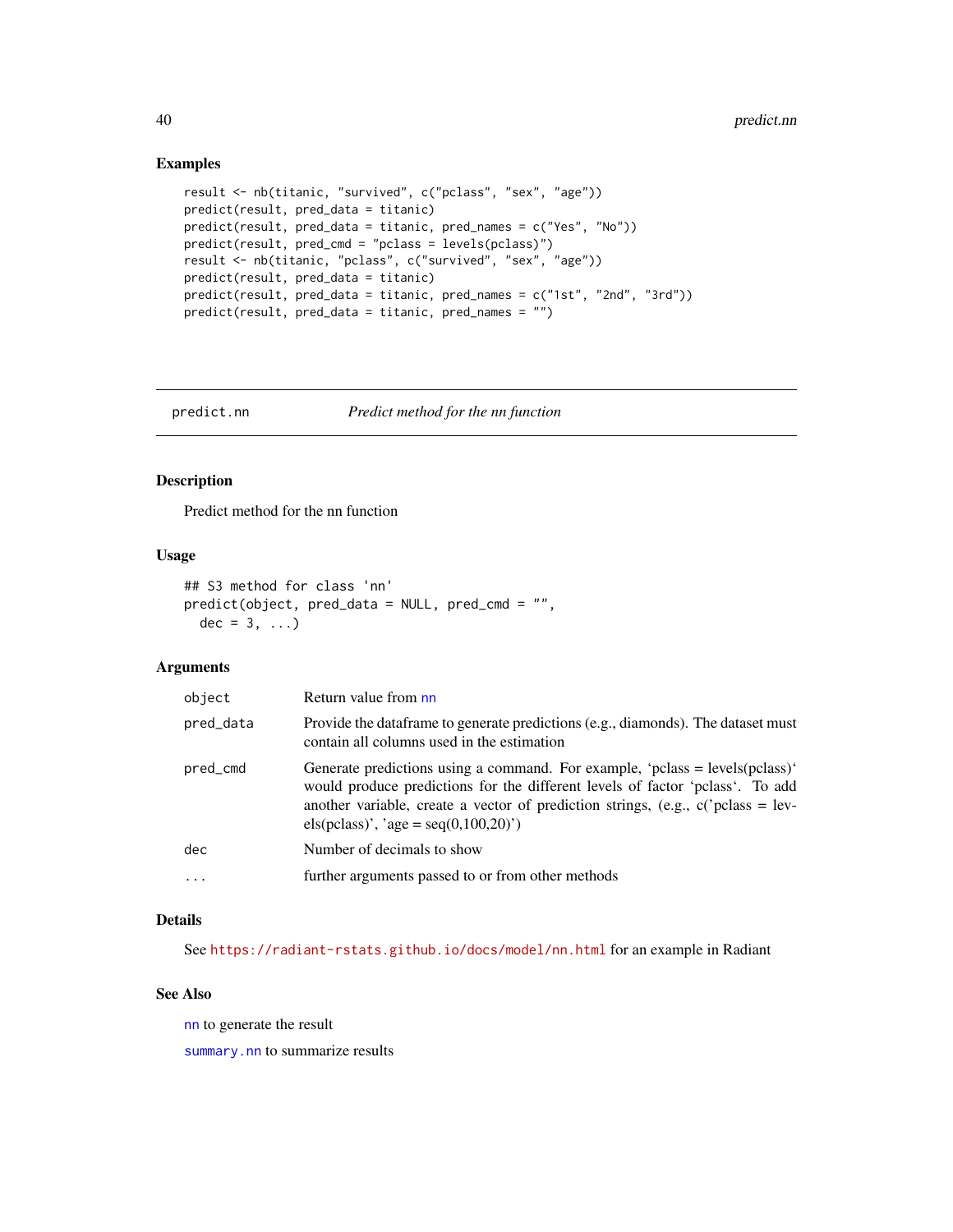## Examples

```
result <- nb(titanic, "survived", c("pclass", "sex", "age"))
predict(result, pred_data = titanic)
predict(result, pred_data = titanic, pred_names = c("Yes", "No"))
predict(result, pred_cmd = "pclass = levels(pclass)")
result <- nb(titanic, "pclass", c("survived", "sex", "age"))
predict(result, pred_data = titanic)
predict(result, pred_data = titanic, pred_names = c("1st", "2nd", "3rd"))
predict(result, pred_data = titanic, pred_names = "")
```

---

# predict.nn — *Predict method for the nn function*

---

## Description

Predict method for the nn function

## Usage

```
## S3 method for class 'nn'
predict(object, pred_data = NULL, pred_cmd = "",
  dec = 3, ...)
```

## Arguments

| Argument | Description |
|---|---|
| `object` | Return value from nn |
| `pred_data` | Provide the dataframe to generate predictions (e.g., diamonds). The dataset must contain all columns used in the estimation |
| `pred_cmd` | Generate predictions using a command. For example, 'pclass = levels(pclass)' would produce predictions for the different levels of factor 'pclass'. To add another variable, create a vector of prediction strings, (e.g., c('pclass = levels(pclass)', 'age = seq(0,100,20)') |
| `dec` | Number of decimals to show |
| `...` | further arguments passed to or from other methods |

## Details

See https://radiant-rstats.github.io/docs/model/nn.html for an example in Radiant

## See Also

nn to generate the result

summary.nn to summarize results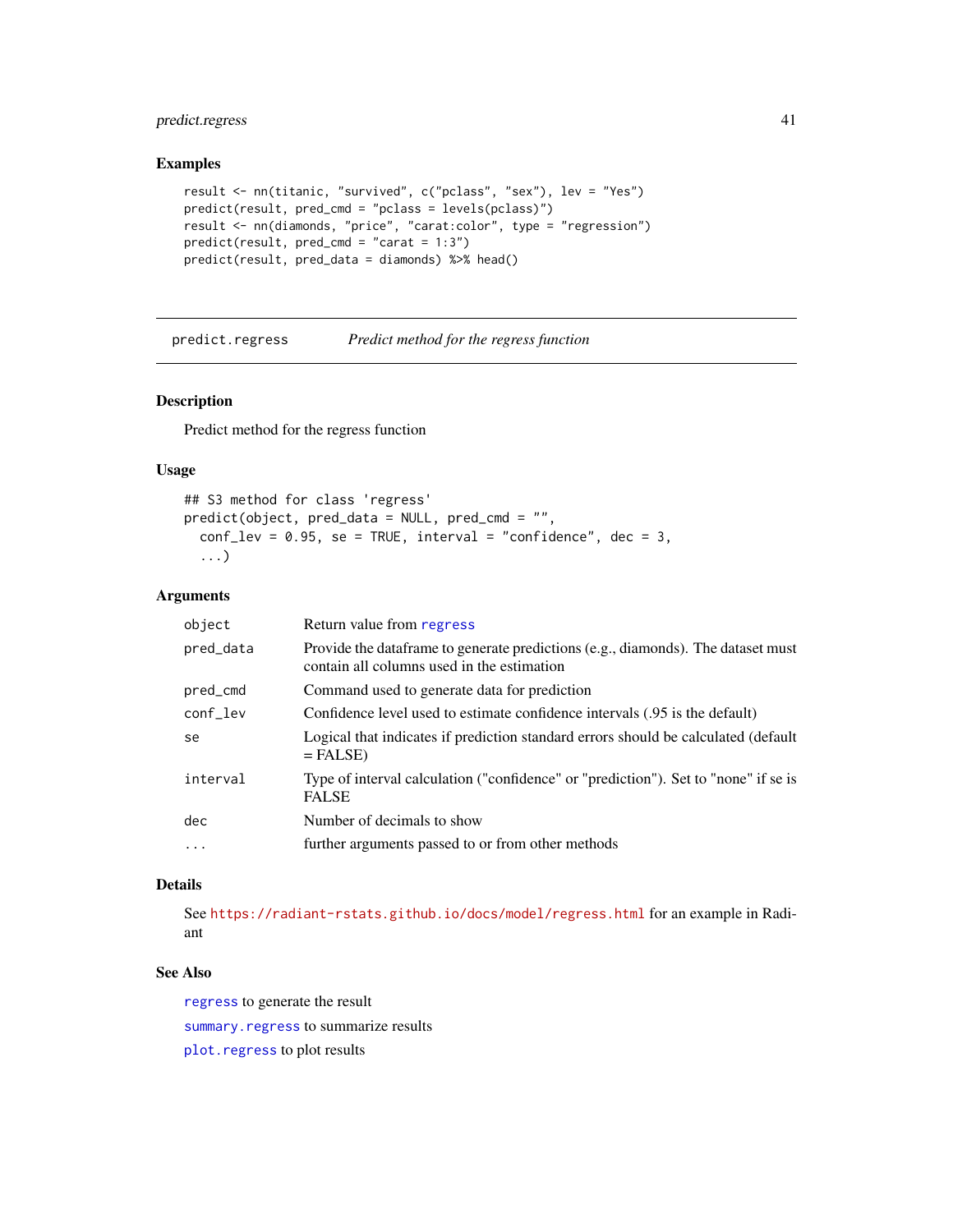## Examples

```
result <- nn(titanic, "survived", c("pclass", "sex"), lev = "Yes")
predict(result, pred_cmd = "pclass = levels(pclass)")
result <- nn(diamonds, "price", "carat:color", type = "regression")
predict(result, pred_cmd = "carat = 1:3")
predict(result, pred_data = diamonds) %>% head()
```

---

# predict.regress *Predict method for the regress function*

---

## Description

Predict method for the regress function

## Usage

```
## S3 method for class 'regress'
predict(object, pred_data = NULL, pred_cmd = "",
  conf_lev = 0.95, se = TRUE, interval = "confidence", dec = 3,
  ...)
```

## Arguments

| | |
|---|---|
| object | Return value from regress |
| pred_data | Provide the dataframe to generate predictions (e.g., diamonds). The dataset must contain all columns used in the estimation |
| pred_cmd | Command used to generate data for prediction |
| conf_lev | Confidence level used to estimate confidence intervals (.95 is the default) |
| se | Logical that indicates if prediction standard errors should be calculated (default = FALSE) |
| interval | Type of interval calculation ("confidence" or "prediction"). Set to "none" if se is FALSE |
| dec | Number of decimals to show |
| ... | further arguments passed to or from other methods |

## Details

See https://radiant-rstats.github.io/docs/model/regress.html for an example in Radiant

## See Also

regress to generate the result

summary.regress to summarize results

plot.regress to plot results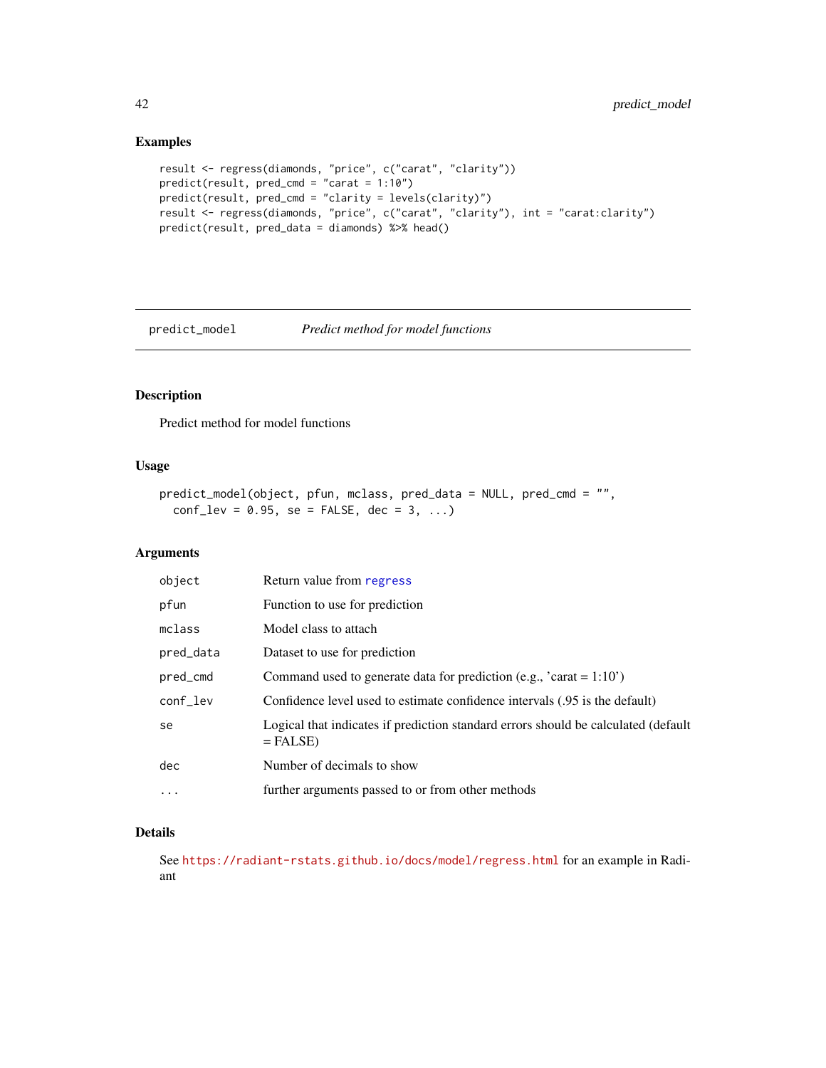## Examples

```
result <- regress(diamonds, "price", c("carat", "clarity"))
predict(result, pred_cmd = "carat = 1:10")
predict(result, pred_cmd = "clarity = levels(clarity)")
result <- regress(diamonds, "price", c("carat", "clarity"), int = "carat:clarity")
predict(result, pred_data = diamonds) %>% head()
```

---

# predict_model — *Predict method for model functions*

---

## Description

Predict method for model functions

## Usage

```
predict_model(object, pfun, mclass, pred_data = NULL, pred_cmd = "",
  conf_lev = 0.95, se = FALSE, dec = 3, ...)
```

## Arguments

| | |
|---|---|
| object | Return value from regress |
| pfun | Function to use for prediction |
| mclass | Model class to attach |
| pred_data | Dataset to use for prediction |
| pred_cmd | Command used to generate data for prediction (e.g., 'carat = 1:10') |
| conf_lev | Confidence level used to estimate confidence intervals (.95 is the default) |
| se | Logical that indicates if prediction standard errors should be calculated (default = FALSE) |
| dec | Number of decimals to show |
| ... | further arguments passed to or from other methods |

## Details

See https://radiant-rstats.github.io/docs/model/regress.html for an example in Radiant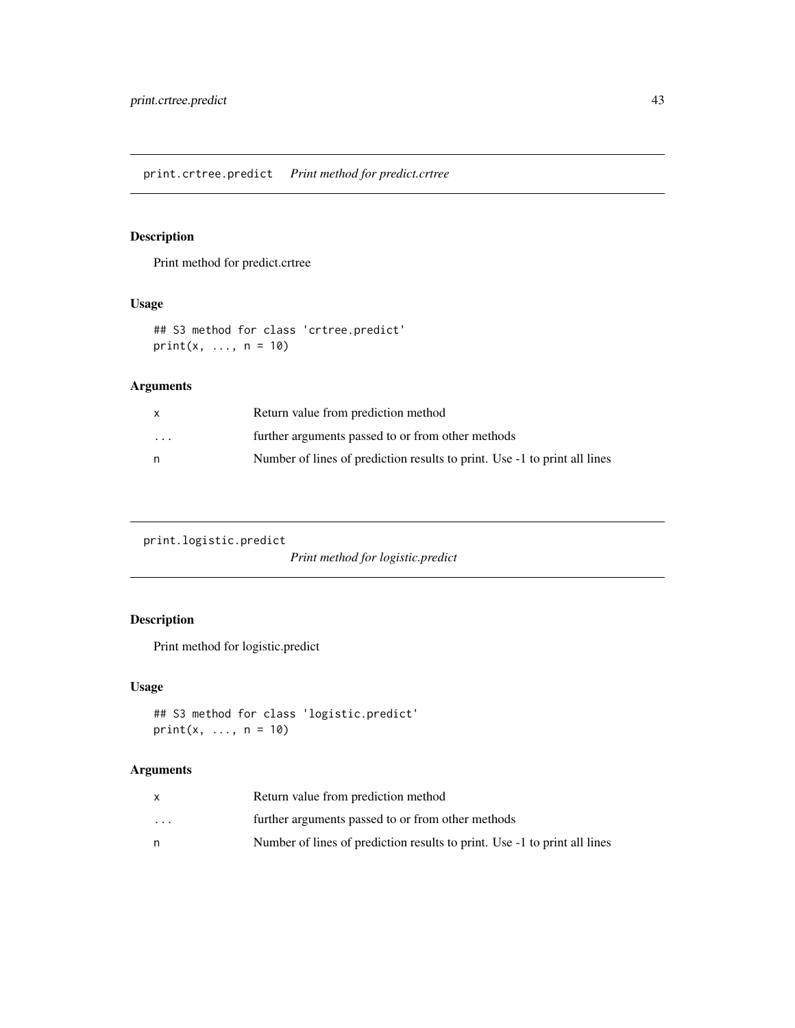## print.crtree.predict *Print method for predict.crtree*

### Description

Print method for predict.crtree

### Usage

```
## S3 method for class 'crtree.predict'
print(x, ..., n = 10)
```

### Arguments

| | |
|---|---|
| x | Return value from prediction method |
| ... | further arguments passed to or from other methods |
| n | Number of lines of prediction results to print. Use -1 to print all lines |

## print.logistic.predict *Print method for logistic.predict*

### Description

Print method for logistic.predict

### Usage

```
## S3 method for class 'logistic.predict'
print(x, ..., n = 10)
```

### Arguments

| | |
|---|---|
| x | Return value from prediction method |
| ... | further arguments passed to or from other methods |
| n | Number of lines of prediction results to print. Use -1 to print all lines |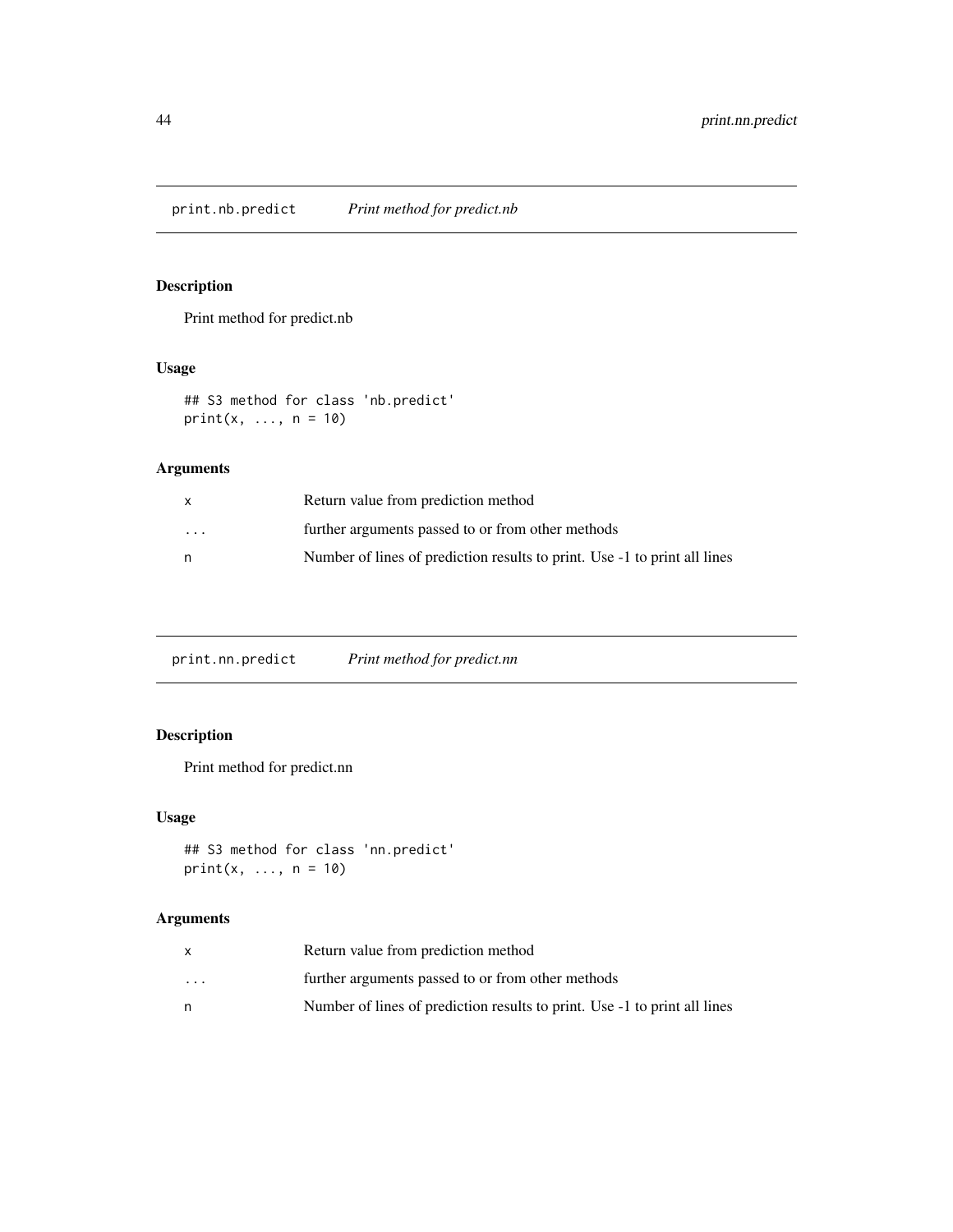## print.nb.predict *Print method for predict.nb*

### Description

Print method for predict.nb

### Usage

```
## S3 method for class 'nb.predict'
print(x, ..., n = 10)
```

### Arguments

| | |
|---|---|
| x | Return value from prediction method |
| ... | further arguments passed to or from other methods |
| n | Number of lines of prediction results to print. Use -1 to print all lines |

## print.nn.predict *Print method for predict.nn*

### Description

Print method for predict.nn

### Usage

```
## S3 method for class 'nn.predict'
print(x, ..., n = 10)
```

### Arguments

| | |
|---|---|
| x | Return value from prediction method |
| ... | further arguments passed to or from other methods |
| n | Number of lines of prediction results to print. Use -1 to print all lines |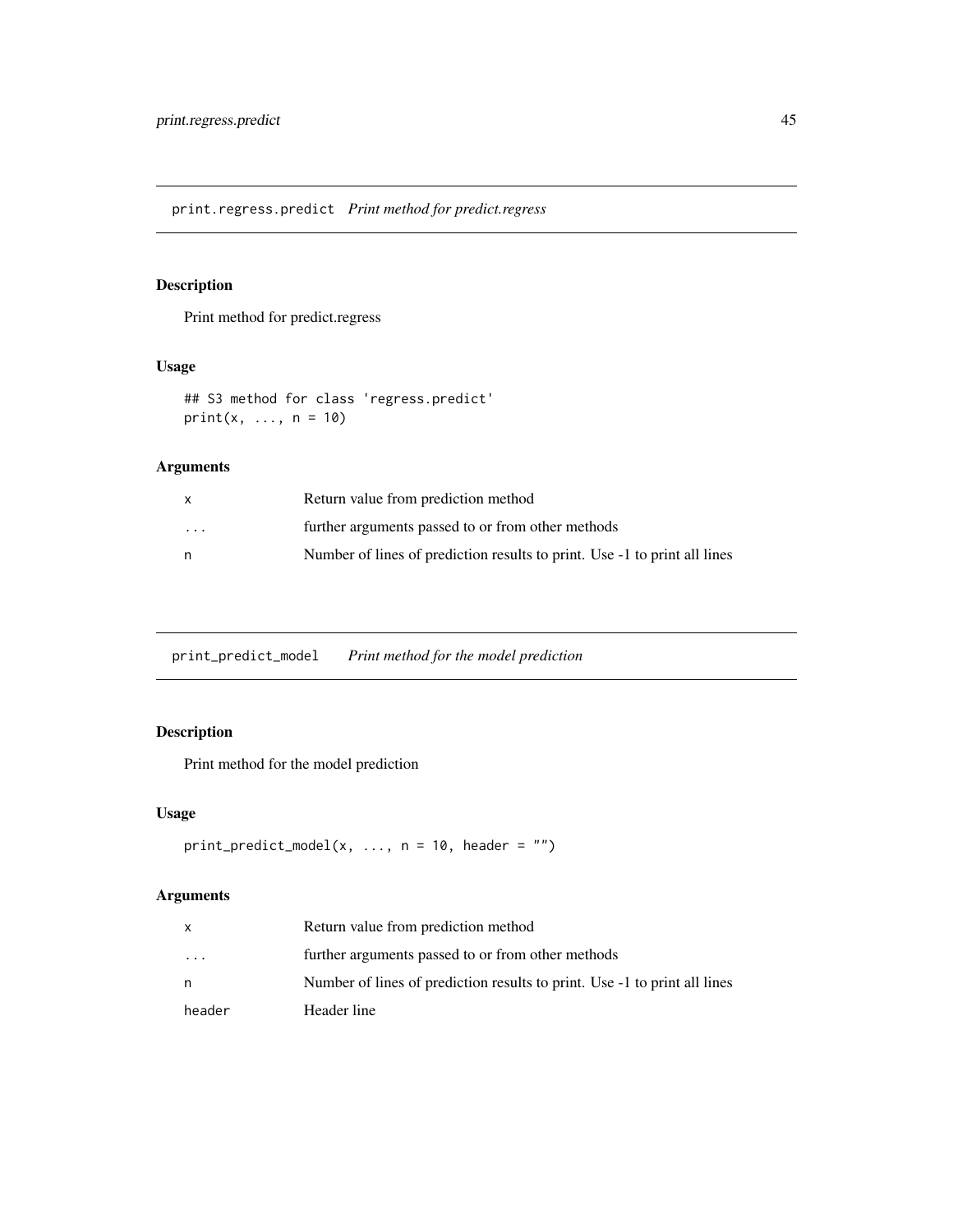## print.regress.predict *Print method for predict.regress*

### Description

Print method for predict.regress

### Usage

```
## S3 method for class 'regress.predict'
print(x, ..., n = 10)
```

### Arguments

| | |
|---|---|
| x | Return value from prediction method |
| ... | further arguments passed to or from other methods |
| n | Number of lines of prediction results to print. Use -1 to print all lines |

## print_predict_model *Print method for the model prediction*

### Description

Print method for the model prediction

### Usage

```
print_predict_model(x, ..., n = 10, header = "")
```

### Arguments

| | |
|---|---|
| x | Return value from prediction method |
| ... | further arguments passed to or from other methods |
| n | Number of lines of prediction results to print. Use -1 to print all lines |
| header | Header line |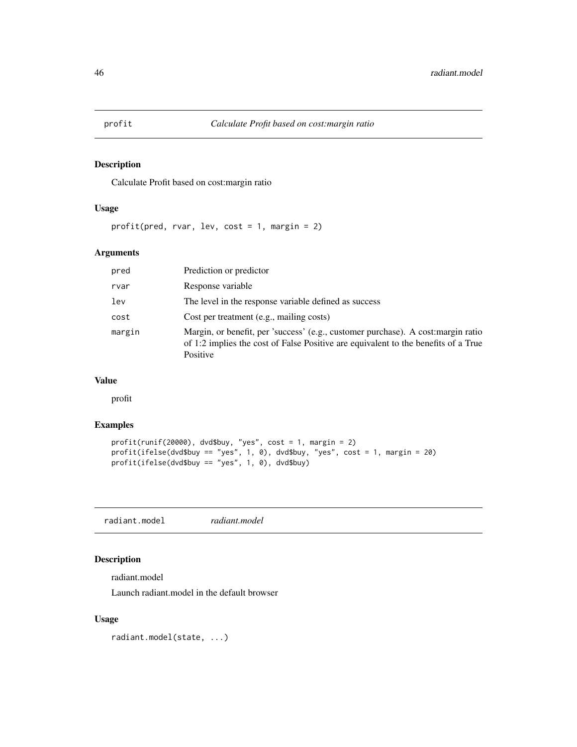## profit — *Calculate Profit based on cost:margin ratio*

### Description

Calculate Profit based on cost:margin ratio

### Usage

```
profit(pred, rvar, lev, cost = 1, margin = 2)
```

### Arguments

| | |
|---|---|
| pred | Prediction or predictor |
| rvar | Response variable |
| lev | The level in the response variable defined as success |
| cost | Cost per treatment (e.g., mailing costs) |
| margin | Margin, or benefit, per 'success' (e.g., customer purchase). A cost:margin ratio of 1:2 implies the cost of False Positive are equivalent to the benefits of a True Positive |

### Value

profit

### Examples

```
profit(runif(20000), dvd$buy, "yes", cost = 1, margin = 2)
profit(ifelse(dvd$buy == "yes", 1, 0), dvd$buy, "yes", cost = 1, margin = 20)
profit(ifelse(dvd$buy == "yes", 1, 0), dvd$buy)
```

## radiant.model — *radiant.model*

### Description

radiant.model

Launch radiant.model in the default browser

### Usage

```
radiant.model(state, ...)
```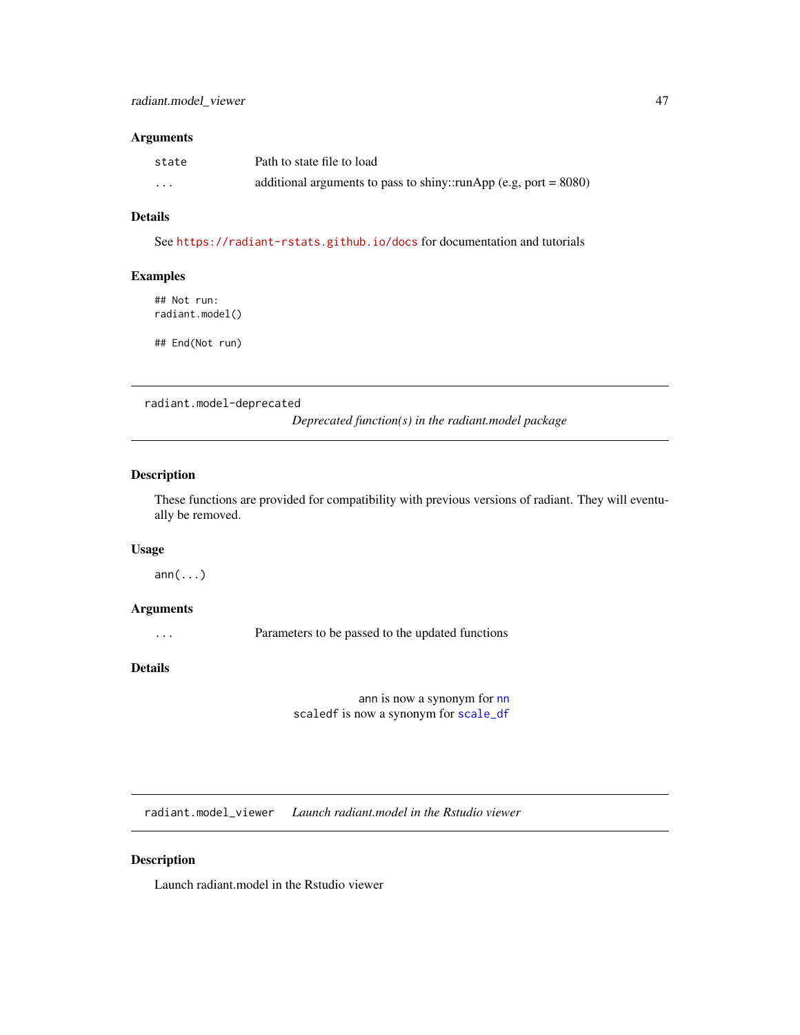### Arguments

| | |
|---|---|
| `state` | Path to state file to load |
| `...` | additional arguments to pass to shiny::runApp (e.g, port = 8080) |

### Details

See https://radiant-rstats.github.io/docs for documentation and tutorials

### Examples

```
## Not run:
radiant.model()

## End(Not run)
```

---

## radiant.model-deprecated — *Deprecated function(s) in the radiant.model package*

### Description

These functions are provided for compatibility with previous versions of radiant. They will eventually be removed.

### Usage

```
ann(...)
```

### Arguments

| | |
|---|---|
| `...` | Parameters to be passed to the updated functions |

### Details

ann is now a synonym for `nn`
`scaledf` is now a synonym for `scale_df`

---

## radiant.model_viewer — *Launch radiant.model in the Rstudio viewer*

### Description

Launch radiant.model in the Rstudio viewer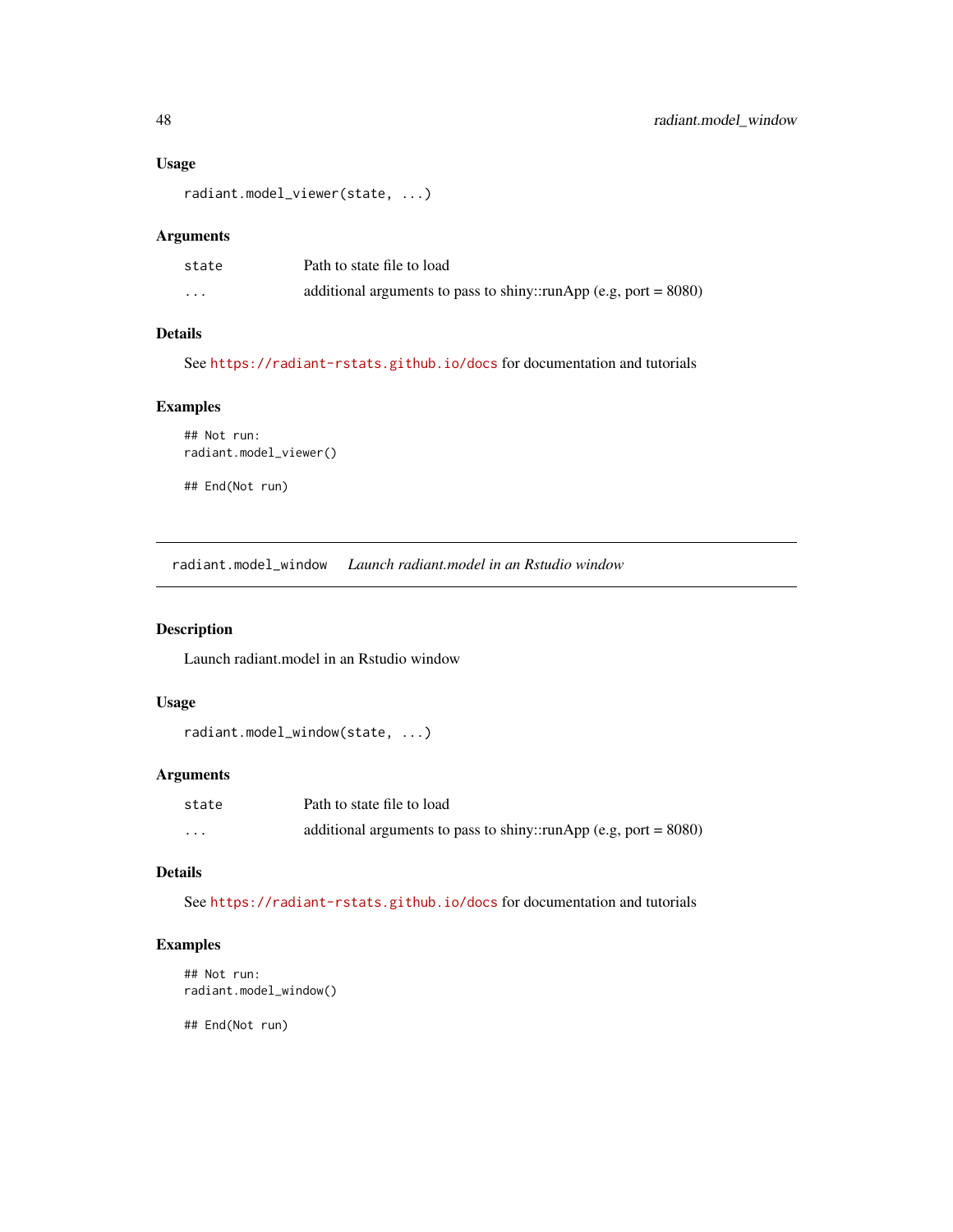### Usage

```
radiant.model_viewer(state, ...)
```

### Arguments

| | |
|---|---|
| state | Path to state file to load |
| ... | additional arguments to pass to shiny::runApp (e.g, port = 8080) |

### Details

See https://radiant-rstats.github.io/docs for documentation and tutorials

### Examples

```
## Not run:
radiant.model_viewer()

## End(Not run)
```

---

## radiant.model_window *Launch radiant.model in an Rstudio window*

### Description

Launch radiant.model in an Rstudio window

### Usage

```
radiant.model_window(state, ...)
```

### Arguments

| | |
|---|---|
| state | Path to state file to load |
| ... | additional arguments to pass to shiny::runApp (e.g, port = 8080) |

### Details

See https://radiant-rstats.github.io/docs for documentation and tutorials

### Examples

```
## Not run:
radiant.model_window()

## End(Not run)
```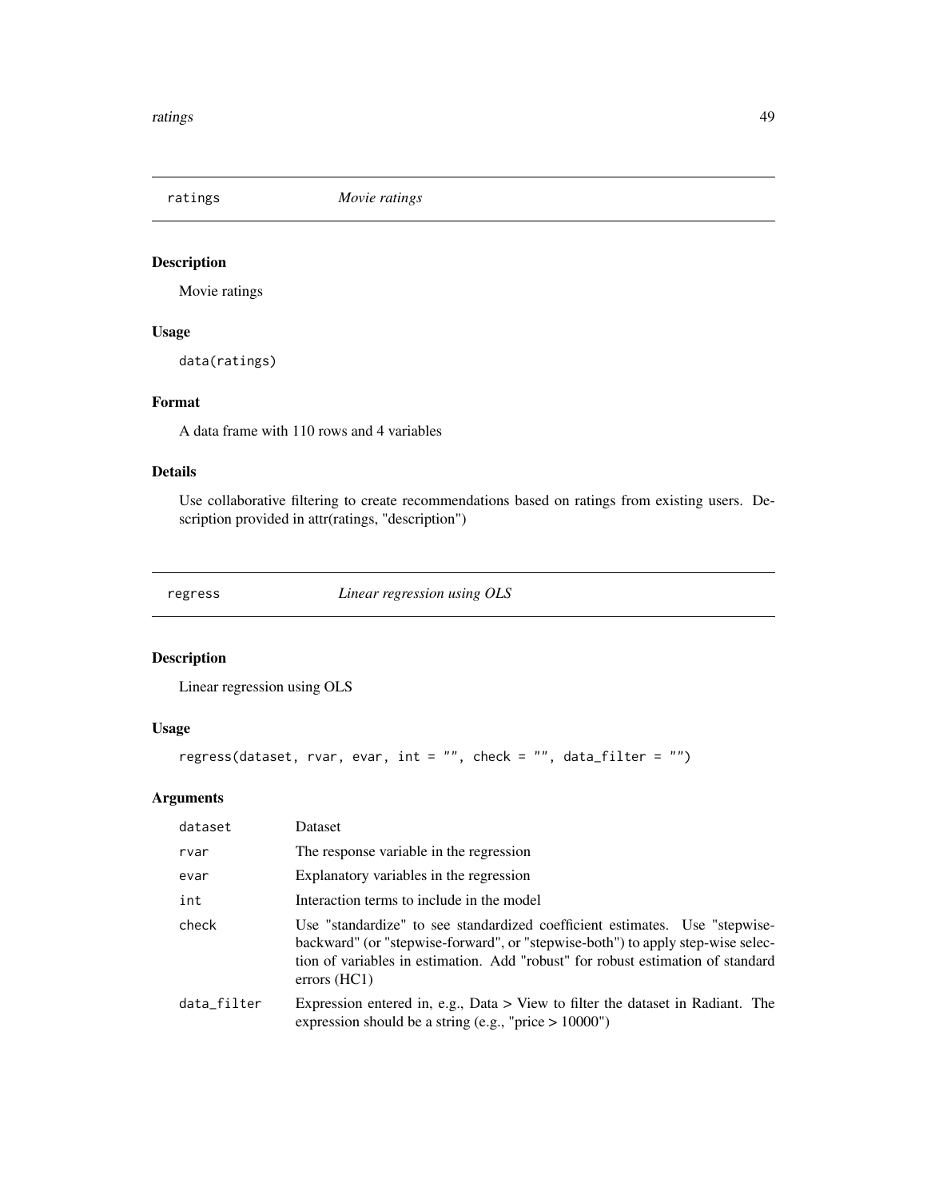## ratings *Movie ratings*

### Description

Movie ratings

### Usage

```
data(ratings)
```

### Format

A data frame with 110 rows and 4 variables

### Details

Use collaborative filtering to create recommendations based on ratings from existing users. Description provided in attr(ratings, "description")

## regress *Linear regression using OLS*

### Description

Linear regression using OLS

### Usage

```
regress(dataset, rvar, evar, int = "", check = "", data_filter = "")
```

### Arguments

| | |
|---|---|
| dataset | Dataset |
| rvar | The response variable in the regression |
| evar | Explanatory variables in the regression |
| int | Interaction terms to include in the model |
| check | Use "standardize" to see standardized coefficient estimates. Use "stepwise-backward" (or "stepwise-forward", or "stepwise-both") to apply step-wise selection of variables in estimation. Add "robust" for robust estimation of standard errors (HC1) |
| data_filter | Expression entered in, e.g., Data > View to filter the dataset in Radiant. The expression should be a string (e.g., "price > 10000") |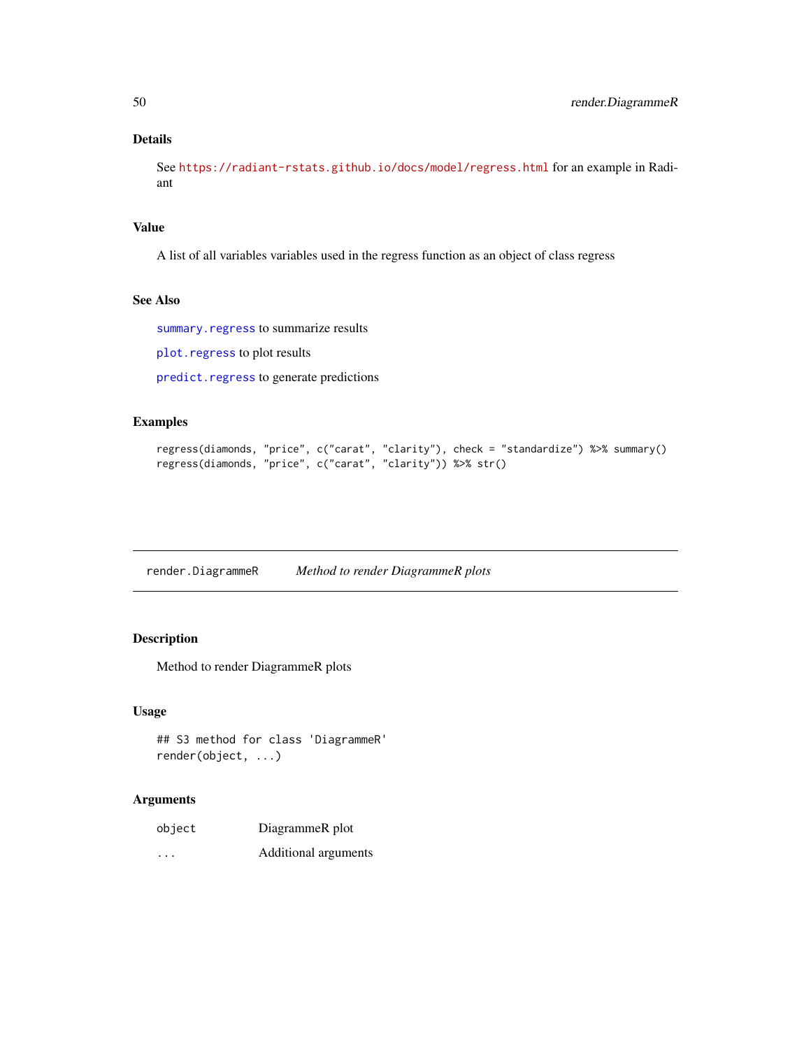### Details

See https://radiant-rstats.github.io/docs/model/regress.html for an example in Radiant

### Value

A list of all variables variables used in the regress function as an object of class regress

### See Also

`summary.regress` to summarize results

`plot.regress` to plot results

`predict.regress` to generate predictions

### Examples

```
regress(diamonds, "price", c("carat", "clarity"), check = "standardize") %>% summary()
regress(diamonds, "price", c("carat", "clarity")) %>% str()
```

---

## render.DiagrammeR    *Method to render DiagrammeR plots*

---

### Description

Method to render DiagrammeR plots

### Usage

```
## S3 method for class 'DiagrammeR'
render(object, ...)
```

### Arguments

| | |
|---|---|
| `object` | DiagrammeR plot |
| `...` | Additional arguments |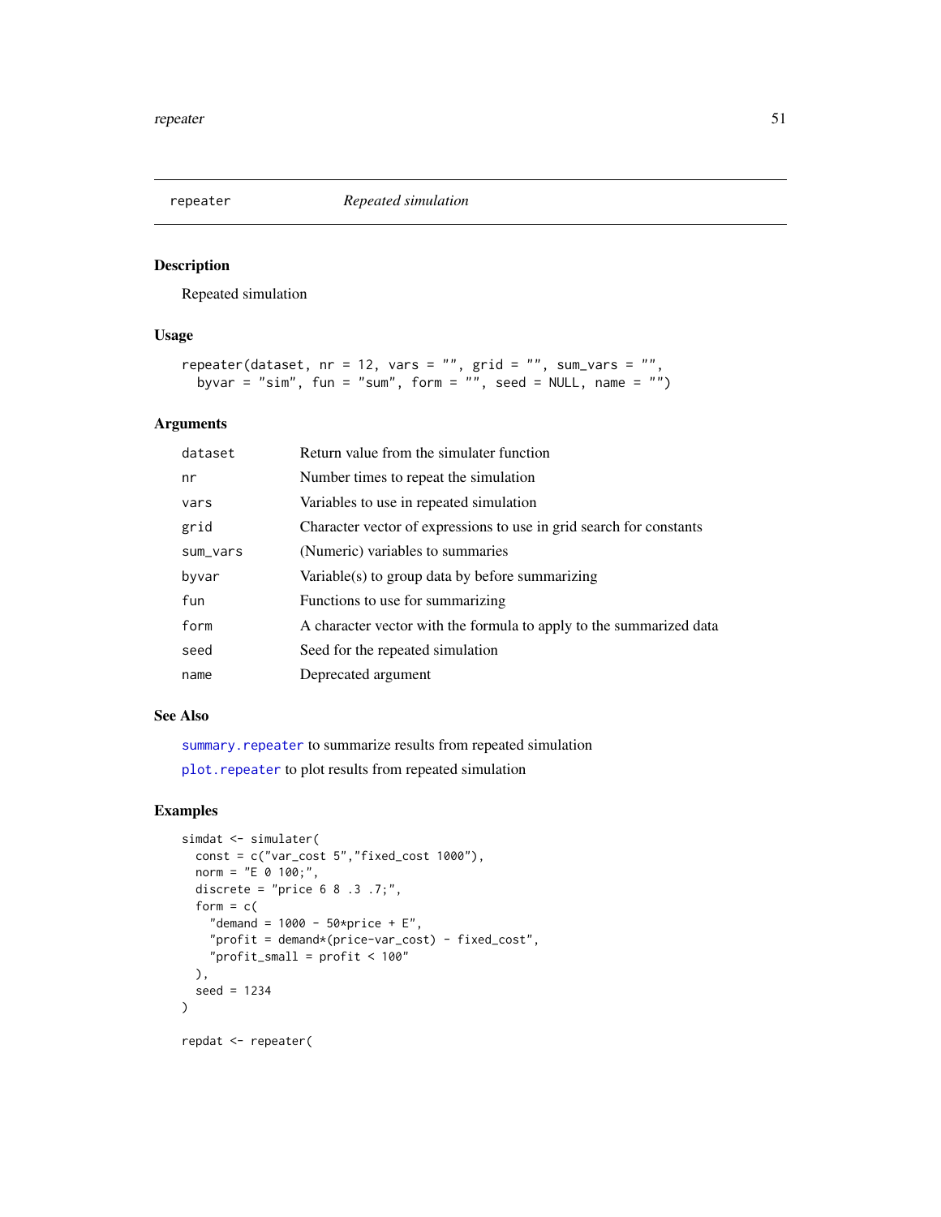## repeater *Repeated simulation*

### Description

Repeated simulation

### Usage

```
repeater(dataset, nr = 12, vars = "", grid = "", sum_vars = "",
  byvar = "sim", fun = "sum", form = "", seed = NULL, name = "")
```

### Arguments

| | |
|---|---|
| dataset | Return value from the simulater function |
| nr | Number times to repeat the simulation |
| vars | Variables to use in repeated simulation |
| grid | Character vector of expressions to use in grid search for constants |
| sum_vars | (Numeric) variables to summaries |
| byvar | Variable(s) to group data by before summarizing |
| fun | Functions to use for summarizing |
| form | A character vector with the formula to apply to the summarized data |
| seed | Seed for the repeated simulation |
| name | Deprecated argument |

### See Also

summary.repeater to summarize results from repeated simulation

plot.repeater to plot results from repeated simulation

### Examples

```
simdat <- simulater(
  const = c("var_cost 5","fixed_cost 1000"),
  norm = "E 0 100;",
  discrete = "price 6 8 .3 .7;",
  form = c(
    "demand = 1000 - 50*price + E",
    "profit = demand*(price-var_cost) - fixed_cost",
    "profit_small = profit < 100"
  ),
  seed = 1234
)

repdat <- repeater(
```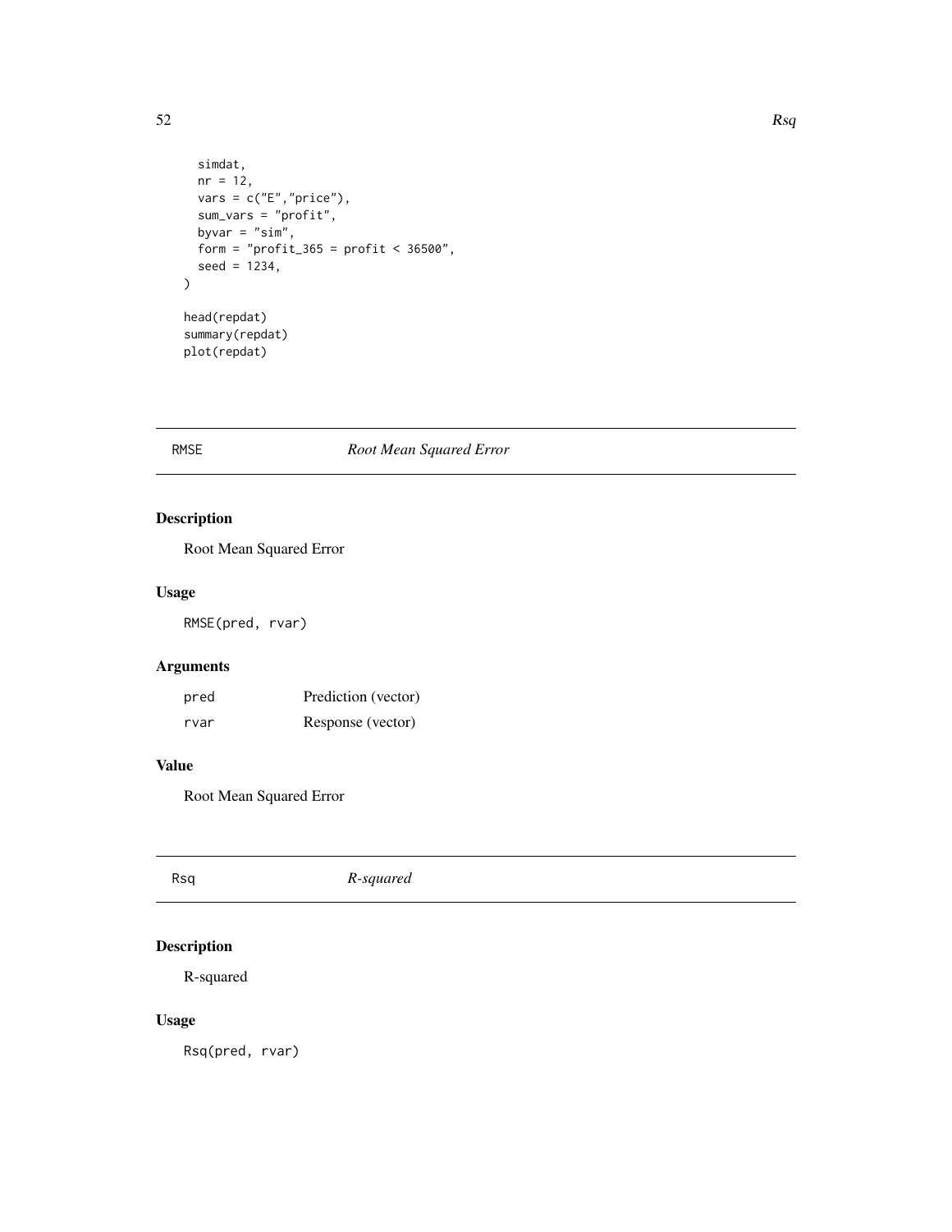```
  simdat,
  nr = 12,
  vars = c("E","price"),
  sum_vars = "profit",
  byvar = "sim",
  form = "profit_365 = profit < 36500",
  seed = 1234,
)

head(repdat)
summary(repdat)
plot(repdat)
```

---

## RMSE *Root Mean Squared Error*

### Description

Root Mean Squared Error

### Usage

```
RMSE(pred, rvar)
```

### Arguments

| | |
|---|---|
| `pred` | Prediction (vector) |
| `rvar` | Response (vector) |

### Value

Root Mean Squared Error

---

## Rsq *R-squared*

### Description

R-squared

### Usage

```
Rsq(pred, rvar)
```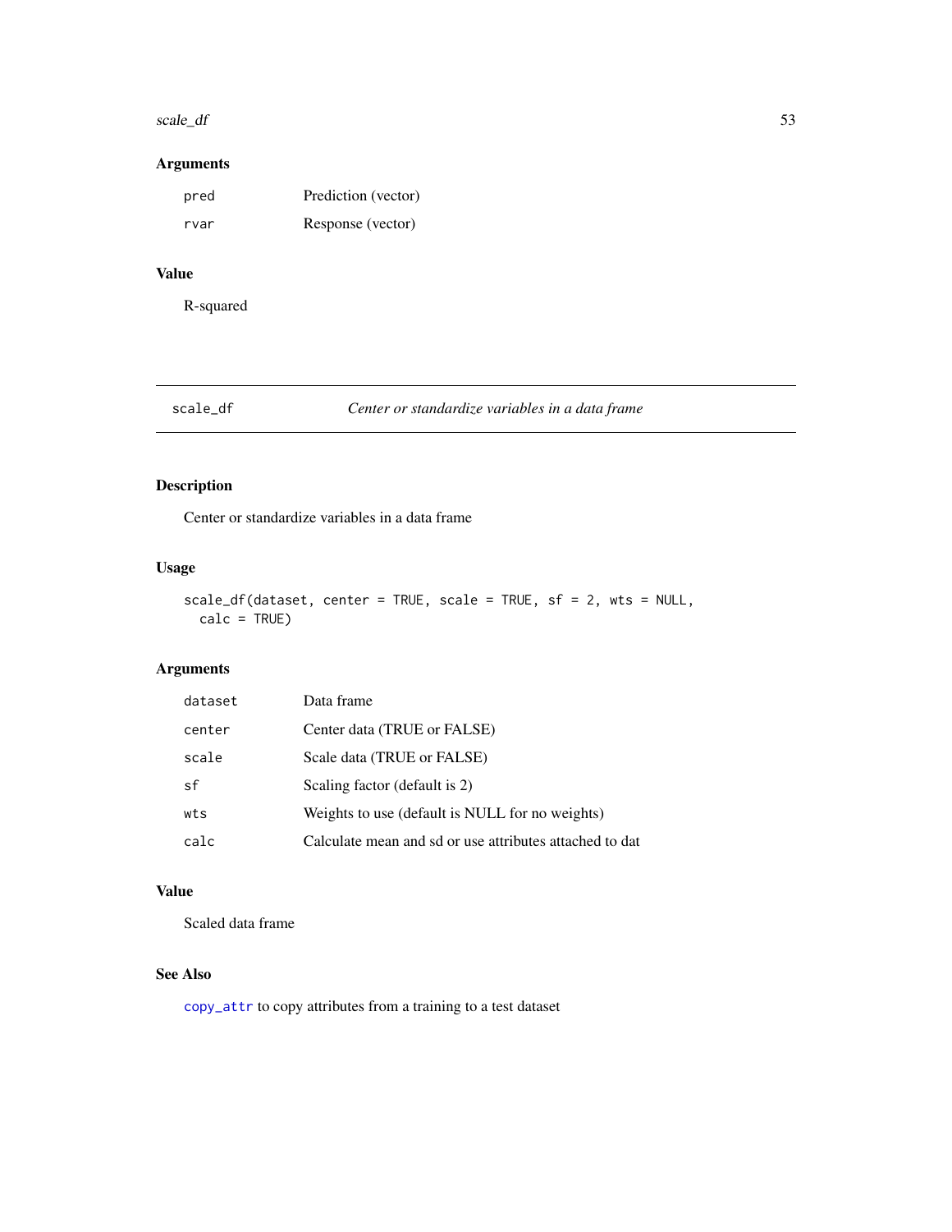## Arguments

| | |
|---|---|
| pred | Prediction (vector) |
| rvar | Response (vector) |

## Value

R-squared

---

# scale_df — *Center or standardize variables in a data frame*

---

## Description

Center or standardize variables in a data frame

## Usage

```
scale_df(dataset, center = TRUE, scale = TRUE, sf = 2, wts = NULL,
  calc = TRUE)
```

## Arguments

| | |
|---|---|
| dataset | Data frame |
| center | Center data (TRUE or FALSE) |
| scale | Scale data (TRUE or FALSE) |
| sf | Scaling factor (default is 2) |
| wts | Weights to use (default is NULL for no weights) |
| calc | Calculate mean and sd or use attributes attached to dat |

## Value

Scaled data frame

## See Also

copy_attr to copy attributes from a training to a test dataset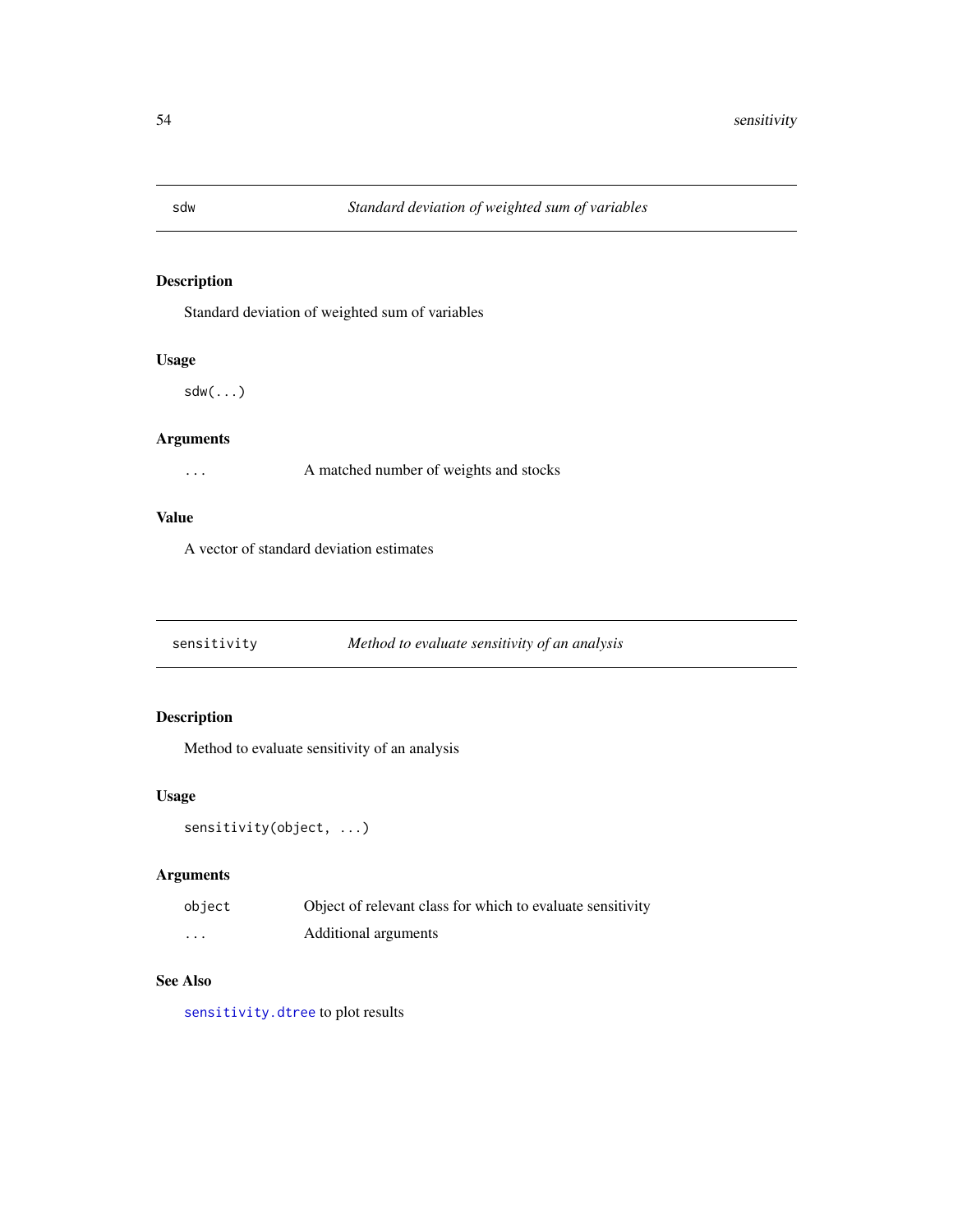## sdw — *Standard deviation of weighted sum of variables*

### Description

Standard deviation of weighted sum of variables

### Usage

```
sdw(...)
```

### Arguments

| | |
|---|---|
| `...` | A matched number of weights and stocks |

### Value

A vector of standard deviation estimates

## sensitivity — *Method to evaluate sensitivity of an analysis*

### Description

Method to evaluate sensitivity of an analysis

### Usage

```
sensitivity(object, ...)
```

### Arguments

| | |
|---|---|
| `object` | Object of relevant class for which to evaluate sensitivity |
| `...` | Additional arguments |

### See Also

`sensitivity.dtree` to plot results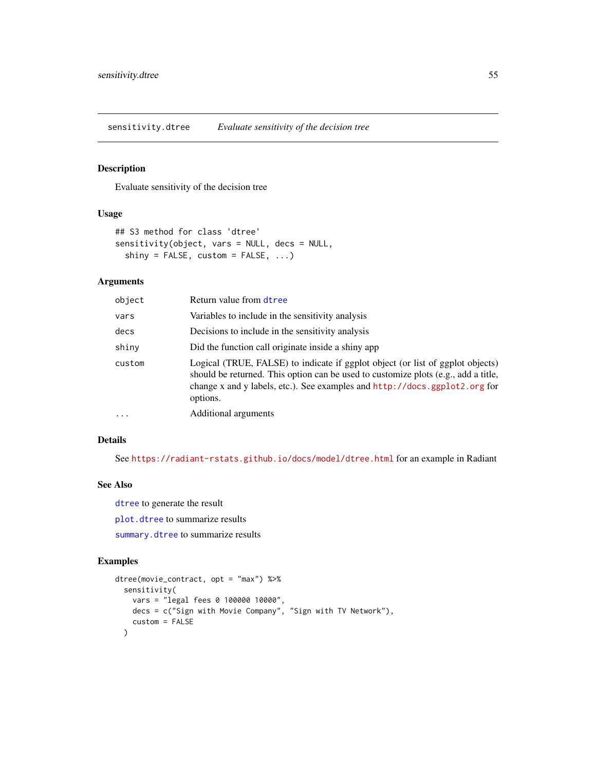## sensitivity.dtree *Evaluate sensitivity of the decision tree*

### Description

Evaluate sensitivity of the decision tree

### Usage

```
## S3 method for class 'dtree'
sensitivity(object, vars = NULL, decs = NULL,
  shiny = FALSE, custom = FALSE, ...)
```

### Arguments

| | |
|---|---|
| `object` | Return value from `dtree` |
| `vars` | Variables to include in the sensitivity analysis |
| `decs` | Decisions to include in the sensitivity analysis |
| `shiny` | Did the function call originate inside a shiny app |
| `custom` | Logical (TRUE, FALSE) to indicate if ggplot object (or list of ggplot objects) should be returned. This option can be used to customize plots (e.g., add a title, change x and y labels, etc.). See examples and `http://docs.ggplot2.org` for options. |
| `...` | Additional arguments |

### Details

See `https://radiant-rstats.github.io/docs/model/dtree.html` for an example in Radiant

### See Also

`dtree` to generate the result

`plot.dtree` to summarize results

`summary.dtree` to summarize results

### Examples

```
dtree(movie_contract, opt = "max") %>%
  sensitivity(
    vars = "legal fees 0 100000 10000",
    decs = c("Sign with Movie Company", "Sign with TV Network"),
    custom = FALSE
  )
```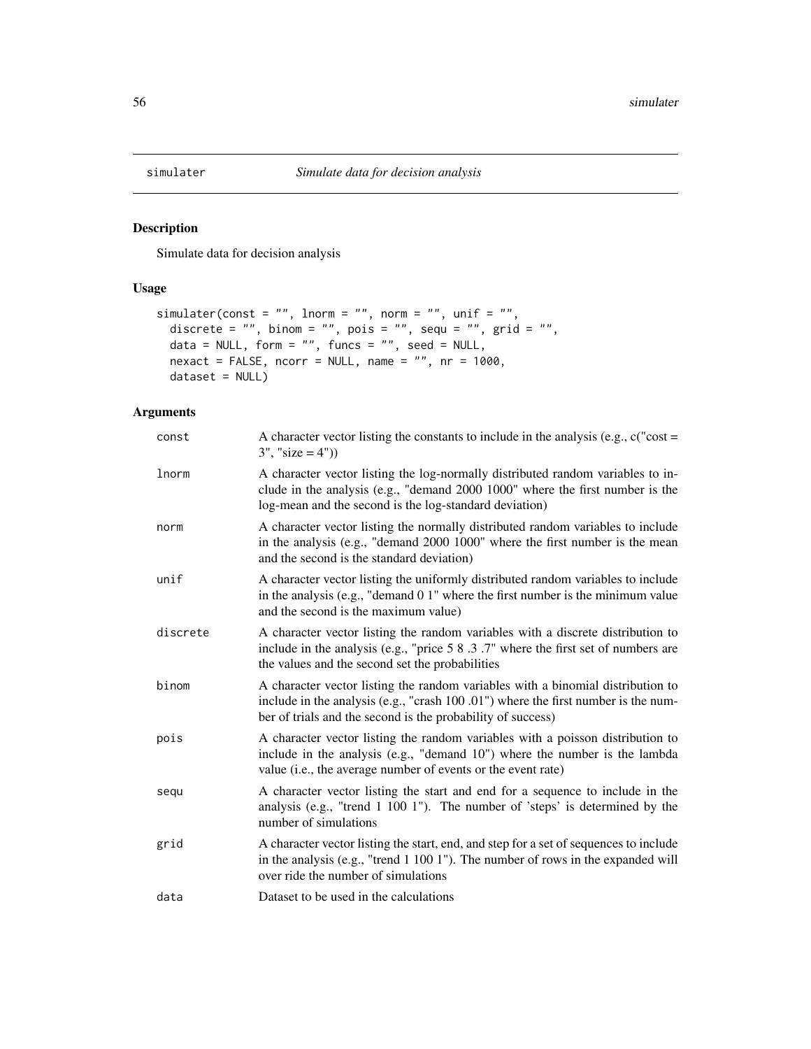# simulater — *Simulate data for decision analysis*

## Description

Simulate data for decision analysis

## Usage

```
simulater(const = "", lnorm = "", norm = "", unif = "",
  discrete = "", binom = "", pois = "", sequ = "", grid = "",
  data = NULL, form = "", funcs = "", seed = NULL,
  nexact = FALSE, ncorr = NULL, name = "", nr = 1000,
  dataset = NULL)
```

## Arguments

| | |
|---|---|
| const | A character vector listing the constants to include in the analysis (e.g., c("cost = 3", "size = 4")) |
| lnorm | A character vector listing the log-normally distributed random variables to include in the analysis (e.g., "demand 2000 1000" where the first number is the log-mean and the second is the log-standard deviation) |
| norm | A character vector listing the normally distributed random variables to include in the analysis (e.g., "demand 2000 1000" where the first number is the mean and the second is the standard deviation) |
| unif | A character vector listing the uniformly distributed random variables to include in the analysis (e.g., "demand 0 1" where the first number is the minimum value and the second is the maximum value) |
| discrete | A character vector listing the random variables with a discrete distribution to include in the analysis (e.g., "price 5 8 .3 .7" where the first set of numbers are the values and the second set the probabilities |
| binom | A character vector listing the random variables with a binomial distribution to include in the analysis (e.g., "crash 100 .01") where the first number is the number of trials and the second is the probability of success) |
| pois | A character vector listing the random variables with a poisson distribution to include in the analysis (e.g., "demand 10") where the number is the lambda value (i.e., the average number of events or the event rate) |
| sequ | A character vector listing the start and end for a sequence to include in the analysis (e.g., "trend 1 100 1"). The number of 'steps' is determined by the number of simulations |
| grid | A character vector listing the start, end, and step for a set of sequences to include in the analysis (e.g., "trend 1 100 1"). The number of rows in the expanded will over ride the number of simulations |
| data | Dataset to be used in the calculations |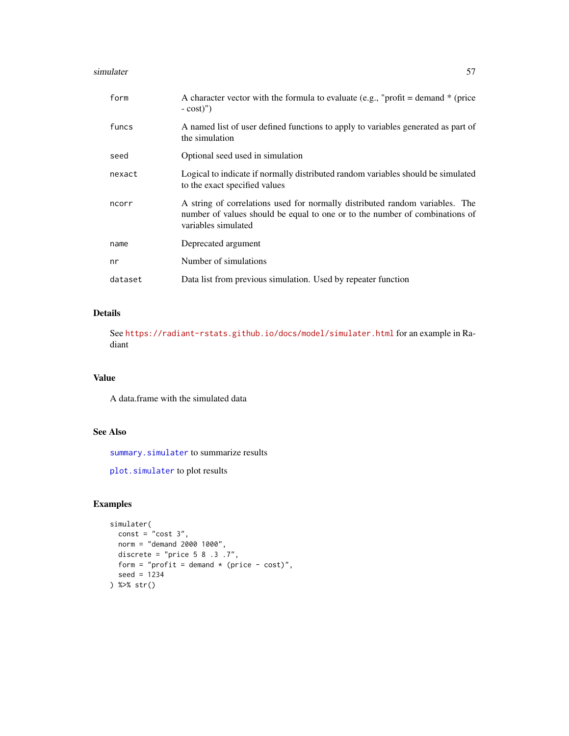| | |
|---|---|
| form | A character vector with the formula to evaluate (e.g., "profit = demand * (price - cost)") |
| funcs | A named list of user defined functions to apply to variables generated as part of the simulation |
| seed | Optional seed used in simulation |
| nexact | Logical to indicate if normally distributed random variables should be simulated to the exact specified values |
| ncorr | A string of correlations used for normally distributed random variables. The number of values should be equal to one or to the number of combinations of variables simulated |
| name | Deprecated argument |
| nr | Number of simulations |
| dataset | Data list from previous simulation. Used by repeater function |

## Details

See https://radiant-rstats.github.io/docs/model/simulater.html for an example in Radiant

## Value

A data.frame with the simulated data

## See Also

summary.simulater to summarize results

plot.simulater to plot results

## Examples

```
simulater(
  const = "cost 3",
  norm = "demand 2000 1000",
  discrete = "price 5 8 .3 .7",
  form = "profit = demand * (price - cost)",
  seed = 1234
) %>% str()
```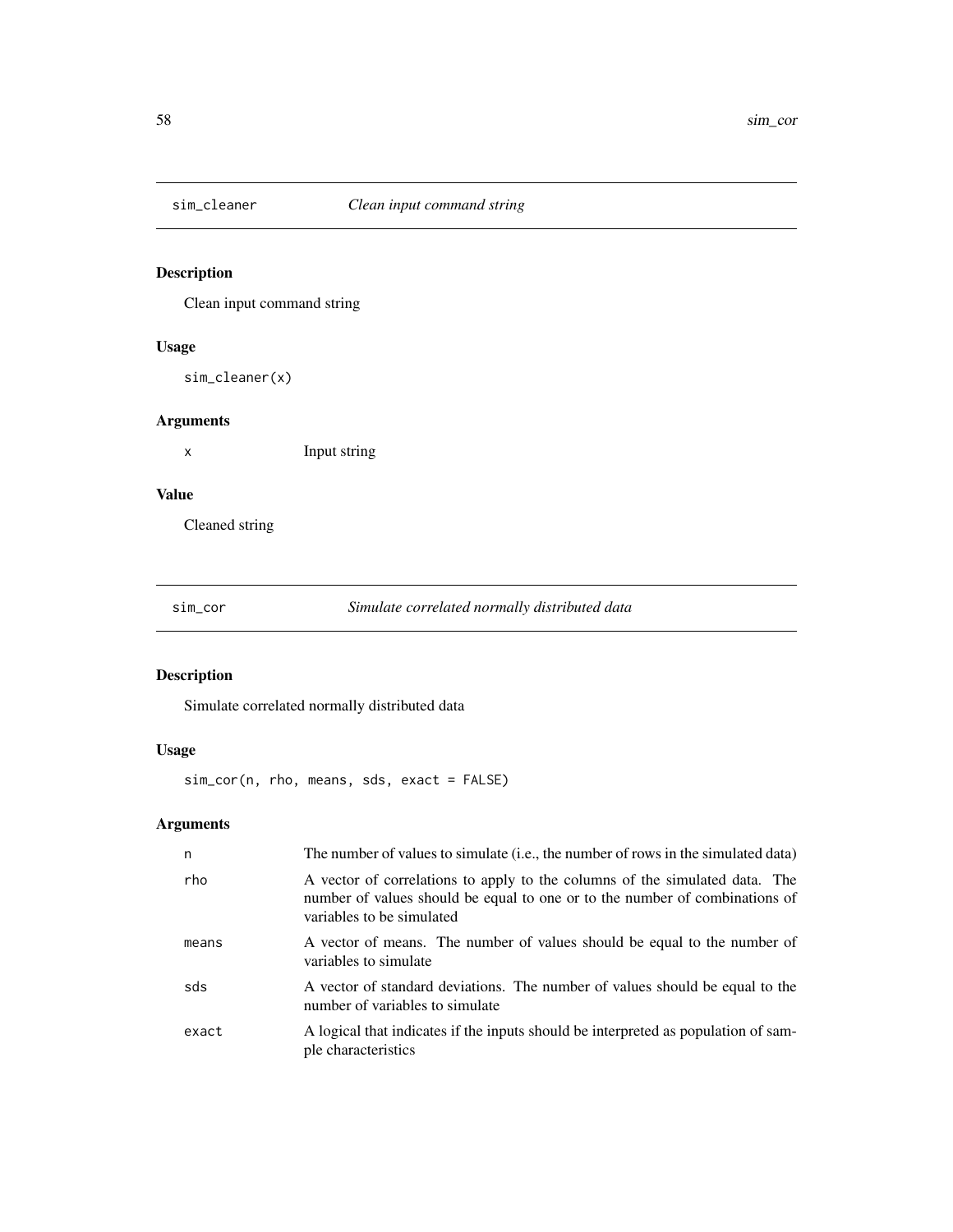## sim_cleaner    *Clean input command string*

### Description

Clean input command string

### Usage

```
sim_cleaner(x)
```

### Arguments

| | |
|---|---|
| x | Input string |

### Value

Cleaned string

## sim_cor    *Simulate correlated normally distributed data*

### Description

Simulate correlated normally distributed data

### Usage

```
sim_cor(n, rho, means, sds, exact = FALSE)
```

### Arguments

| | |
|---|---|
| n | The number of values to simulate (i.e., the number of rows in the simulated data) |
| rho | A vector of correlations to apply to the columns of the simulated data. The number of values should be equal to one or to the number of combinations of variables to be simulated |
| means | A vector of means. The number of values should be equal to the number of variables to simulate |
| sds | A vector of standard deviations. The number of values should be equal to the number of variables to simulate |
| exact | A logical that indicates if the inputs should be interpreted as population of sample characteristics |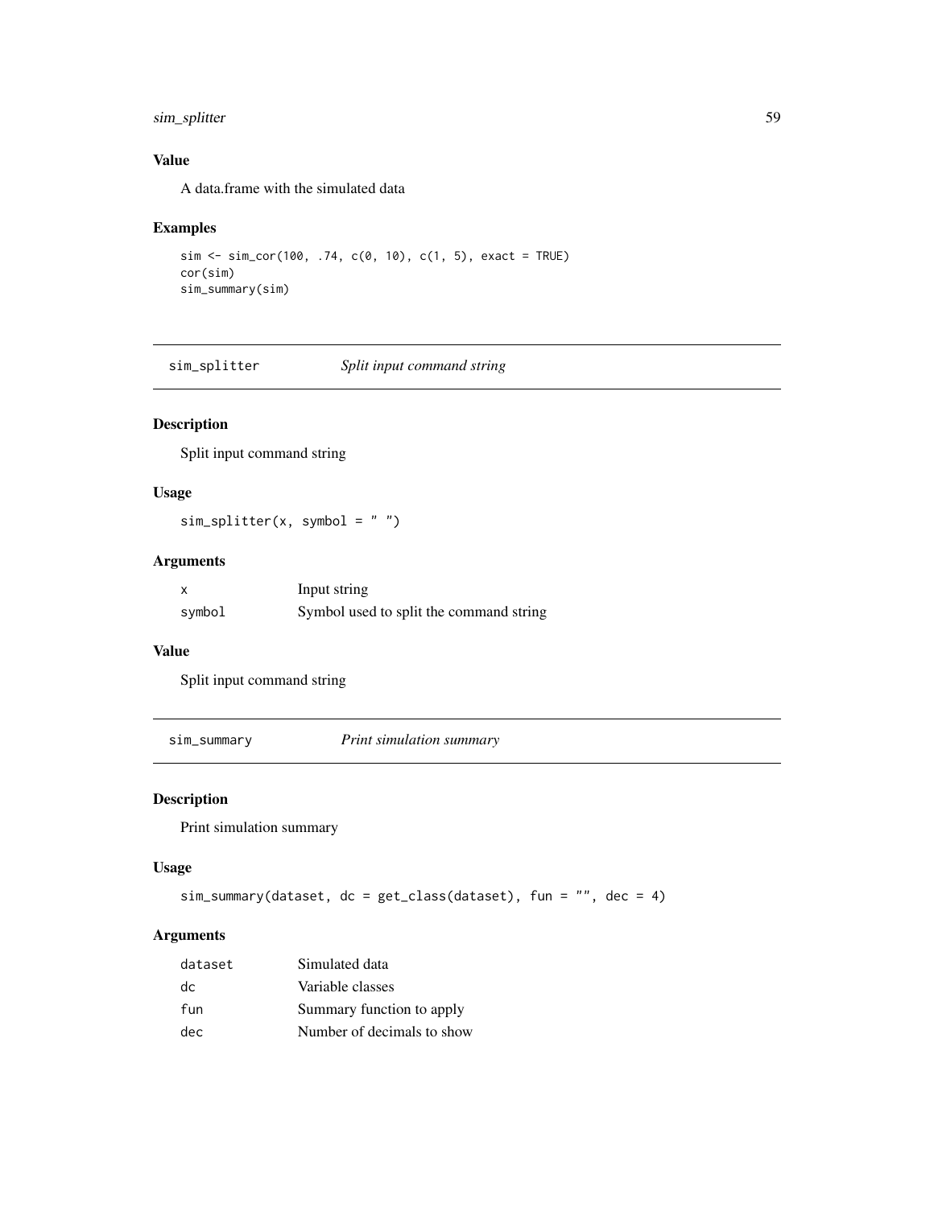## Value

A data.frame with the simulated data

## Examples

```
sim <- sim_cor(100, .74, c(0, 10), c(1, 5), exact = TRUE)
cor(sim)
sim_summary(sim)
```

---

# sim_splitter *Split input command string*

## Description

Split input command string

## Usage

```
sim_splitter(x, symbol = " ")
```

## Arguments

| | |
|---|---|
| x | Input string |
| symbol | Symbol used to split the command string |

## Value

Split input command string

---

# sim_summary *Print simulation summary*

## Description

Print simulation summary

## Usage

```
sim_summary(dataset, dc = get_class(dataset), fun = "", dec = 4)
```

## Arguments

| | |
|---|---|
| dataset | Simulated data |
| dc | Variable classes |
| fun | Summary function to apply |
| dec | Number of decimals to show |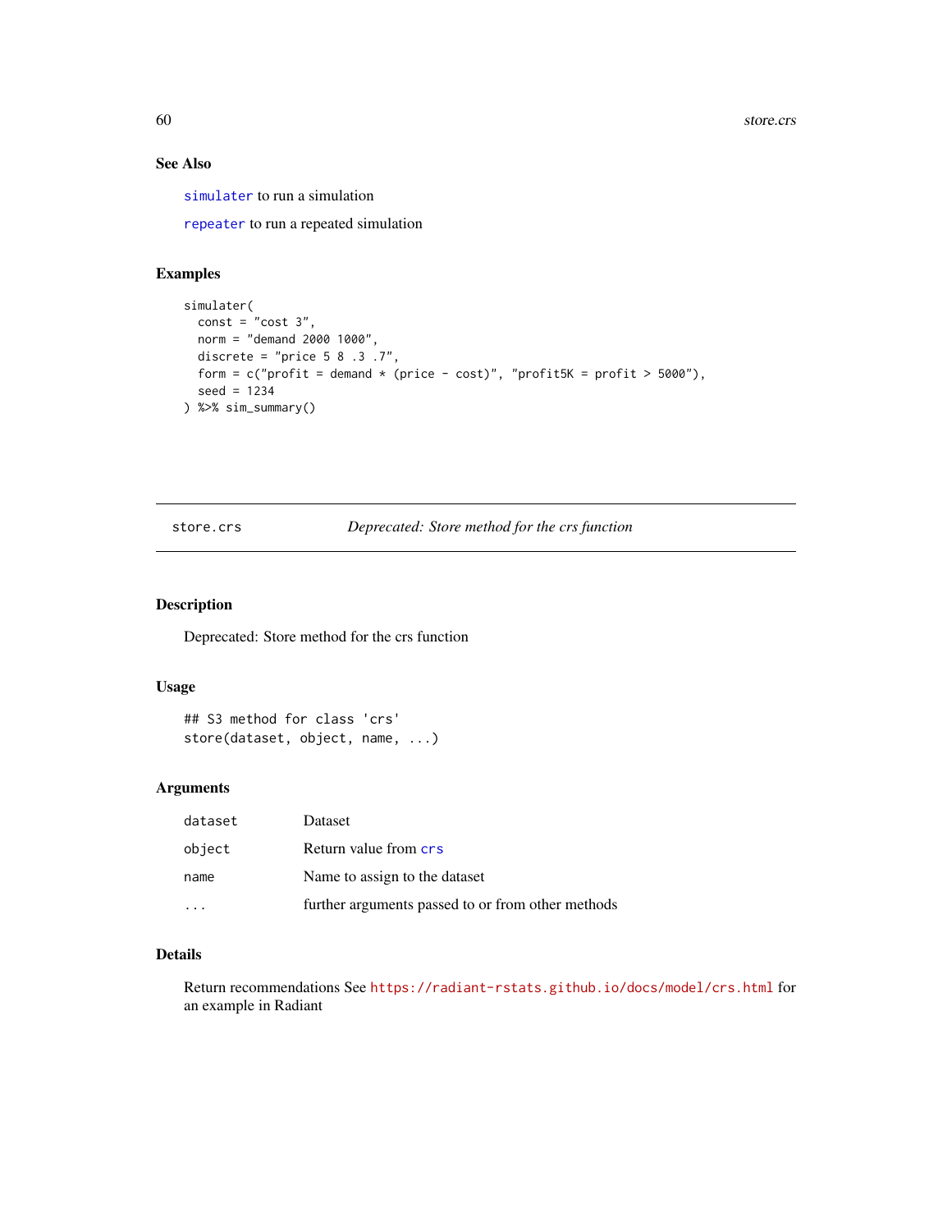## See Also

simulater to run a simulation

repeater to run a repeated simulation

## Examples

```
simulater(
  const = "cost 3",
  norm = "demand 2000 1000",
  discrete = "price 5 8 .3 .7",
  form = c("profit = demand * (price - cost)", "profit5K = profit > 5000"),
  seed = 1234
) %>% sim_summary()
```

---

# store.crs — *Deprecated: Store method for the crs function*

## Description

Deprecated: Store method for the crs function

## Usage

```
## S3 method for class 'crs'
store(dataset, object, name, ...)
```

## Arguments

| | |
|---|---|
| dataset | Dataset |
| object | Return value from crs |
| name | Name to assign to the dataset |
| ... | further arguments passed to or from other methods |

## Details

Return recommendations See https://radiant-rstats.github.io/docs/model/crs.html for an example in Radiant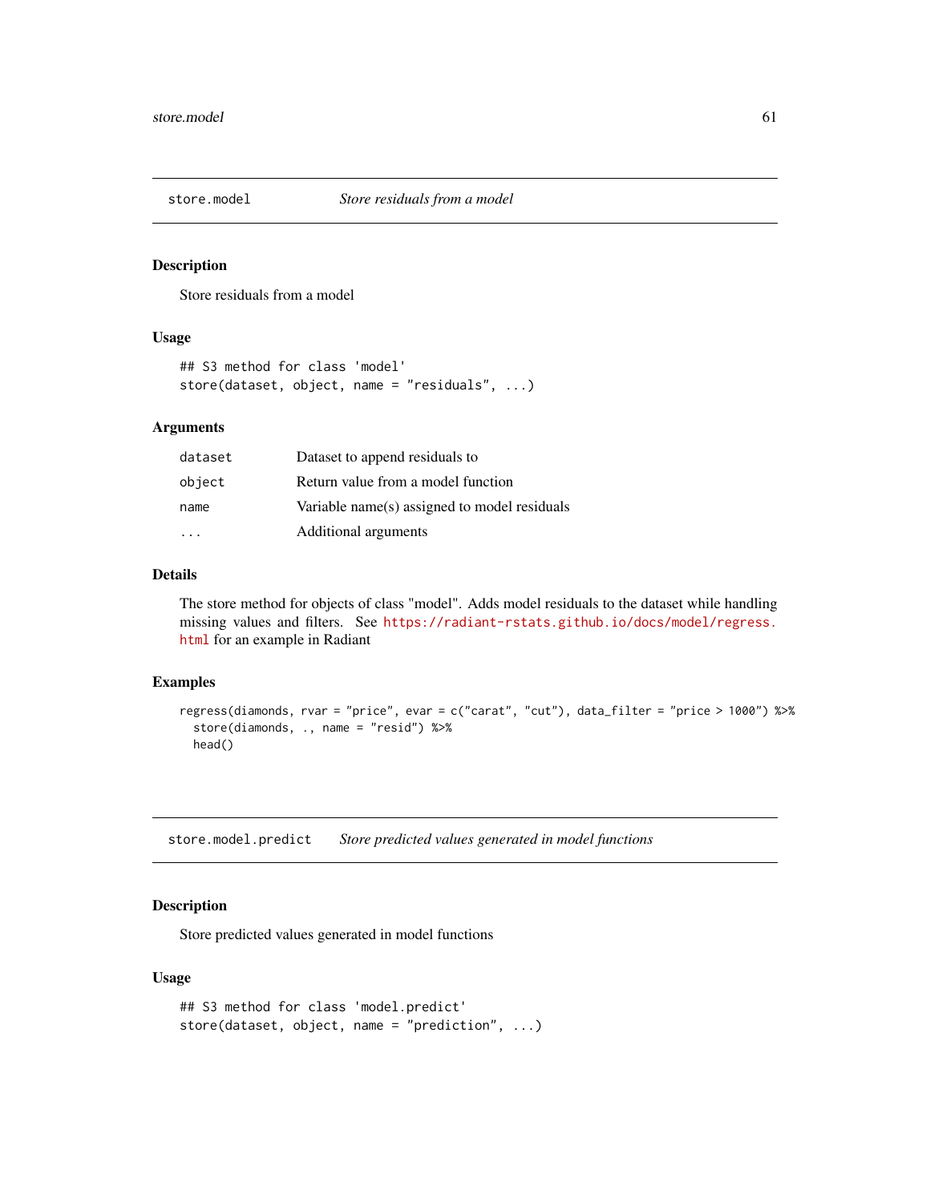## store.model — *Store residuals from a model*

### Description

Store residuals from a model

### Usage

```
## S3 method for class 'model'
store(dataset, object, name = "residuals", ...)
```

### Arguments

| | |
|---|---|
| dataset | Dataset to append residuals to |
| object | Return value from a model function |
| name | Variable name(s) assigned to model residuals |
| ... | Additional arguments |

### Details

The store method for objects of class "model". Adds model residuals to the dataset while handling missing values and filters. See https://radiant-rstats.github.io/docs/model/regress.html for an example in Radiant

### Examples

```
regress(diamonds, rvar = "price", evar = c("carat", "cut"), data_filter = "price > 1000") %>%
  store(diamonds, ., name = "resid") %>%
  head()
```

## store.model.predict — *Store predicted values generated in model functions*

### Description

Store predicted values generated in model functions

### Usage

```
## S3 method for class 'model.predict'
store(dataset, object, name = "prediction", ...)
```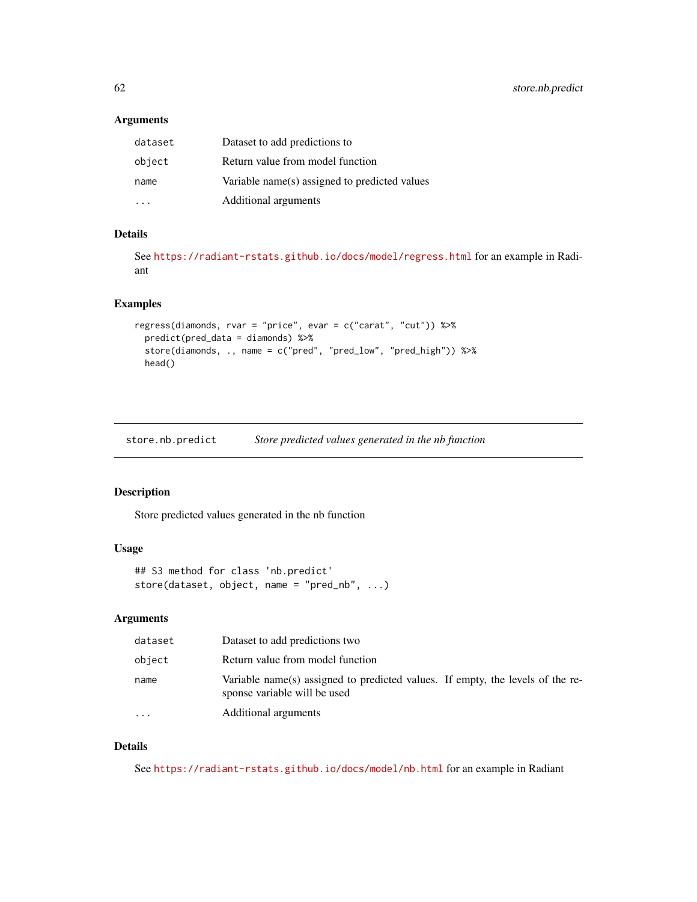### Arguments

| | |
|---|---|
| dataset | Dataset to add predictions to |
| object | Return value from model function |
| name | Variable name(s) assigned to predicted values |
| ... | Additional arguments |

### Details

See https://radiant-rstats.github.io/docs/model/regress.html for an example in Radiant

### Examples

```
regress(diamonds, rvar = "price", evar = c("carat", "cut")) %>%
  predict(pred_data = diamonds) %>%
  store(diamonds, ., name = c("pred", "pred_low", "pred_high")) %>%
  head()
```

---

## store.nb.predict *Store predicted values generated in the nb function*

### Description

Store predicted values generated in the nb function

### Usage

```
## S3 method for class 'nb.predict'
store(dataset, object, name = "pred_nb", ...)
```

### Arguments

| | |
|---|---|
| dataset | Dataset to add predictions two |
| object | Return value from model function |
| name | Variable name(s) assigned to predicted values. If empty, the levels of the response variable will be used |
| ... | Additional arguments |

### Details

See https://radiant-rstats.github.io/docs/model/nb.html for an example in Radiant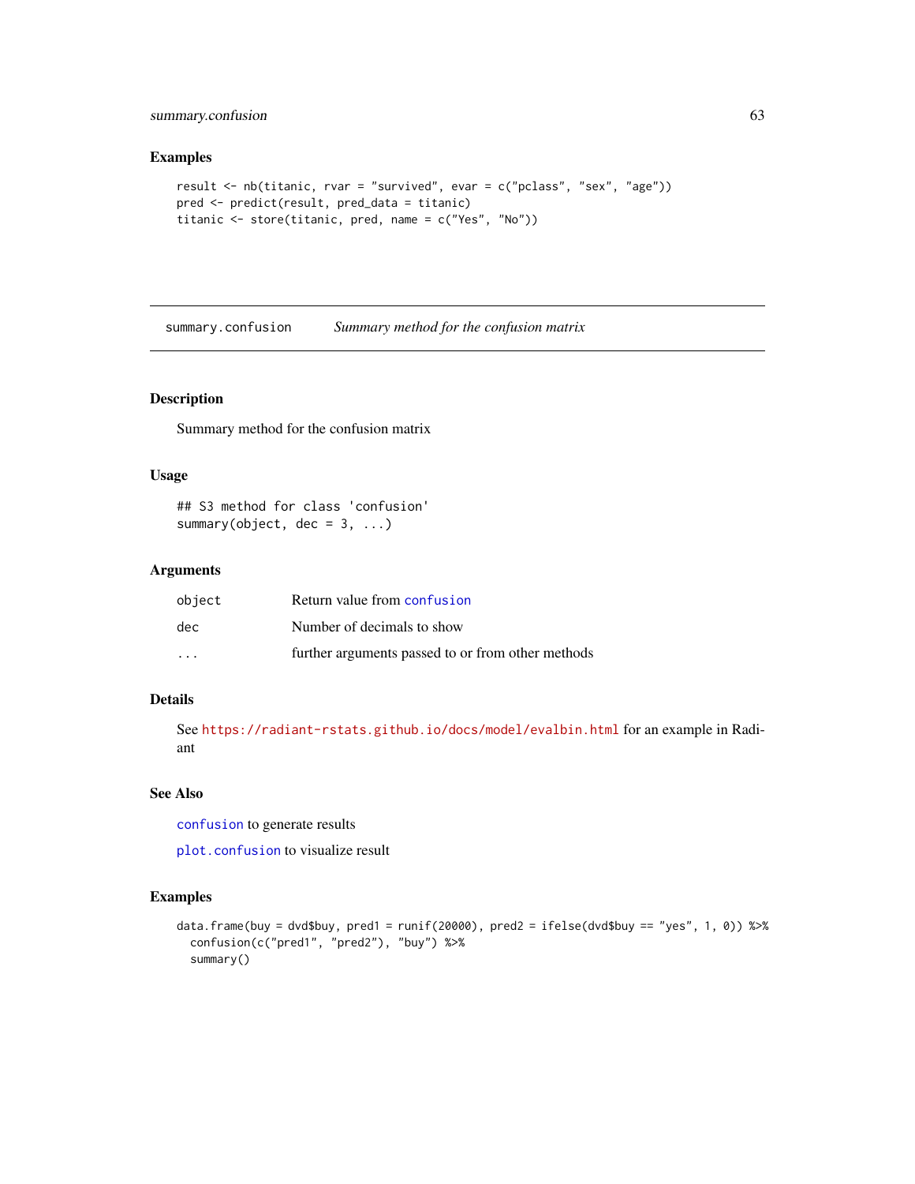## Examples

```
result <- nb(titanic, rvar = "survived", evar = c("pclass", "sex", "age"))
pred <- predict(result, pred_data = titanic)
titanic <- store(titanic, pred, name = c("Yes", "No"))
```

---

# summary.confusion &nbsp;&nbsp;&nbsp; *Summary method for the confusion matrix*

---

## Description

Summary method for the confusion matrix

## Usage

```
## S3 method for class 'confusion'
summary(object, dec = 3, ...)
```

## Arguments

| | |
|---|---|
| object | Return value from confusion |
| dec | Number of decimals to show |
| ... | further arguments passed to or from other methods |

## Details

See https://radiant-rstats.github.io/docs/model/evalbin.html for an example in Radiant

## See Also

confusion to generate results

plot.confusion to visualize result

## Examples

```
data.frame(buy = dvd$buy, pred1 = runif(20000), pred2 = ifelse(dvd$buy == "yes", 1, 0)) %>%
  confusion(c("pred1", "pred2"), "buy") %>%
  summary()
```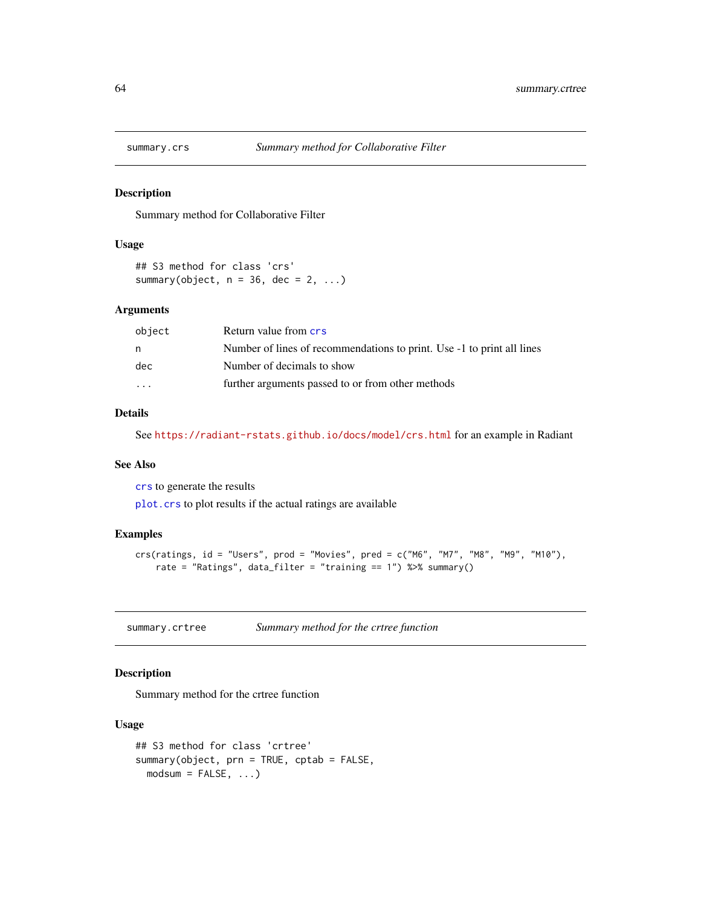## summary.crs — *Summary method for Collaborative Filter*

### Description

Summary method for Collaborative Filter

### Usage

```
## S3 method for class 'crs'
summary(object, n = 36, dec = 2, ...)
```

### Arguments

| | |
|---|---|
| `object` | Return value from crs |
| `n` | Number of lines of recommendations to print. Use -1 to print all lines |
| `dec` | Number of decimals to show |
| `...` | further arguments passed to or from other methods |

### Details

See https://radiant-rstats.github.io/docs/model/crs.html for an example in Radiant

### See Also

crs to generate the results

plot.crs to plot results if the actual ratings are available

### Examples

```
crs(ratings, id = "Users", prod = "Movies", pred = c("M6", "M7", "M8", "M9", "M10"),
    rate = "Ratings", data_filter = "training == 1") %>% summary()
```

## summary.crtree — *Summary method for the crtree function*

### Description

Summary method for the crtree function

### Usage

```
## S3 method for class 'crtree'
summary(object, prn = TRUE, cptab = FALSE,
  modsum = FALSE, ...)
```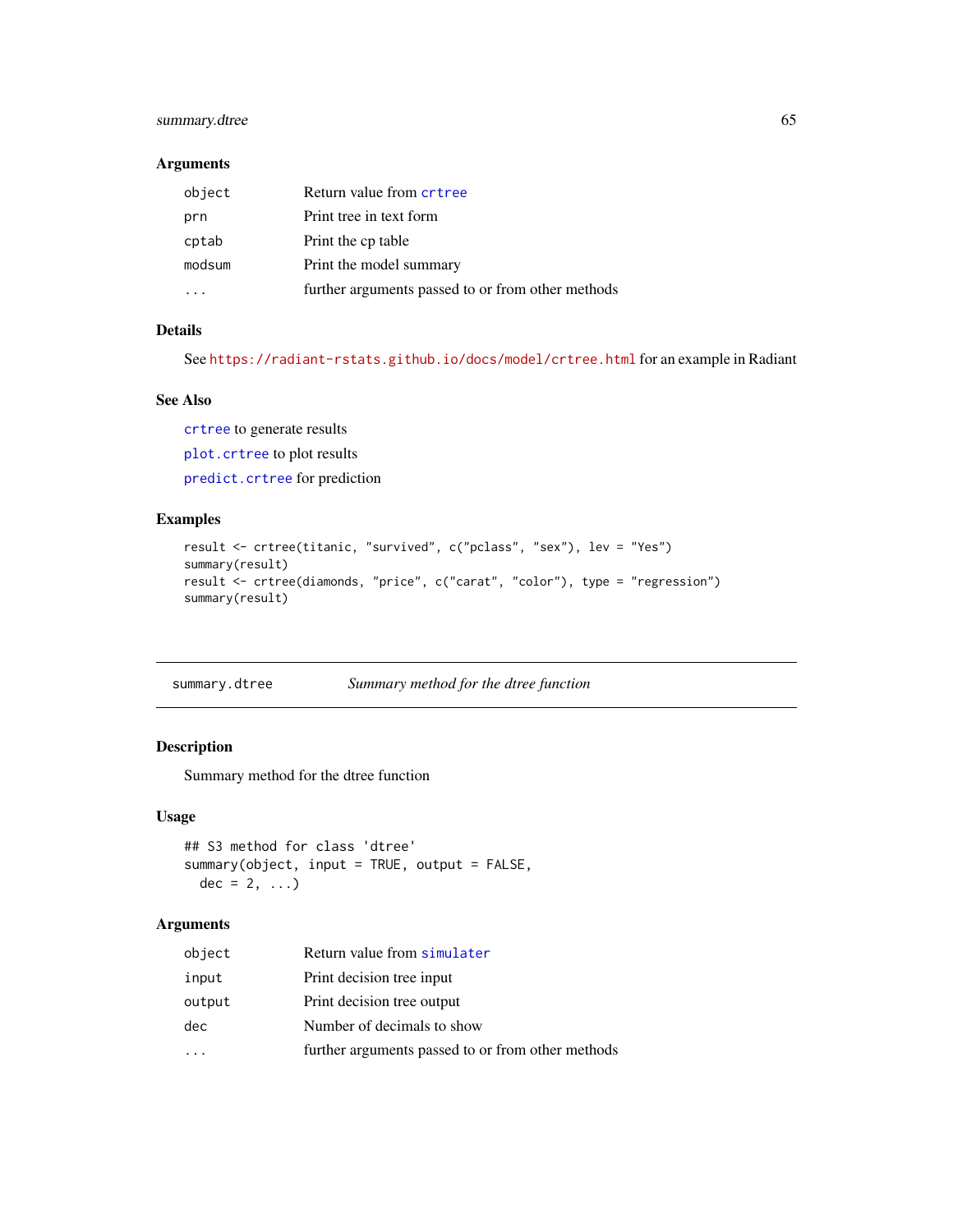### Arguments

| | |
|---|---|
| object | Return value from crtree |
| prn | Print tree in text form |
| cptab | Print the cp table |
| modsum | Print the model summary |
| ... | further arguments passed to or from other methods |

### Details

See https://radiant-rstats.github.io/docs/model/crtree.html for an example in Radiant

### See Also

crtree to generate results

plot.crtree to plot results

predict.crtree for prediction

### Examples

```
result <- crtree(titanic, "survived", c("pclass", "sex"), lev = "Yes")
summary(result)
result <- crtree(diamonds, "price", c("carat", "color"), type = "regression")
summary(result)
```

---

## summary.dtree — *Summary method for the dtree function*

### Description

Summary method for the dtree function

### Usage

```
## S3 method for class 'dtree'
summary(object, input = TRUE, output = FALSE,
  dec = 2, ...)
```

### Arguments

| | |
|---|---|
| object | Return value from simulater |
| input | Print decision tree input |
| output | Print decision tree output |
| dec | Number of decimals to show |
| ... | further arguments passed to or from other methods |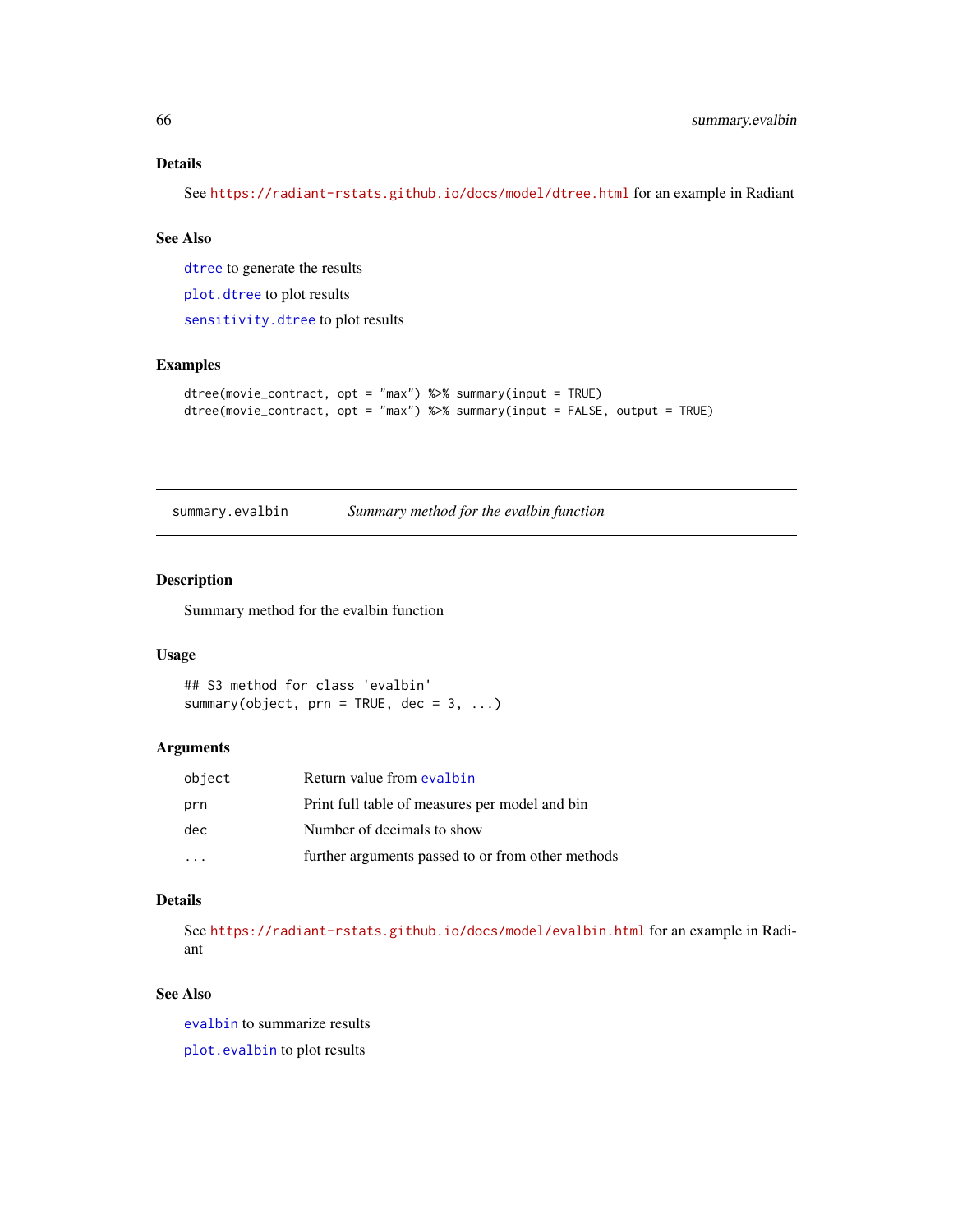### Details

See https://radiant-rstats.github.io/docs/model/dtree.html for an example in Radiant

### See Also

dtree to generate the results

plot.dtree to plot results

sensitivity.dtree to plot results

### Examples

```
dtree(movie_contract, opt = "max") %>% summary(input = TRUE)
dtree(movie_contract, opt = "max") %>% summary(input = FALSE, output = TRUE)
```

---

## summary.evalbin — *Summary method for the evalbin function*

---

### Description

Summary method for the evalbin function

### Usage

```
## S3 method for class 'evalbin'
summary(object, prn = TRUE, dec = 3, ...)
```

### Arguments

| | |
|---|---|
| object | Return value from evalbin |
| prn | Print full table of measures per model and bin |
| dec | Number of decimals to show |
| ... | further arguments passed to or from other methods |

### Details

See https://radiant-rstats.github.io/docs/model/evalbin.html for an example in Radiant

### See Also

evalbin to summarize results

plot.evalbin to plot results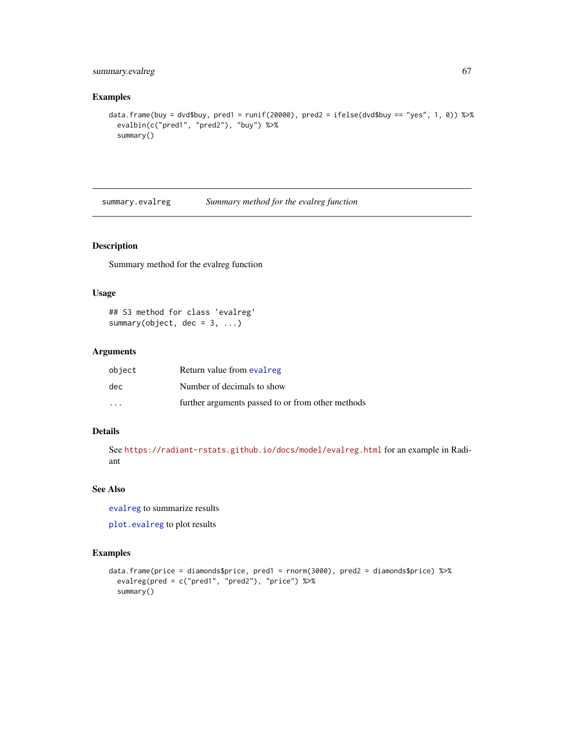## Examples

```
data.frame(buy = dvd$buy, pred1 = runif(20000), pred2 = ifelse(dvd$buy == "yes", 1, 0)) %>%
  evalbin(c("pred1", "pred2"), "buy") %>%
  summary()
```

---

# summary.evalreg *Summary method for the evalreg function*

---

## Description

Summary method for the evalreg function

## Usage

```
## S3 method for class 'evalreg'
summary(object, dec = 3, ...)
```

## Arguments

| | |
|---|---|
| object | Return value from evalreg |
| dec | Number of decimals to show |
| ... | further arguments passed to or from other methods |

## Details

See https://radiant-rstats.github.io/docs/model/evalreg.html for an example in Radiant

## See Also

evalreg to summarize results

plot.evalreg to plot results

## Examples

```
data.frame(price = diamonds$price, pred1 = rnorm(3000), pred2 = diamonds$price) %>%
  evalreg(pred = c("pred1", "pred2"), "price") %>%
  summary()
```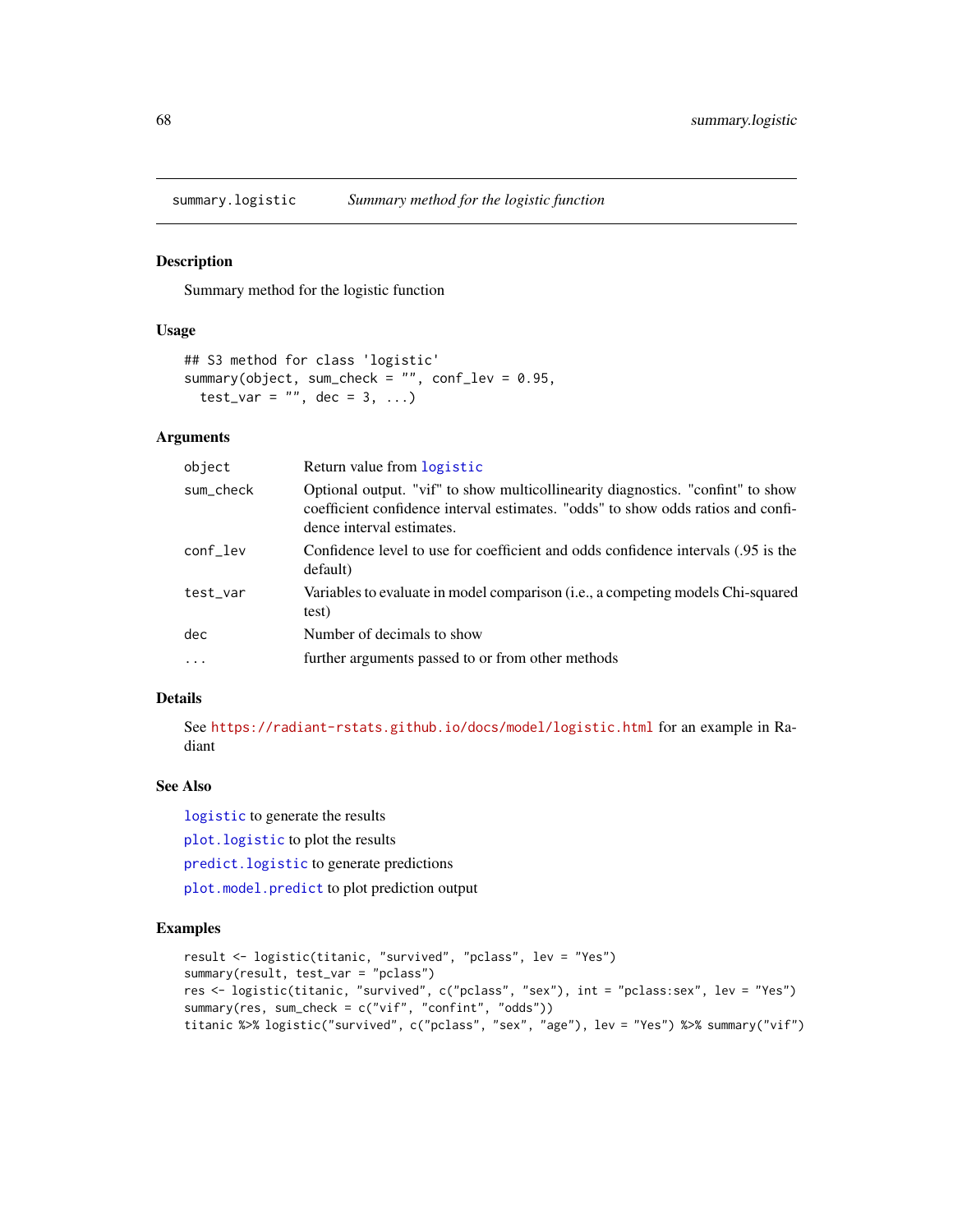## summary.logistic — *Summary method for the logistic function*

### Description

Summary method for the logistic function

### Usage

```
## S3 method for class 'logistic'
summary(object, sum_check = "", conf_lev = 0.95,
  test_var = "", dec = 3, ...)
```

### Arguments

| | |
|---|---|
| object | Return value from logistic |
| sum_check | Optional output. "vif" to show multicollinearity diagnostics. "confint" to show coefficient confidence interval estimates. "odds" to show odds ratios and confidence interval estimates. |
| conf_lev | Confidence level to use for coefficient and odds confidence intervals (.95 is the default) |
| test_var | Variables to evaluate in model comparison (i.e., a competing models Chi-squared test) |
| dec | Number of decimals to show |
| ... | further arguments passed to or from other methods |

### Details

See https://radiant-rstats.github.io/docs/model/logistic.html for an example in Radiant

### See Also

logistic to generate the results

plot.logistic to plot the results

predict.logistic to generate predictions

plot.model.predict to plot prediction output

### Examples

```
result <- logistic(titanic, "survived", "pclass", lev = "Yes")
summary(result, test_var = "pclass")
res <- logistic(titanic, "survived", c("pclass", "sex"), int = "pclass:sex", lev = "Yes")
summary(res, sum_check = c("vif", "confint", "odds"))
titanic %>% logistic("survived", c("pclass", "sex", "age"), lev = "Yes") %>% summary("vif")
```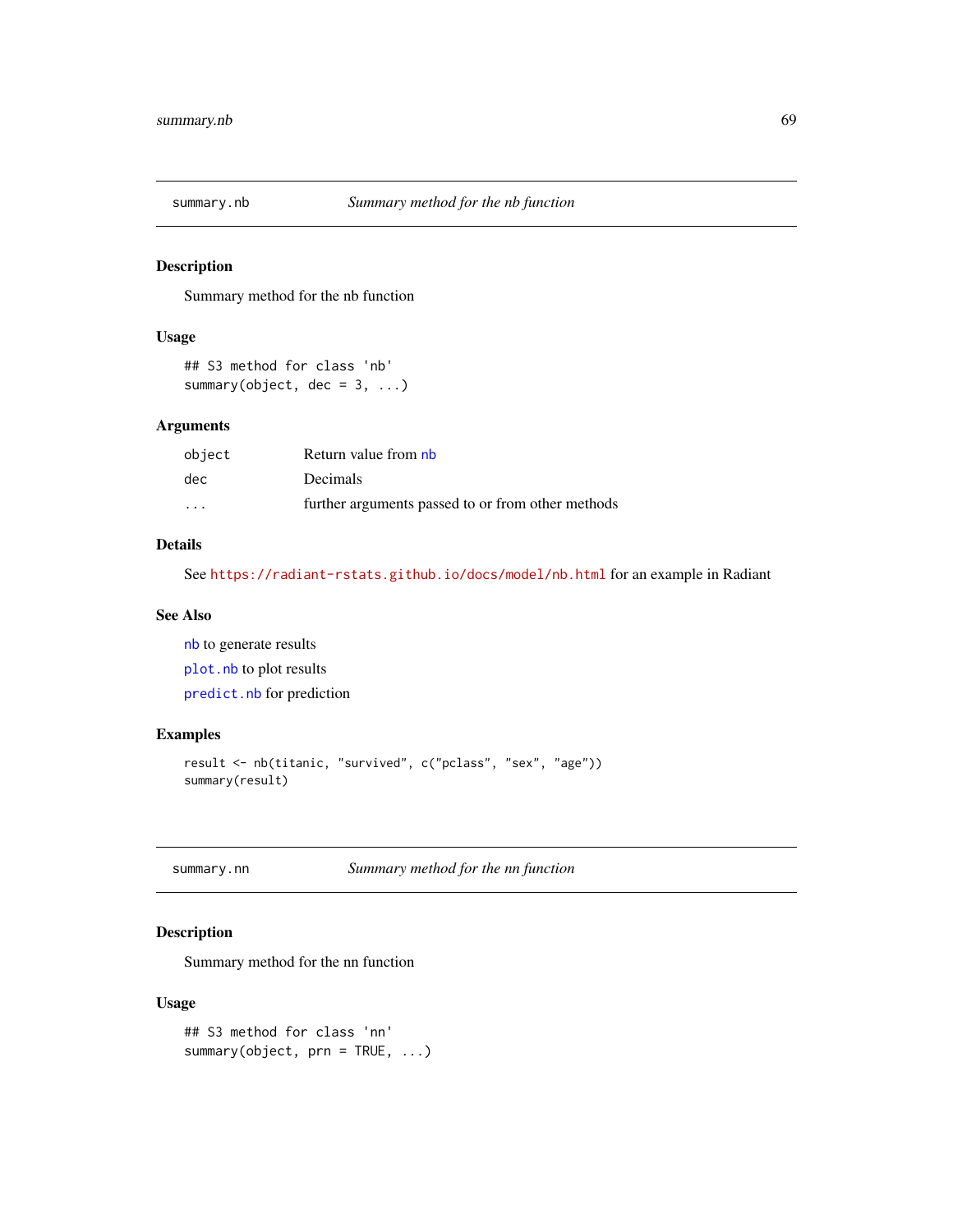## summary.nb — *Summary method for the nb function*

### Description

Summary method for the nb function

### Usage

```
## S3 method for class 'nb'
summary(object, dec = 3, ...)
```

### Arguments

| | |
|---|---|
| object | Return value from nb |
| dec | Decimals |
| ... | further arguments passed to or from other methods |

### Details

See https://radiant-rstats.github.io/docs/model/nb.html for an example in Radiant

### See Also

nb to generate results

plot.nb to plot results

predict.nb for prediction

### Examples

```
result <- nb(titanic, "survived", c("pclass", "sex", "age"))
summary(result)
```

## summary.nn — *Summary method for the nn function*

### Description

Summary method for the nn function

### Usage

```
## S3 method for class 'nn'
summary(object, prn = TRUE, ...)
```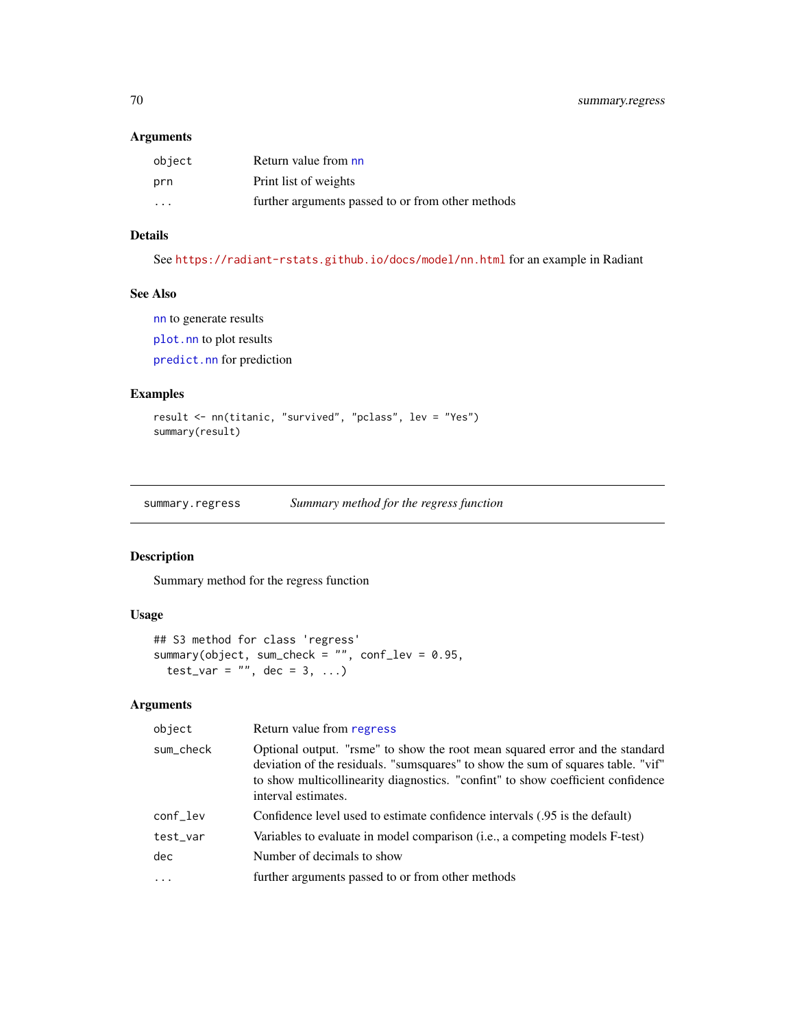### Arguments

| | |
|---|---|
| `object` | Return value from `nn` |
| `prn` | Print list of weights |
| `...` | further arguments passed to or from other methods |

### Details

See https://radiant-rstats.github.io/docs/model/nn.html for an example in Radiant

### See Also

`nn` to generate results

`plot.nn` to plot results

`predict.nn` for prediction

### Examples

```
result <- nn(titanic, "survived", "pclass", lev = "Yes")
summary(result)
```

---

## summary.regress &nbsp;&nbsp;&nbsp; *Summary method for the regress function*

---

### Description

Summary method for the regress function

### Usage

```
## S3 method for class 'regress'
summary(object, sum_check = "", conf_lev = 0.95,
  test_var = "", dec = 3, ...)
```

### Arguments

| | |
|---|---|
| `object` | Return value from `regress` |
| `sum_check` | Optional output. "rsme" to show the root mean squared error and the standard deviation of the residuals. "sumsquares" to show the sum of squares table. "vif" to show multicollinearity diagnostics. "confint" to show coefficient confidence interval estimates. |
| `conf_lev` | Confidence level used to estimate confidence intervals (.95 is the default) |
| `test_var` | Variables to evaluate in model comparison (i.e., a competing models F-test) |
| `dec` | Number of decimals to show |
| `...` | further arguments passed to or from other methods |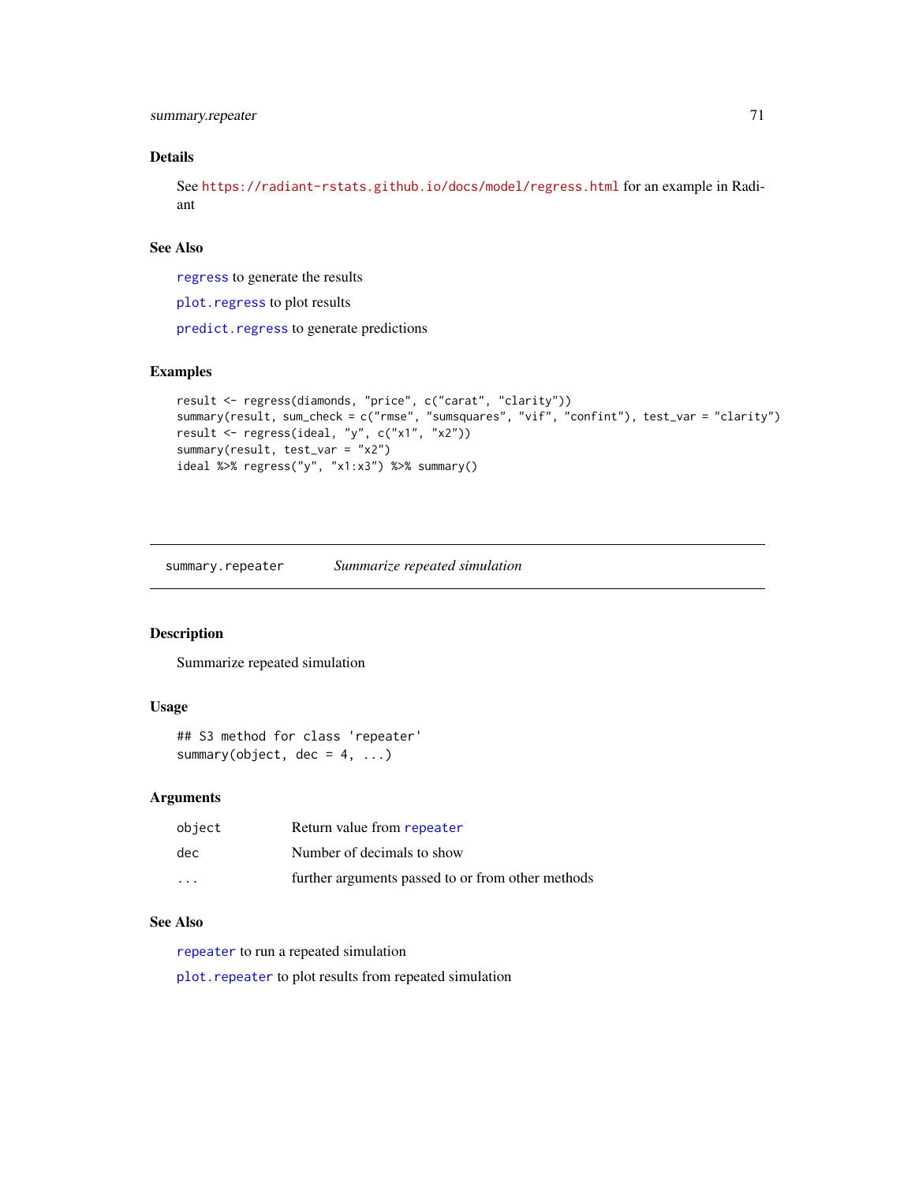### Details

See https://radiant-rstats.github.io/docs/model/regress.html for an example in Radiant

### See Also

`regress` to generate the results

`plot.regress` to plot results

`predict.regress` to generate predictions

### Examples

```
result <- regress(diamonds, "price", c("carat", "clarity"))
summary(result, sum_check = c("rmse", "sumsquares", "vif", "confint"), test_var = "clarity")
result <- regress(ideal, "y", c("x1", "x2"))
summary(result, test_var = "x2")
ideal %>% regress("y", "x1:x3") %>% summary()
```

---

## summary.repeater — *Summarize repeated simulation*

---

### Description

Summarize repeated simulation

### Usage

```
## S3 method for class 'repeater'
summary(object, dec = 4, ...)
```

### Arguments

| | |
|---|---|
| object | Return value from `repeater` |
| dec | Number of decimals to show |
| ... | further arguments passed to or from other methods |

### See Also

`repeater` to run a repeated simulation

`plot.repeater` to plot results from repeated simulation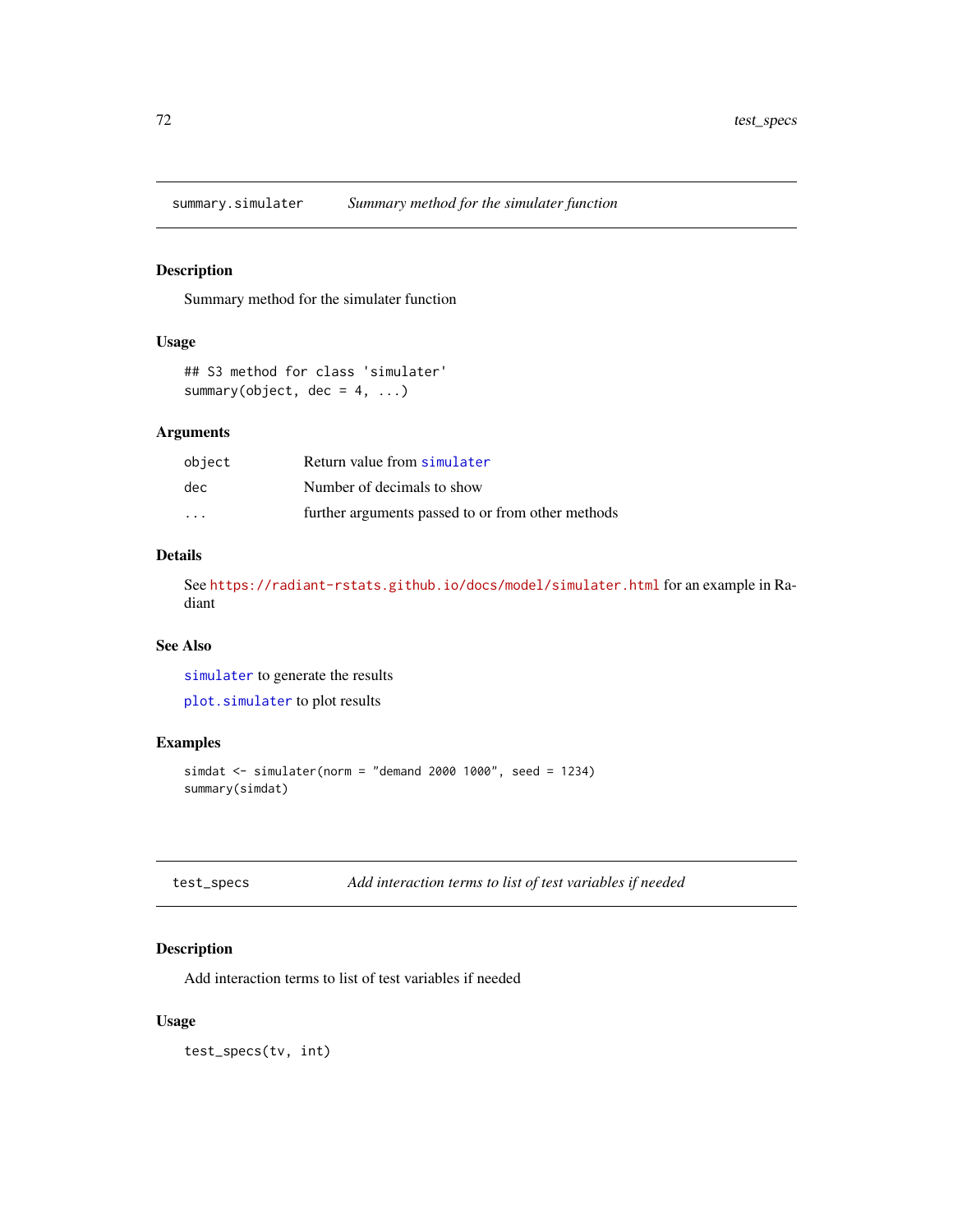## summary.simulater — *Summary method for the simulater function*

### Description

Summary method for the simulater function

### Usage

```
## S3 method for class 'simulater'
summary(object, dec = 4, ...)
```

### Arguments

| | |
|---|---|
| `object` | Return value from `simulater` |
| `dec` | Number of decimals to show |
| `...` | further arguments passed to or from other methods |

### Details

See https://radiant-rstats.github.io/docs/model/simulater.html for an example in Radiant

### See Also

`simulater` to generate the results

`plot.simulater` to plot results

### Examples

```
simdat <- simulater(norm = "demand 2000 1000", seed = 1234)
summary(simdat)
```

## test_specs — *Add interaction terms to list of test variables if needed*

### Description

Add interaction terms to list of test variables if needed

### Usage

```
test_specs(tv, int)
```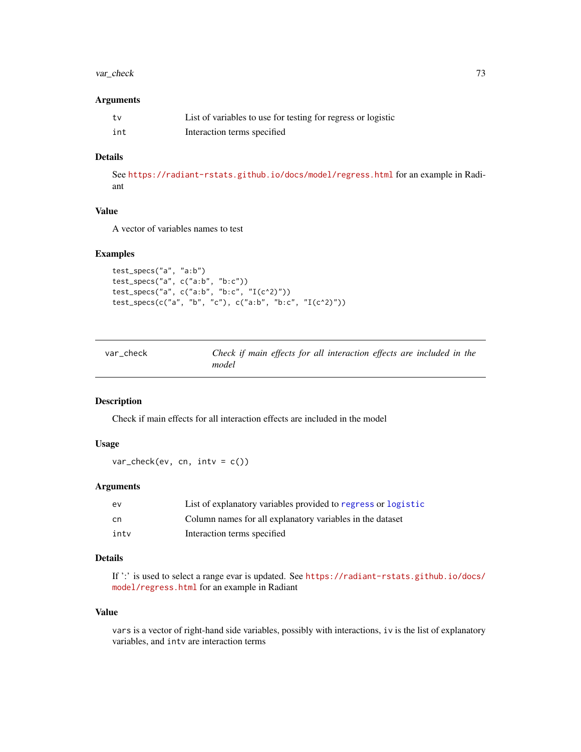### Arguments

| | |
|---|---|
| tv | List of variables to use for testing for regress or logistic |
| int | Interaction terms specified |

### Details

See https://radiant-rstats.github.io/docs/model/regress.html for an example in Radiant

### Value

A vector of variables names to test

### Examples

```
test_specs("a", "a:b")
test_specs("a", c("a:b", "b:c"))
test_specs("a", c("a:b", "b:c", "I(c^2)"))
test_specs(c("a", "b", "c"), c("a:b", "b:c", "I(c^2)"))
```

---

## var_check — *Check if main effects for all interaction effects are included in the model*

---

### Description

Check if main effects for all interaction effects are included in the model

### Usage

```
var_check(ev, cn, intv = c())
```

### Arguments

| | |
|---|---|
| ev | List of explanatory variables provided to regress or logistic |
| cn | Column names for all explanatory variables in the dataset |
| intv | Interaction terms specified |

### Details

If ':' is used to select a range evar is updated. See https://radiant-rstats.github.io/docs/model/regress.html for an example in Radiant

### Value

`vars` is a vector of right-hand side variables, possibly with interactions, `iv` is the list of explanatory variables, and `intv` are interaction terms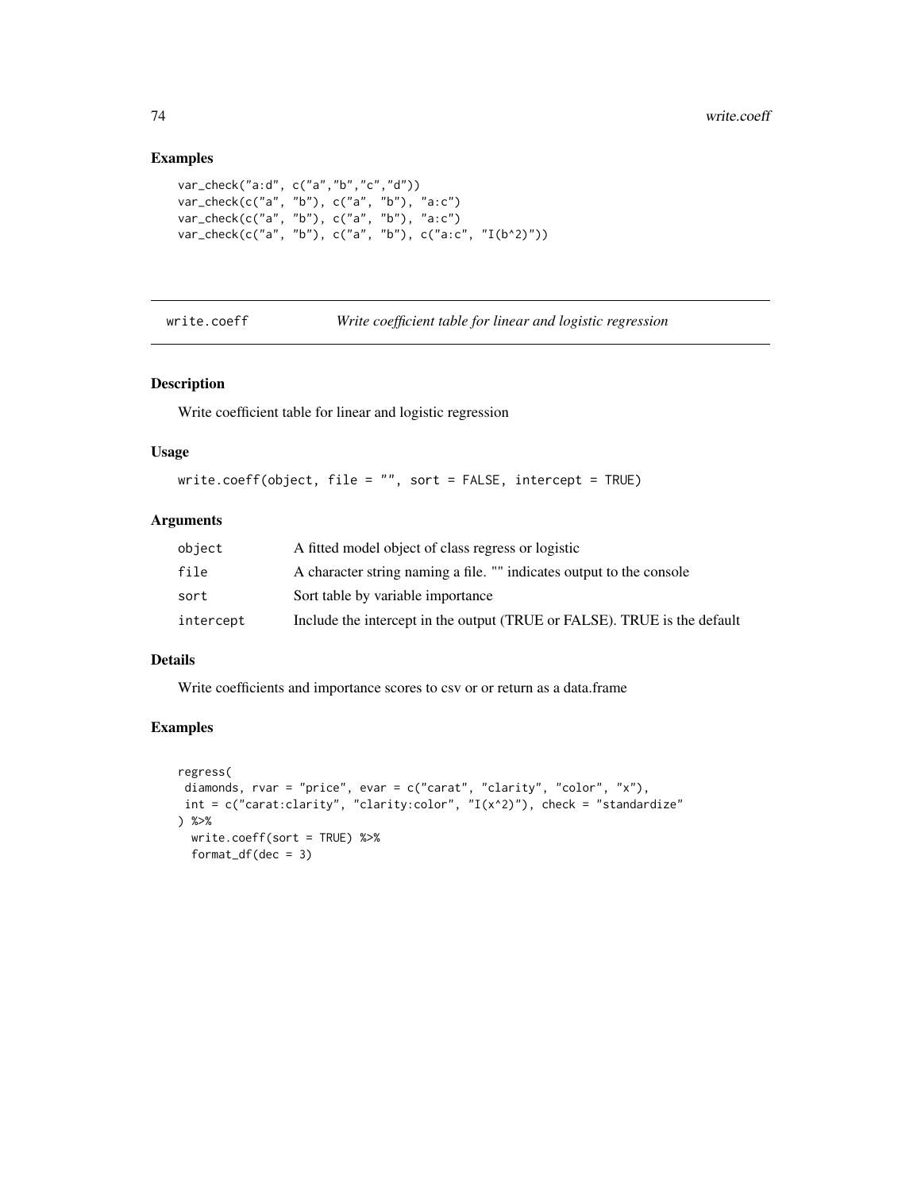## Examples

```
var_check("a:d", c("a","b","c","d"))
var_check(c("a", "b"), c("a", "b"), "a:c")
var_check(c("a", "b"), c("a", "b"), "a:c")
var_check(c("a", "b"), c("a", "b"), c("a:c", "I(b^2)"))
```

---

# write.coeff — *Write coefficient table for linear and logistic regression*

---

## Description

Write coefficient table for linear and logistic regression

## Usage

```
write.coeff(object, file = "", sort = FALSE, intercept = TRUE)
```

## Arguments

| | |
|---|---|
| `object` | A fitted model object of class regress or logistic |
| `file` | A character string naming a file. "" indicates output to the console |
| `sort` | Sort table by variable importance |
| `intercept` | Include the intercept in the output (TRUE or FALSE). TRUE is the default |

## Details

Write coefficients and importance scores to csv or or return as a data.frame

## Examples

```
regress(
 diamonds, rvar = "price", evar = c("carat", "clarity", "color", "x"),
 int = c("carat:clarity", "clarity:color", "I(x^2)"), check = "standardize"
) %>%
  write.coeff(sort = TRUE) %>%
  format_df(dec = 3)
```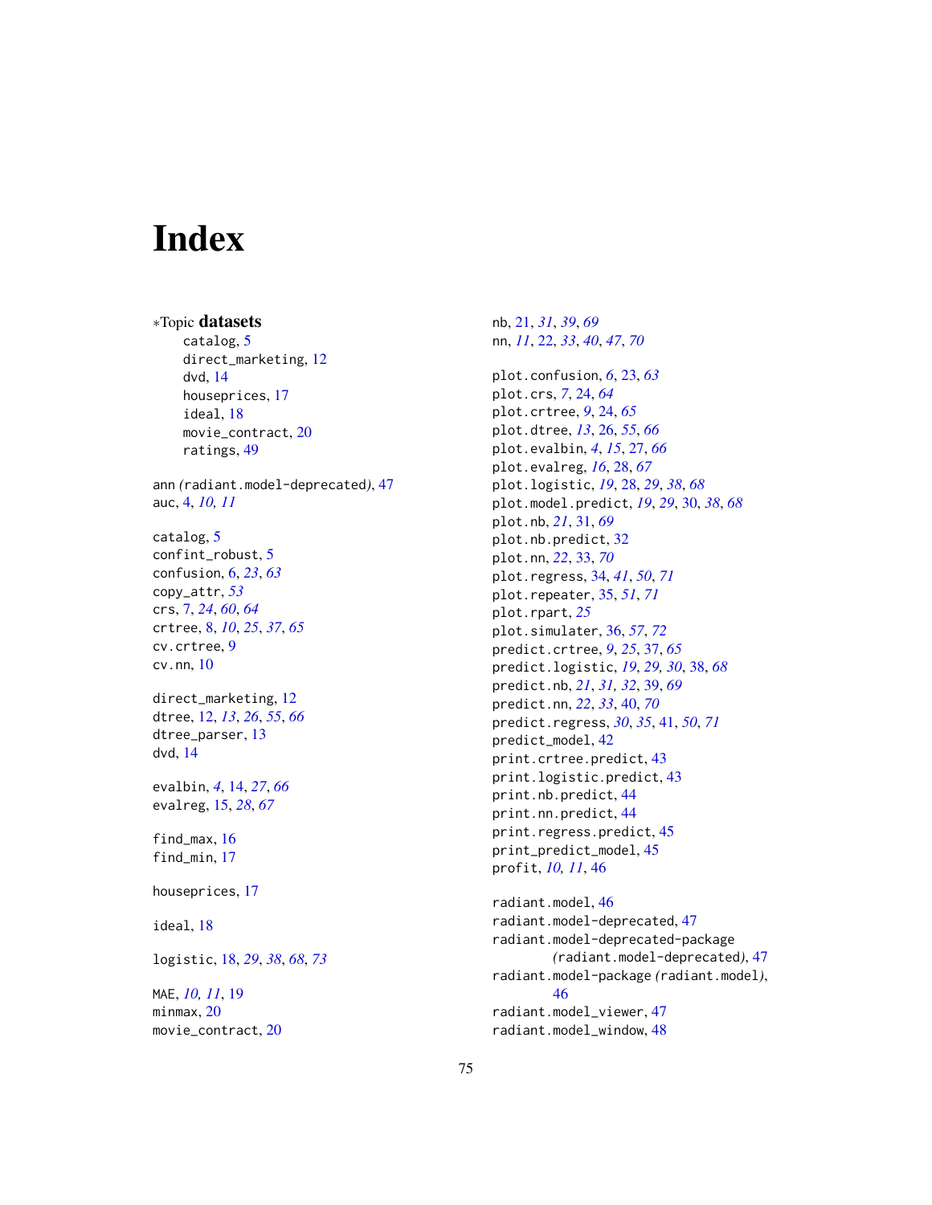# Index

*Topic **datasets**

catalog, 5
direct_marketing, 12
dvd, 14
houseprices, 17
ideal, 18
movie_contract, 20
ratings, 49

ann (radiant.model-deprecated), 47
auc, 4, *10, 11*

catalog, 5
confint_robust, 5
confusion, 6, *23*, *63*
copy_attr, *53*
crs, 7, *24*, *60*, *64*
crtree, 8, *10*, *25*, *37*, *65*
cv.crtree, 9
cv.nn, 10

direct_marketing, 12
dtree, 12, *13*, *26*, *55*, *66*
dtree_parser, 13
dvd, 14

evalbin, *4*, 14, *27*, *66*
evalreg, 15, *28*, *67*

find_max, 16
find_min, 17

houseprices, 17

ideal, 18

logistic, 18, *29*, *38*, *68*, *73*

MAE, *10, 11*, 19
minmax, 20
movie_contract, 20

nb, 21, *31*, *39*, *69*
nn, *11*, 22, *33*, *40*, *47*, *70*

plot.confusion, *6*, 23, *63*
plot.crs, *7*, 24, *64*
plot.crtree, *9*, 24, *65*
plot.dtree, *13*, 26, *55*, *66*
plot.evalbin, *4*, *15*, 27, *66*
plot.evalreg, *16*, 28, *67*
plot.logistic, *19*, 28, *29*, *38*, *68*
plot.model.predict, *19*, *29*, 30, *38*, *68*
plot.nb, *21*, 31, *69*
plot.nb.predict, 32
plot.nn, *22*, 33, *70*
plot.regress, 34, *41*, *50*, *71*
plot.repeater, 35, *51*, *71*
plot.rpart, *25*
plot.simulater, 36, *57*, *72*
predict.crtree, *9*, *25*, 37, *65*
predict.logistic, *19*, *29, 30*, 38, *68*
predict.nb, *21*, *31, 32*, 39, *69*
predict.nn, *22*, *33*, 40, *70*
predict.regress, *30*, *35*, 41, *50*, *71*
predict_model, 42
print.crtree.predict, 43
print.logistic.predict, 43
print.nb.predict, 44
print.nn.predict, 44
print.regress.predict, 45
print_predict_model, 45
profit, *10, 11*, 46

radiant.model, 46
radiant.model-deprecated, 47
radiant.model-deprecated-package (radiant.model-deprecated), 47
radiant.model-package (radiant.model), 46
radiant.model_viewer, 47
radiant.model_window, 48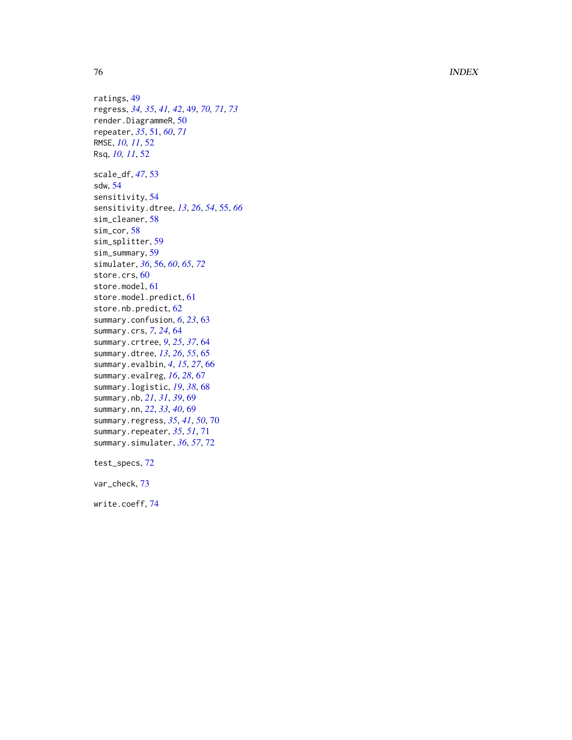ratings, 49
regress, *34, 35*, *41, 42*, 49, *70, 71*, *73*
render.DiagrammeR, 50
repeater, *35*, 51, *60*, *71*
RMSE, *10, 11*, 52
Rsq, *10, 11*, 52

scale_df, *47*, 53
sdw, 54
sensitivity, 54
sensitivity.dtree, *13*, *26*, *54*, 55, *66*
sim_cleaner, 58
sim_cor, 58
sim_splitter, 59
sim_summary, 59
simulater, *36*, 56, *60*, *65*, *72*
store.crs, 60
store.model, 61
store.model.predict, 61
store.nb.predict, 62
summary.confusion, *6*, *23*, 63
summary.crs, *7*, *24*, 64
summary.crtree, *9*, *25*, *37*, 64
summary.dtree, *13*, *26*, *55*, 65
summary.evalbin, *4*, *15*, *27*, 66
summary.evalreg, *16*, *28*, 67
summary.logistic, *19*, *38*, 68
summary.nb, *21*, *31*, *39*, 69
summary.nn, *22*, *33*, *40*, 69
summary.regress, *35*, *41*, *50*, 70
summary.repeater, *35*, *51*, 71
summary.simulater, *36*, *57*, 72

test_specs, 72

var_check, 73

write.coeff, 74